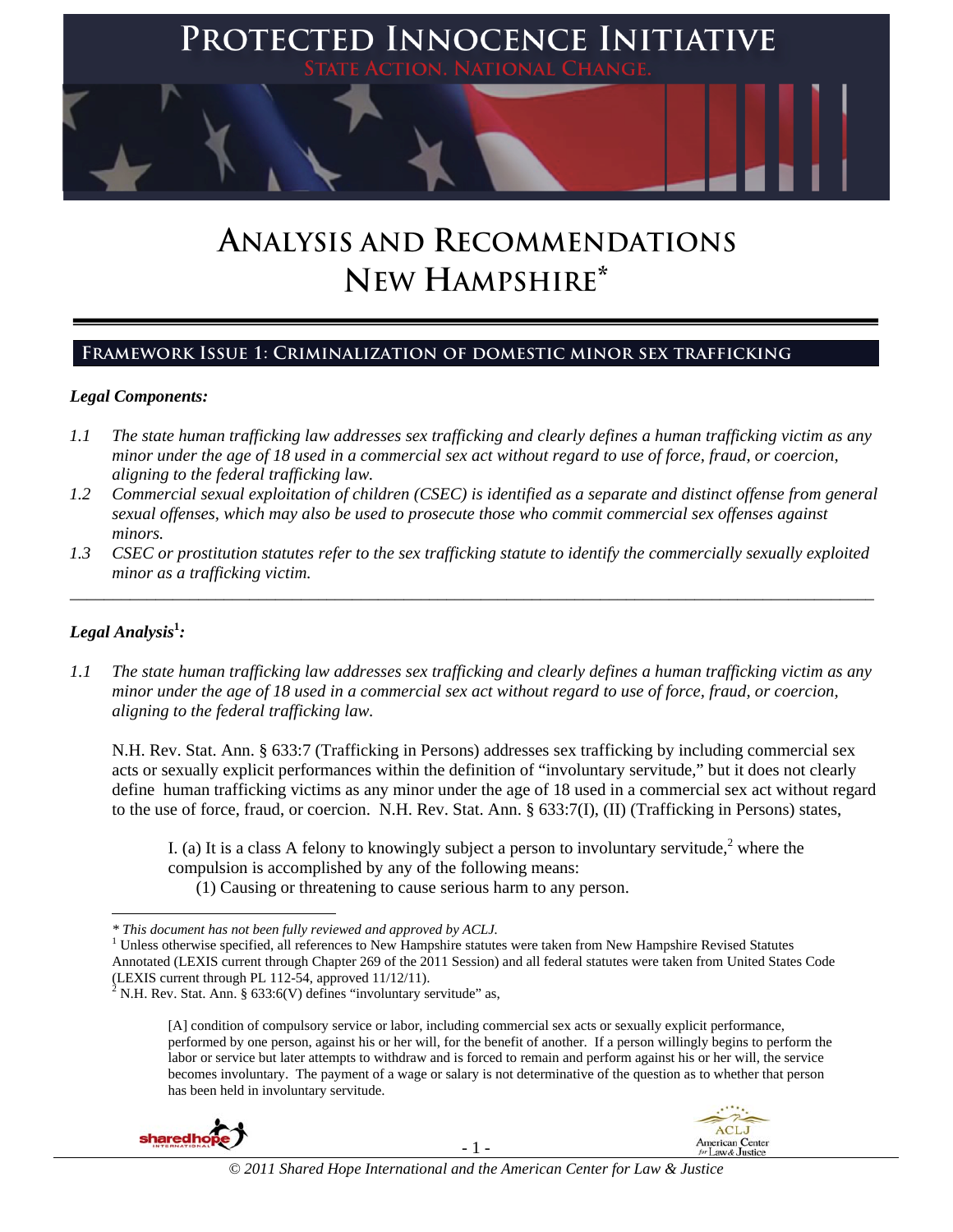# PROTECTED INNOCENCE INITIATIVE

STATE ACTION. NATIONAL CHANGE.

# ANALYSIS AND RECOMMENDATIONS NEW HAMPSHIRE*

## FRAMEWORK ISSUE 1: CRIMINALIZATION OF DOMESTIC MINOR SEX TRAFFICKING

***Legal Components:***

*1.1 The state human trafficking law addresses sex trafficking and clearly defines a human trafficking victim as any minor under the age of 18 used in a commercial sex act without regard to use of force, fraud, or coercion, aligning to the federal trafficking law.*

*1.2 Commercial sexual exploitation of children (CSEC) is identified as a separate and distinct offense from general sexual offenses, which may also be used to prosecute those who commit commercial sex offenses against minors.*

*1.3 CSEC or prostitution statutes refer to the sex trafficking statute to identify the commercially sexually exploited minor as a trafficking victim.*

---

***Legal Analysis[1]:***

*1.1 The state human trafficking law addresses sex trafficking and clearly defines a human trafficking victim as any minor under the age of 18 used in a commercial sex act without regard to use of force, fraud, or coercion, aligning to the federal trafficking law.*

N.H. Rev. Stat. Ann. § 633:7 (Trafficking in Persons) addresses sex trafficking by including commercial sex acts or sexually explicit performances within the definition of "involuntary servitude," but it does not clearly define human trafficking victims as any minor under the age of 18 used in a commercial sex act without regard to the use of force, fraud, or coercion. N.H. Rev. Stat. Ann. § 633:7(I), (II) (Trafficking in Persons) states,

> I. (a) It is a class A felony to knowingly subject a person to involuntary servitude,[2] where the compulsion is accomplished by any of the following means:
>
> (1) Causing or threatening to cause serious harm to any person.

---

\* *This document has not been fully reviewed and approved by ACLJ.*

[1] Unless otherwise specified, all references to New Hampshire statutes were taken from New Hampshire Revised Statutes Annotated (LEXIS current through Chapter 269 of the 2011 Session) and all federal statutes were taken from United States Code (LEXIS current through PL 112-54, approved 11/12/11).

[2] N.H. Rev. Stat. Ann. § 633:6(V) defines "involuntary servitude" as,

> [A] condition of compulsory service or labor, including commercial sex acts or sexually explicit performance, performed by one person, against his or her will, for the benefit of another. If a person willingly begins to perform the labor or service but later attempts to withdraw and is forced to remain and perform against his or her will, the service becomes involuntary. The payment of a wage or salary is not determinative of the question as to whether that person has been held in involuntary servitude.

*© 2011 Shared Hope International and the American Center for Law & Justice*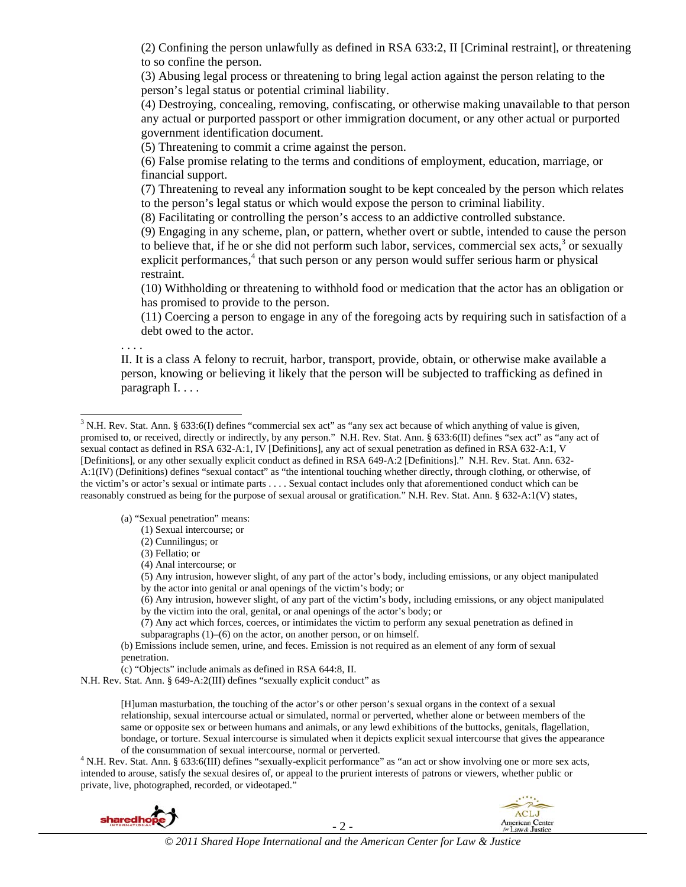(2) Confining the person unlawfully as defined in RSA 633:2, II [Criminal restraint], or threatening to so confine the person.

(3) Abusing legal process or threatening to bring legal action against the person relating to the person's legal status or potential criminal liability.

(4) Destroying, concealing, removing, confiscating, or otherwise making unavailable to that person any actual or purported passport or other immigration document, or any other actual or purported government identification document.

(5) Threatening to commit a crime against the person.

(6) False promise relating to the terms and conditions of employment, education, marriage, or financial support.

(7) Threatening to reveal any information sought to be kept concealed by the person which relates to the person's legal status or which would expose the person to criminal liability.

(8) Facilitating or controlling the person's access to an addictive controlled substance.

(9) Engaging in any scheme, plan, or pattern, whether overt or subtle, intended to cause the person to believe that, if he or she did not perform such labor, services, commercial sex acts,[3] or sexually explicit performances,[4] that such person or any person would suffer serious harm or physical restraint.

(10) Withholding or threatening to withhold food or medication that the actor has an obligation or has promised to provide to the person.

(11) Coercing a person to engage in any of the foregoing acts by requiring such in satisfaction of a debt owed to the actor.

. . . .

II. It is a class A felony to recruit, harbor, transport, provide, obtain, or otherwise make available a person, knowing or believing it likely that the person will be subjected to trafficking as defined in paragraph I. . . .

---

[3] N.H. Rev. Stat. Ann. § 633:6(I) defines "commercial sex act" as "any sex act because of which anything of value is given, promised to, or received, directly or indirectly, by any person." N.H. Rev. Stat. Ann. § 633:6(II) defines "sex act" as "any act of sexual contact as defined in RSA 632-A:1, IV [Definitions], any act of sexual penetration as defined in RSA 632-A:1, V [Definitions], or any other sexually explicit conduct as defined in RSA 649-A:2 [Definitions]." N.H. Rev. Stat. Ann. 632-A:1(IV) (Definitions) defines "sexual contact" as "the intentional touching whether directly, through clothing, or otherwise, of the victim's or actor's sexual or intimate parts . . . . Sexual contact includes only that aforementioned conduct which can be reasonably construed as being for the purpose of sexual arousal or gratification." N.H. Rev. Stat. Ann. § 632-A:1(V) states,

> (a) "Sexual penetration" means:
> (1) Sexual intercourse; or
> (2) Cunnilingus; or
> (3) Fellatio; or
> (4) Anal intercourse; or
> (5) Any intrusion, however slight, of any part of the actor's body, including emissions, or any object manipulated by the actor into genital or anal openings of the victim's body; or
> (6) Any intrusion, however slight, of any part of the victim's body, including emissions, or any object manipulated by the victim into the oral, genital, or anal openings of the actor's body; or
> (7) Any act which forces, coerces, or intimidates the victim to perform any sexual penetration as defined in subparagraphs (1)–(6) on the actor, on another person, or on himself.
> (b) Emissions include semen, urine, and feces. Emission is not required as an element of any form of sexual penetration.
> (c) "Objects" include animals as defined in RSA 644:8, II.

N.H. Rev. Stat. Ann. § 649-A:2(III) defines "sexually explicit conduct" as

> [H]uman masturbation, the touching of the actor's or other person's sexual organs in the context of a sexual relationship, sexual intercourse actual or simulated, normal or perverted, whether alone or between members of the same or opposite sex or between humans and animals, or any lewd exhibitions of the buttocks, genitals, flagellation, bondage, or torture. Sexual intercourse is simulated when it depicts explicit sexual intercourse that gives the appearance of the consummation of sexual intercourse, normal or perverted.

[4] N.H. Rev. Stat. Ann. § 633:6(III) defines "sexually-explicit performance" as "an act or show involving one or more sex acts, intended to arouse, satisfy the sexual desires of, or appeal to the prurient interests of patrons or viewers, whether public or private, live, photographed, recorded, or videotaped."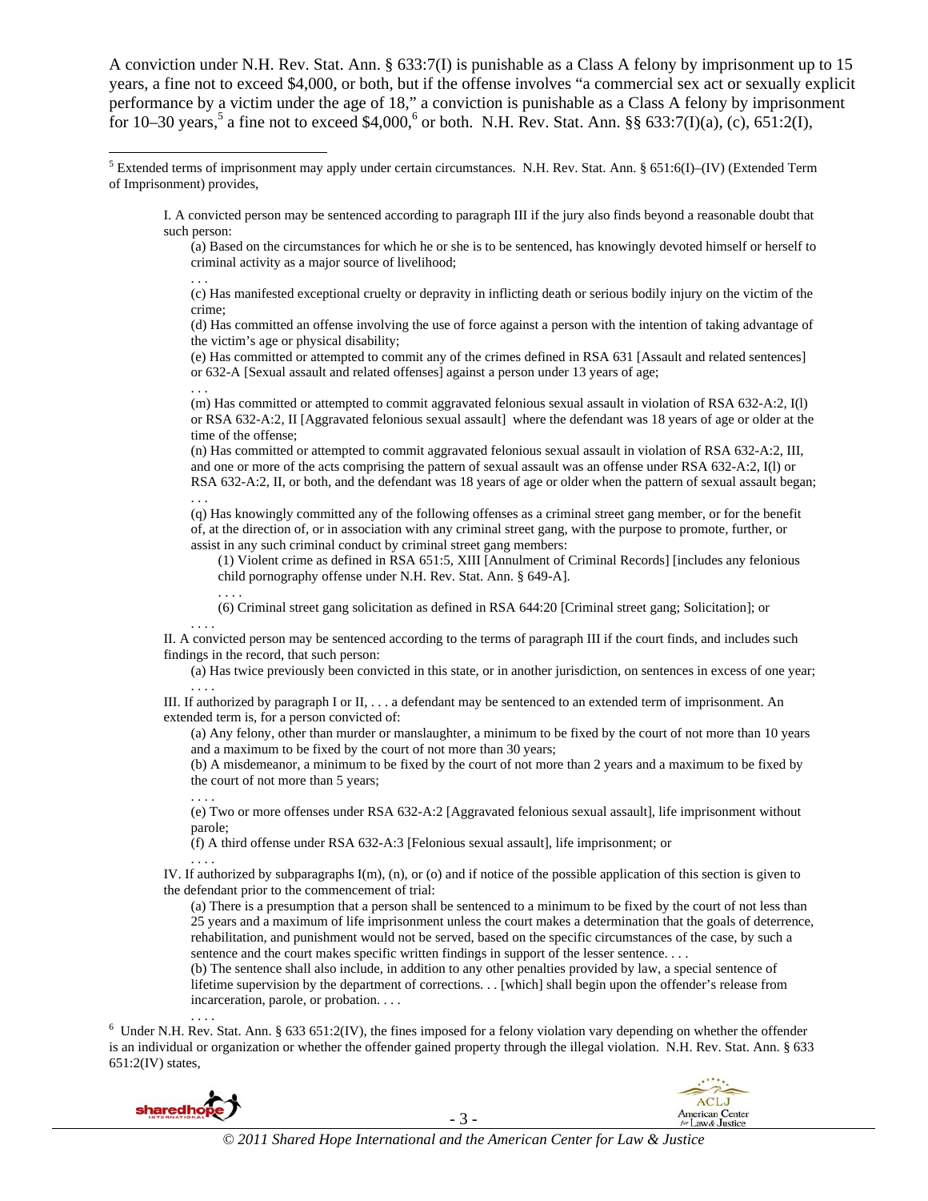A conviction under N.H. Rev. Stat. Ann. § 633:7(I) is punishable as a Class A felony by imprisonment up to 15 years, a fine not to exceed $4,000, or both, but if the offense involves "a commercial sex act or sexually explicit performance by a victim under the age of 18," a conviction is punishable as a Class A felony by imprisonment for 10–30 years,[5] a fine not to exceed $4,000,[6] or both. N.H. Rev. Stat. Ann. §§ 633:7(I)(a), (c), 651:2(I),

---

[5] Extended terms of imprisonment may apply under certain circumstances. N.H. Rev. Stat. Ann. § 651:6(I)–(IV) (Extended Term of Imprisonment) provides,

> I. A convicted person may be sentenced according to paragraph III if the jury also finds beyond a reasonable doubt that such person:
>
> (a) Based on the circumstances for which he or she is to be sentenced, has knowingly devoted himself or herself to criminal activity as a major source of livelihood;
>
> . . .
>
> (c) Has manifested exceptional cruelty or depravity in inflicting death or serious bodily injury on the victim of the crime;
>
> (d) Has committed an offense involving the use of force against a person with the intention of taking advantage of the victim's age or physical disability;
>
> (e) Has committed or attempted to commit any of the crimes defined in RSA 631 [Assault and related sentences] or 632-A [Sexual assault and related offenses] against a person under 13 years of age;
>
> . . .
>
> (m) Has committed or attempted to commit aggravated felonious sexual assault in violation of RSA 632-A:2, I(l) or RSA 632-A:2, II [Aggravated felonious sexual assault] where the defendant was 18 years of age or older at the time of the offense;
>
> (n) Has committed or attempted to commit aggravated felonious sexual assault in violation of RSA 632-A:2, III, and one or more of the acts comprising the pattern of sexual assault was an offense under RSA 632-A:2, I(l) or RSA 632-A:2, II, or both, and the defendant was 18 years of age or older when the pattern of sexual assault began;
>
> . . .
>
> (q) Has knowingly committed any of the following offenses as a criminal street gang member, or for the benefit of, at the direction of, or in association with any criminal street gang, with the purpose to promote, further, or assist in any such criminal conduct by criminal street gang members:
>
> (1) Violent crime as defined in RSA 651:5, XIII [Annulment of Criminal Records] [includes any felonious child pornography offense under N.H. Rev. Stat. Ann. § 649-A].
>
> . . . .
>
> (6) Criminal street gang solicitation as defined in RSA 644:20 [Criminal street gang; Solicitation]; or
>
> . . . .
>
> II. A convicted person may be sentenced according to the terms of paragraph III if the court finds, and includes such findings in the record, that such person:
>
> (a) Has twice previously been convicted in this state, or in another jurisdiction, on sentences in excess of one year;
>
> . . . .
>
> III. If authorized by paragraph I or II, . . . a defendant may be sentenced to an extended term of imprisonment. An extended term is, for a person convicted of:
>
> (a) Any felony, other than murder or manslaughter, a minimum to be fixed by the court of not more than 10 years and a maximum to be fixed by the court of not more than 30 years;
>
> (b) A misdemeanor, a minimum to be fixed by the court of not more than 2 years and a maximum to be fixed by the court of not more than 5 years;
>
> . . . .
>
> (e) Two or more offenses under RSA 632-A:2 [Aggravated felonious sexual assault], life imprisonment without parole;
>
> (f) A third offense under RSA 632-A:3 [Felonious sexual assault], life imprisonment; or
>
> . . . .
>
> IV. If authorized by subparagraphs I(m), (n), or (o) and if notice of the possible application of this section is given to the defendant prior to the commencement of trial:
>
> (a) There is a presumption that a person shall be sentenced to a minimum to be fixed by the court of not less than 25 years and a maximum of life imprisonment unless the court makes a determination that the goals of deterrence, rehabilitation, and punishment would not be served, based on the specific circumstances of the case, by such a sentence and the court makes specific written findings in support of the lesser sentence. . . .
>
> (b) The sentence shall also include, in addition to any other penalties provided by law, a special sentence of lifetime supervision by the department of corrections. . . [which] shall begin upon the offender's release from incarceration, parole, or probation. . . .
>
> . . . .

[6] Under N.H. Rev. Stat. Ann. § 633 651:2(IV), the fines imposed for a felony violation vary depending on whether the offender is an individual or organization or whether the offender gained property through the illegal violation. N.H. Rev. Stat. Ann. § 633 651:2(IV) states,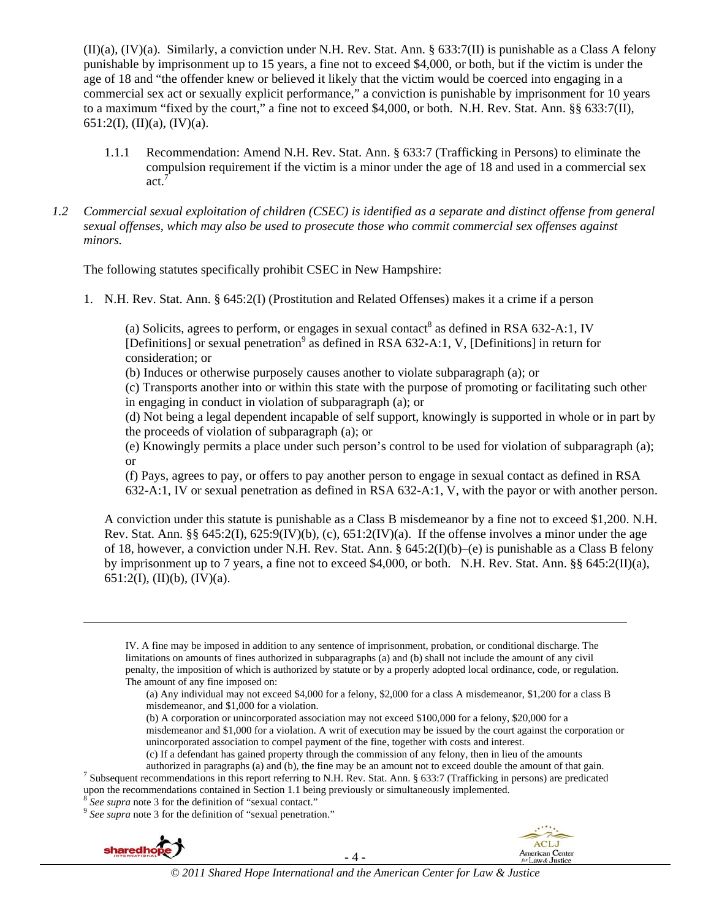(II)(a), (IV)(a). Similarly, a conviction under N.H. Rev. Stat. Ann. § 633:7(II) is punishable as a Class A felony punishable by imprisonment up to 15 years, a fine not to exceed $4,000, or both, but if the victim is under the age of 18 and "the offender knew or believed it likely that the victim would be coerced into engaging in a commercial sex act or sexually explicit performance," a conviction is punishable by imprisonment for 10 years to a maximum "fixed by the court," a fine not to exceed $4,000, or both. N.H. Rev. Stat. Ann. §§ 633:7(II), 651:2(I), (II)(a), (IV)(a).

1.1.1 Recommendation: Amend N.H. Rev. Stat. Ann. § 633:7 (Trafficking in Persons) to eliminate the compulsion requirement if the victim is a minor under the age of 18 and used in a commercial sex act.[7]

*1.2 Commercial sexual exploitation of children (CSEC) is identified as a separate and distinct offense from general sexual offenses, which may also be used to prosecute those who commit commercial sex offenses against minors.*

The following statutes specifically prohibit CSEC in New Hampshire:

1. N.H. Rev. Stat. Ann. § 645:2(I) (Prostitution and Related Offenses) makes it a crime if a person

   (a) Solicits, agrees to perform, or engages in sexual contact[8] as defined in RSA 632-A:1, IV [Definitions] or sexual penetration[9] as defined in RSA 632-A:1, V, [Definitions] in return for consideration; or
   (b) Induces or otherwise purposely causes another to violate subparagraph (a); or
   (c) Transports another into or within this state with the purpose of promoting or facilitating such other in engaging in conduct in violation of subparagraph (a); or
   (d) Not being a legal dependent incapable of self support, knowingly is supported in whole or in part by the proceeds of violation of subparagraph (a); or
   (e) Knowingly permits a place under such person's control to be used for violation of subparagraph (a); or
   (f) Pays, agrees to pay, or offers to pay another person to engage in sexual contact as defined in RSA 632-A:1, IV or sexual penetration as defined in RSA 632-A:1, V, with the payor or with another person.

   A conviction under this statute is punishable as a Class B misdemeanor by a fine not to exceed $1,200. N.H. Rev. Stat. Ann. §§ 645:2(I), 625:9(IV)(b), (c), 651:2(IV)(a). If the offense involves a minor under the age of 18, however, a conviction under N.H. Rev. Stat. Ann. § 645:2(I)(b)–(e) is punishable as a Class B felony by imprisonment up to 7 years, a fine not to exceed $4,000, or both. N.H. Rev. Stat. Ann. §§ 645:2(II)(a), 651:2(I), (II)(b), (IV)(a).

---

IV. A fine may be imposed in addition to any sentence of imprisonment, probation, or conditional discharge. The limitations on amounts of fines authorized in subparagraphs (a) and (b) shall not include the amount of any civil penalty, the imposition of which is authorized by statute or by a properly adopted local ordinance, code, or regulation. The amount of any fine imposed on:

(a) Any individual may not exceed $4,000 for a felony, $2,000 for a class A misdemeanor, $1,200 for a class B misdemeanor, and $1,000 for a violation.
(b) A corporation or unincorporated association may not exceed $100,000 for a felony, $20,000 for a misdemeanor and $1,000 for a violation. A writ of execution may be issued by the court against the corporation or unincorporated association to compel payment of the fine, together with costs and interest.
(c) If a defendant has gained property through the commission of any felony, then in lieu of the amounts authorized in paragraphs (a) and (b), the fine may be an amount not to exceed double the amount of that gain.

[7] Subsequent recommendations in this report referring to N.H. Rev. Stat. Ann. § 633:7 (Trafficking in persons) are predicated upon the recommendations contained in Section 1.1 being previously or simultaneously implemented.

[8] *See supra* note 3 for the definition of "sexual contact."

[9] *See supra* note 3 for the definition of "sexual penetration."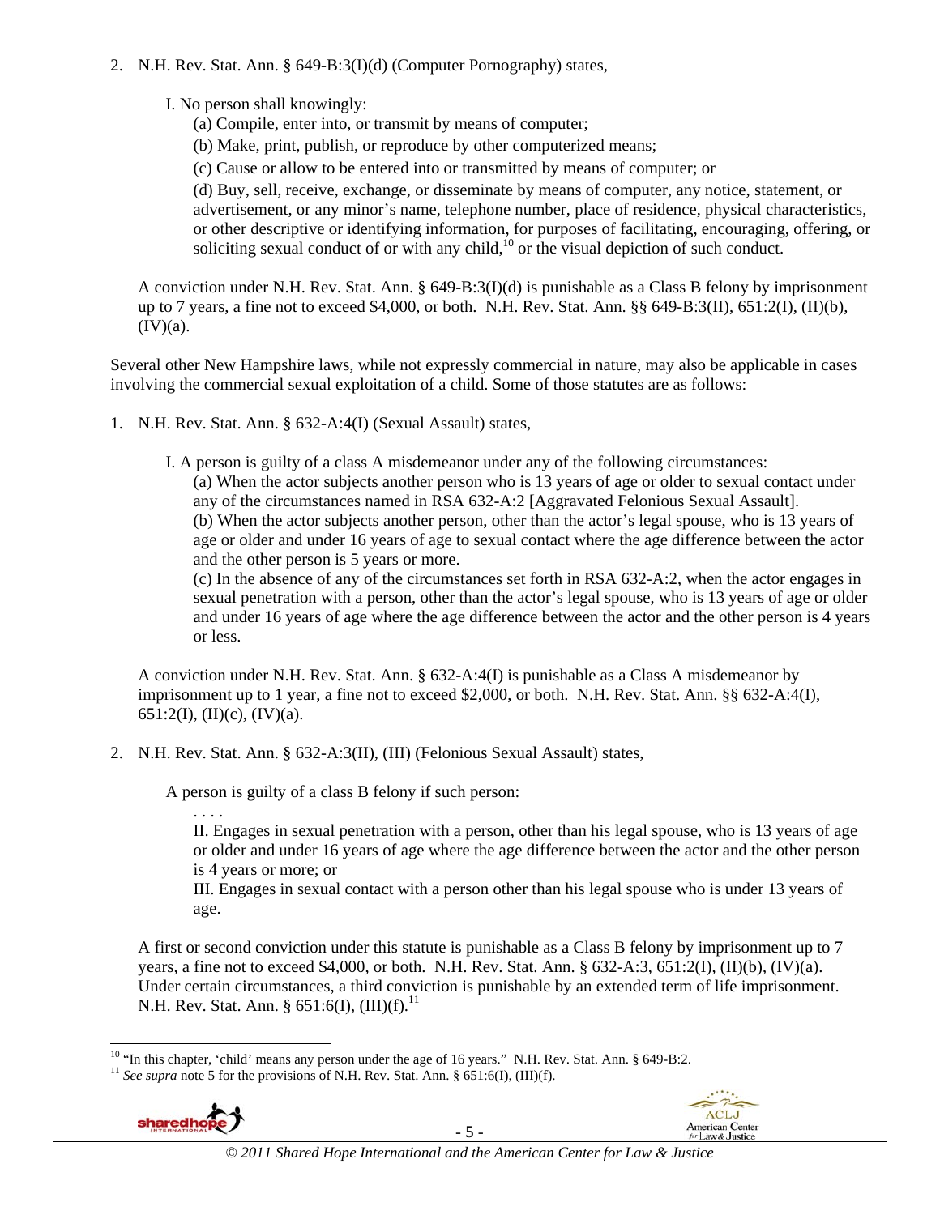2. N.H. Rev. Stat. Ann. § 649-B:3(I)(d) (Computer Pornography) states,

   I. No person shall knowingly:

   (a) Compile, enter into, or transmit by means of computer;

   (b) Make, print, publish, or reproduce by other computerized means;

   (c) Cause or allow to be entered into or transmitted by means of computer; or

   (d) Buy, sell, receive, exchange, or disseminate by means of computer, any notice, statement, or advertisement, or any minor's name, telephone number, place of residence, physical characteristics, or other descriptive or identifying information, for purposes of facilitating, encouraging, offering, or soliciting sexual conduct of or with any child,[10] or the visual depiction of such conduct.

   A conviction under N.H. Rev. Stat. Ann. § 649-B:3(I)(d) is punishable as a Class B felony by imprisonment up to 7 years, a fine not to exceed $4,000, or both. N.H. Rev. Stat. Ann. §§ 649-B:3(II), 651:2(I), (II)(b), (IV)(a).

Several other New Hampshire laws, while not expressly commercial in nature, may also be applicable in cases involving the commercial sexual exploitation of a child. Some of those statutes are as follows:

1. N.H. Rev. Stat. Ann. § 632-A:4(I) (Sexual Assault) states,

   I. A person is guilty of a class A misdemeanor under any of the following circumstances:

   (a) When the actor subjects another person who is 13 years of age or older to sexual contact under any of the circumstances named in RSA 632-A:2 [Aggravated Felonious Sexual Assault].

   (b) When the actor subjects another person, other than the actor's legal spouse, who is 13 years of age or older and under 16 years of age to sexual contact where the age difference between the actor and the other person is 5 years or more.

   (c) In the absence of any of the circumstances set forth in RSA 632-A:2, when the actor engages in sexual penetration with a person, other than the actor's legal spouse, who is 13 years of age or older and under 16 years of age where the age difference between the actor and the other person is 4 years or less.

   A conviction under N.H. Rev. Stat. Ann. § 632-A:4(I) is punishable as a Class A misdemeanor by imprisonment up to 1 year, a fine not to exceed $2,000, or both. N.H. Rev. Stat. Ann. §§ 632-A:4(I), 651:2(I), (II)(c), (IV)(a).

2. N.H. Rev. Stat. Ann. § 632-A:3(II), (III) (Felonious Sexual Assault) states,

   A person is guilty of a class B felony if such person:

   . . . .

   II. Engages in sexual penetration with a person, other than his legal spouse, who is 13 years of age or older and under 16 years of age where the age difference between the actor and the other person is 4 years or more; or

   III. Engages in sexual contact with a person other than his legal spouse who is under 13 years of age.

   A first or second conviction under this statute is punishable as a Class B felony by imprisonment up to 7 years, a fine not to exceed $4,000, or both. N.H. Rev. Stat. Ann. § 632-A:3, 651:2(I), (II)(b), (IV)(a). Under certain circumstances, a third conviction is punishable by an extended term of life imprisonment. N.H. Rev. Stat. Ann. § 651:6(I), (III)(f).[11]

---

[10] "In this chapter, 'child' means any person under the age of 16 years." N.H. Rev. Stat. Ann. § 649-B:2.

[11] *See supra* note 5 for the provisions of N.H. Rev. Stat. Ann. § 651:6(I), (III)(f).

© 2011 Shared Hope International and the American Center for Law & Justice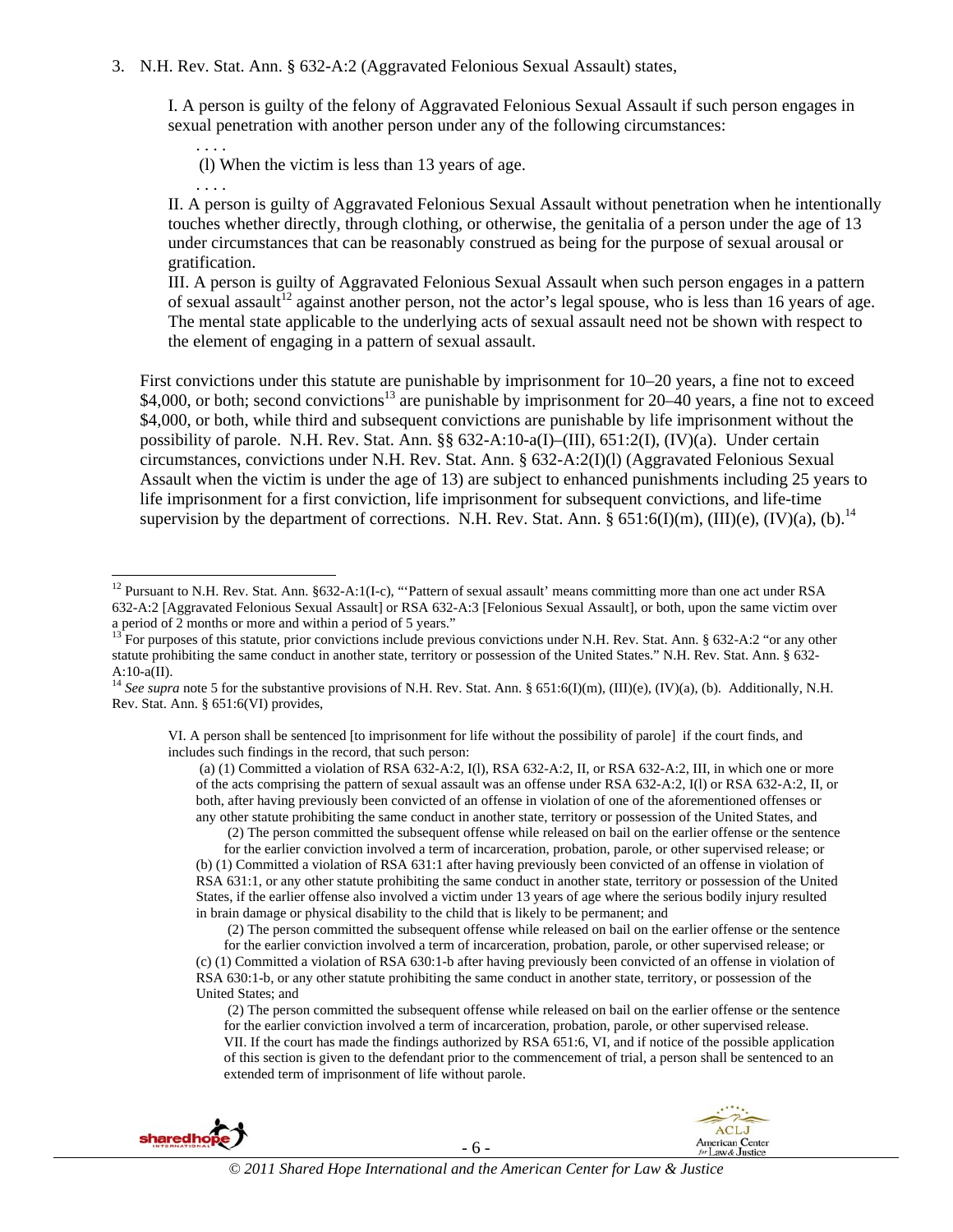3. N.H. Rev. Stat. Ann. § 632-A:2 (Aggravated Felonious Sexual Assault) states,

   I. A person is guilty of the felony of Aggravated Felonious Sexual Assault if such person engages in sexual penetration with another person under any of the following circumstances:

   . . . .

   (l) When the victim is less than 13 years of age.

   . . . .

   II. A person is guilty of Aggravated Felonious Sexual Assault without penetration when he intentionally touches whether directly, through clothing, or otherwise, the genitalia of a person under the age of 13 under circumstances that can be reasonably construed as being for the purpose of sexual arousal or gratification.

   III. A person is guilty of Aggravated Felonious Sexual Assault when such person engages in a pattern of sexual assault[12] against another person, not the actor's legal spouse, who is less than 16 years of age. The mental state applicable to the underlying acts of sexual assault need not be shown with respect to the element of engaging in a pattern of sexual assault.

   First convictions under this statute are punishable by imprisonment for 10–20 years, a fine not to exceed $4,000, or both; second convictions[13] are punishable by imprisonment for 20–40 years, a fine not to exceed $4,000, or both, while third and subsequent convictions are punishable by life imprisonment without the possibility of parole. N.H. Rev. Stat. Ann. §§ 632-A:10-a(I)–(III), 651:2(I), (IV)(a). Under certain circumstances, convictions under N.H. Rev. Stat. Ann. § 632-A:2(I)(l) (Aggravated Felonious Sexual Assault when the victim is under the age of 13) are subject to enhanced punishments including 25 years to life imprisonment for a first conviction, life imprisonment for subsequent convictions, and life-time supervision by the department of corrections. N.H. Rev. Stat. Ann. § 651:6(I)(m), (III)(e), (IV)(a), (b).[14]

---

[12] Pursuant to N.H. Rev. Stat. Ann. §632-A:1(I-c), "'Pattern of sexual assault' means committing more than one act under RSA 632-A:2 [Aggravated Felonious Sexual Assault] or RSA 632-A:3 [Felonious Sexual Assault], or both, upon the same victim over a period of 2 months or more and within a period of 5 years."

[13] For purposes of this statute, prior convictions include previous convictions under N.H. Rev. Stat. Ann. § 632-A:2 "or any other statute prohibiting the same conduct in another state, territory or possession of the United States." N.H. Rev. Stat. Ann. § 632-A:10-a(II).

[14] *See supra* note 5 for the substantive provisions of N.H. Rev. Stat. Ann. § 651:6(I)(m), (III)(e), (IV)(a), (b). Additionally, N.H. Rev. Stat. Ann. § 651:6(VI) provides,

> VI. A person shall be sentenced [to imprisonment for life without the possibility of parole] if the court finds, and includes such findings in the record, that such person:
>
> (a) (1) Committed a violation of RSA 632-A:2, I(l), RSA 632-A:2, II, or RSA 632-A:2, III, in which one or more of the acts comprising the pattern of sexual assault was an offense under RSA 632-A:2, I(l) or RSA 632-A:2, II, or both, after having previously been convicted of an offense in violation of one of the aforementioned offenses or any other statute prohibiting the same conduct in another state, territory or possession of the United States, and
>
> (2) The person committed the subsequent offense while released on bail on the earlier offense or the sentence for the earlier conviction involved a term of incarceration, probation, parole, or other supervised release; or
>
> (b) (1) Committed a violation of RSA 631:1 after having previously been convicted of an offense in violation of RSA 631:1, or any other statute prohibiting the same conduct in another state, territory or possession of the United States, if the earlier offense also involved a victim under 13 years of age where the serious bodily injury resulted in brain damage or physical disability to the child that is likely to be permanent; and
>
> (2) The person committed the subsequent offense while released on bail on the earlier offense or the sentence for the earlier conviction involved a term of incarceration, probation, parole, or other supervised release; or
>
> (c) (1) Committed a violation of RSA 630:1-b after having previously been convicted of an offense in violation of RSA 630:1-b, or any other statute prohibiting the same conduct in another state, territory, or possession of the United States; and
>
> (2) The person committed the subsequent offense while released on bail on the earlier offense or the sentence for the earlier conviction involved a term of incarceration, probation, parole, or other supervised release.
>
> VII. If the court has made the findings authorized by RSA 651:6, VI, and if notice of the possible application of this section is given to the defendant prior to the commencement of trial, a person shall be sentenced to an extended term of imprisonment of life without parole.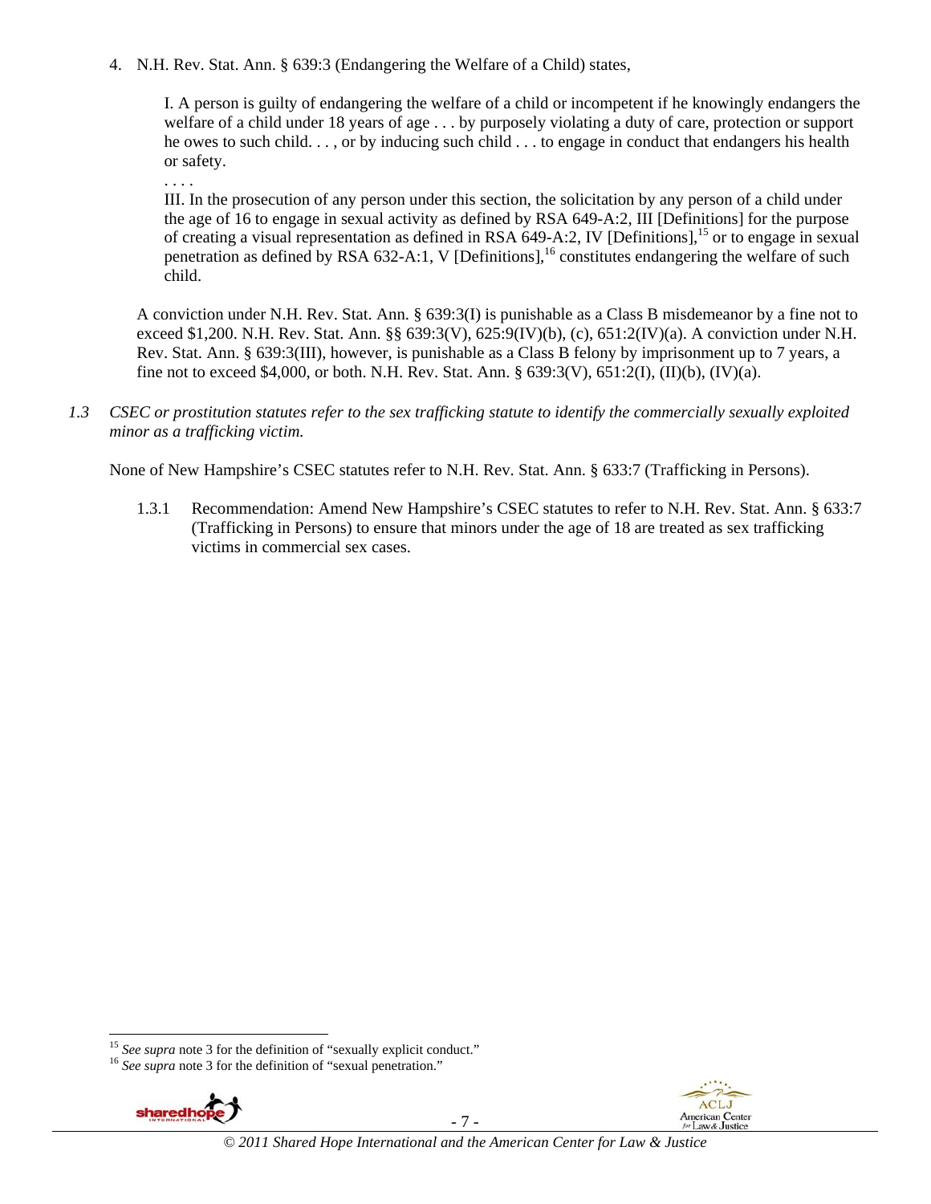4. N.H. Rev. Stat. Ann. § 639:3 (Endangering the Welfare of a Child) states,

   I. A person is guilty of endangering the welfare of a child or incompetent if he knowingly endangers the welfare of a child under 18 years of age . . . by purposely violating a duty of care, protection or support he owes to such child. . . , or by inducing such child . . . to engage in conduct that endangers his health or safety.

   . . . .

   III. In the prosecution of any person under this section, the solicitation by any person of a child under the age of 16 to engage in sexual activity as defined by RSA 649-A:2, III [Definitions] for the purpose of creating a visual representation as defined in RSA 649-A:2, IV [Definitions],[15] or to engage in sexual penetration as defined by RSA 632-A:1, V [Definitions],[16] constitutes endangering the welfare of such child.

   A conviction under N.H. Rev. Stat. Ann. § 639:3(I) is punishable as a Class B misdemeanor by a fine not to exceed $1,200. N.H. Rev. Stat. Ann. §§ 639:3(V), 625:9(IV)(b), (c), 651:2(IV)(a). A conviction under N.H. Rev. Stat. Ann. § 639:3(III), however, is punishable as a Class B felony by imprisonment up to 7 years, a fine not to exceed $4,000, or both. N.H. Rev. Stat. Ann. § 639:3(V), 651:2(I), (II)(b), (IV)(a).

*1.3 CSEC or prostitution statutes refer to the sex trafficking statute to identify the commercially sexually exploited minor as a trafficking victim.*

None of New Hampshire's CSEC statutes refer to N.H. Rev. Stat. Ann. § 633:7 (Trafficking in Persons).

1.3.1 Recommendation: Amend New Hampshire's CSEC statutes to refer to N.H. Rev. Stat. Ann. § 633:7 (Trafficking in Persons) to ensure that minors under the age of 18 are treated as sex trafficking victims in commercial sex cases.

---

[15] *See supra* note 3 for the definition of "sexually explicit conduct."

[16] *See supra* note 3 for the definition of "sexual penetration."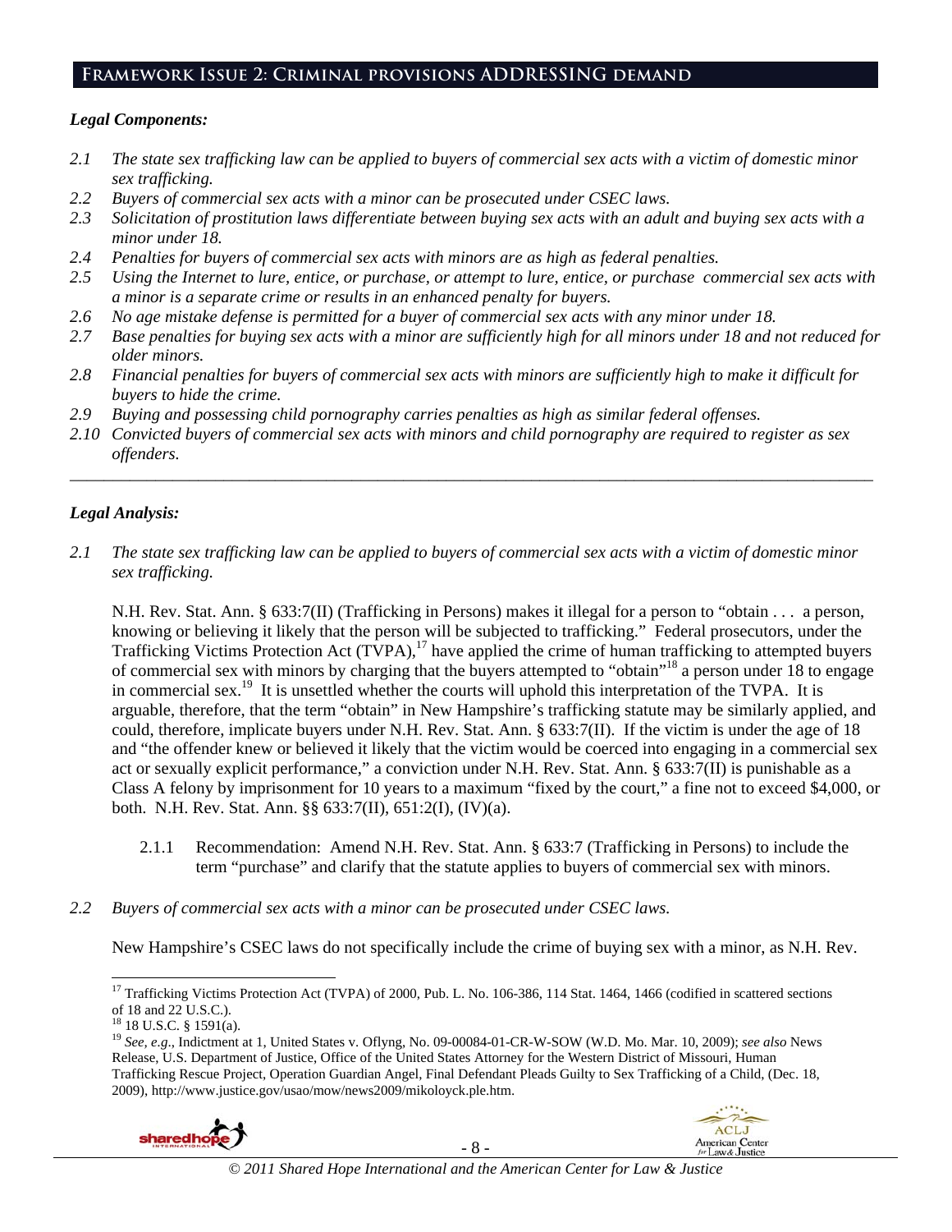## Framework Issue 2: Criminal provisions ADDRESSING demand

### *Legal Components:*

*2.1 The state sex trafficking law can be applied to buyers of commercial sex acts with a victim of domestic minor sex trafficking.*

*2.2 Buyers of commercial sex acts with a minor can be prosecuted under CSEC laws.*

*2.3 Solicitation of prostitution laws differentiate between buying sex acts with an adult and buying sex acts with a minor under 18.*

*2.4 Penalties for buyers of commercial sex acts with minors are as high as federal penalties.*

*2.5 Using the Internet to lure, entice, or purchase, or attempt to lure, entice, or purchase commercial sex acts with a minor is a separate crime or results in an enhanced penalty for buyers.*

*2.6 No age mistake defense is permitted for a buyer of commercial sex acts with any minor under 18.*

*2.7 Base penalties for buying sex acts with a minor are sufficiently high for all minors under 18 and not reduced for older minors.*

*2.8 Financial penalties for buyers of commercial sex acts with minors are sufficiently high to make it difficult for buyers to hide the crime.*

*2.9 Buying and possessing child pornography carries penalties as high as similar federal offenses.*

*2.10 Convicted buyers of commercial sex acts with minors and child pornography are required to register as sex offenders.*

---

### *Legal Analysis:*

*2.1 The state sex trafficking law can be applied to buyers of commercial sex acts with a victim of domestic minor sex trafficking.*

N.H. Rev. Stat. Ann. § 633:7(II) (Trafficking in Persons) makes it illegal for a person to "obtain . . . a person, knowing or believing it likely that the person will be subjected to trafficking." Federal prosecutors, under the Trafficking Victims Protection Act (TVPA),[17] have applied the crime of human trafficking to attempted buyers of commercial sex with minors by charging that the buyers attempted to "obtain"[18] a person under 18 to engage in commercial sex.[19] It is unsettled whether the courts will uphold this interpretation of the TVPA. It is arguable, therefore, that the term "obtain" in New Hampshire's trafficking statute may be similarly applied, and could, therefore, implicate buyers under N.H. Rev. Stat. Ann. § 633:7(II). If the victim is under the age of 18 and "the offender knew or believed it likely that the victim would be coerced into engaging in a commercial sex act or sexually explicit performance," a conviction under N.H. Rev. Stat. Ann. § 633:7(II) is punishable as a Class A felony by imprisonment for 10 years to a maximum "fixed by the court," a fine not to exceed $4,000, or both. N.H. Rev. Stat. Ann. §§ 633:7(II), 651:2(I), (IV)(a).

2.1.1 Recommendation: Amend N.H. Rev. Stat. Ann. § 633:7 (Trafficking in Persons) to include the term "purchase" and clarify that the statute applies to buyers of commercial sex with minors.

*2.2 Buyers of commercial sex acts with a minor can be prosecuted under CSEC laws.*

New Hampshire's CSEC laws do not specifically include the crime of buying sex with a minor, as N.H. Rev.

---

[17] Trafficking Victims Protection Act (TVPA) of 2000, Pub. L. No. 106-386, 114 Stat. 1464, 1466 (codified in scattered sections of 18 and 22 U.S.C.).

[18] 18 U.S.C. § 1591(a).

[19] *See, e.g*., Indictment at 1, United States v. Oflyng, No. 09-00084-01-CR-W-SOW (W.D. Mo. Mar. 10, 2009); *see also* News Release, U.S. Department of Justice, Office of the United States Attorney for the Western District of Missouri, Human Trafficking Rescue Project, Operation Guardian Angel, Final Defendant Pleads Guilty to Sex Trafficking of a Child, (Dec. 18, 2009), http://www.justice.gov/usao/mow/news2009/mikoloyck.ple.htm.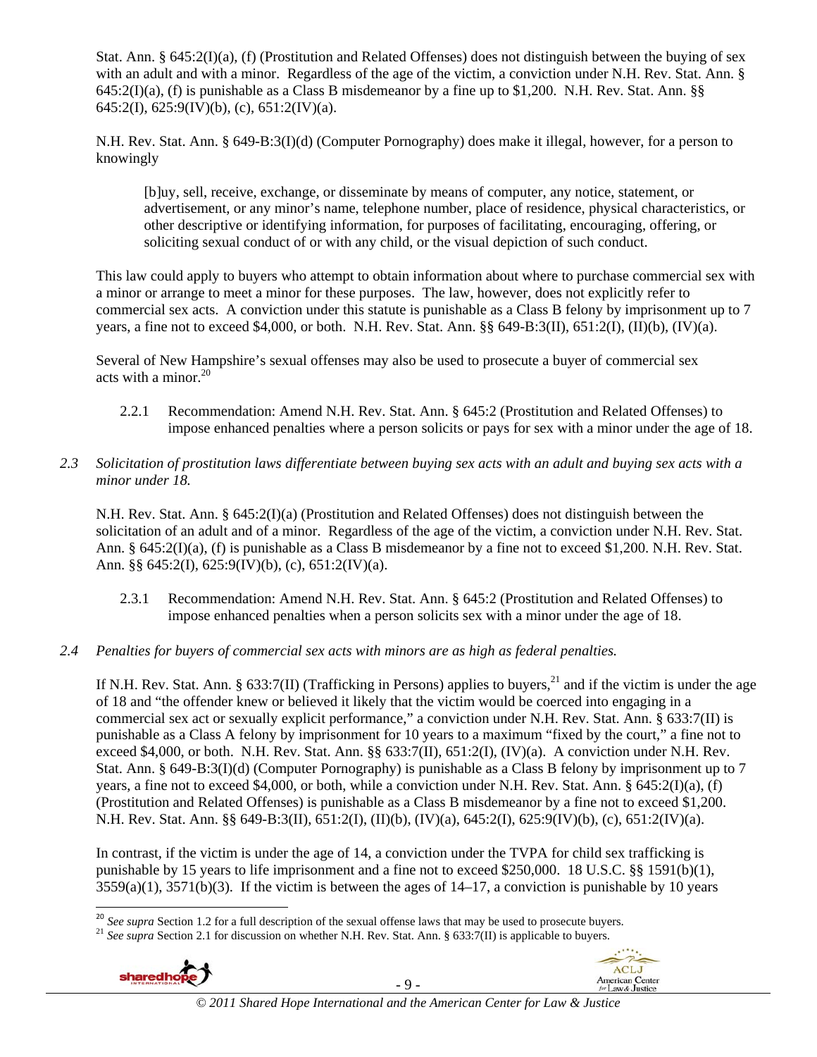Stat. Ann. § 645:2(I)(a), (f) (Prostitution and Related Offenses) does not distinguish between the buying of sex with an adult and with a minor. Regardless of the age of the victim, a conviction under N.H. Rev. Stat. Ann. § 645:2(I)(a), (f) is punishable as a Class B misdemeanor by a fine up to $1,200. N.H. Rev. Stat. Ann. §§ 645:2(I), 625:9(IV)(b), (c), 651:2(IV)(a).

N.H. Rev. Stat. Ann. § 649-B:3(I)(d) (Computer Pornography) does make it illegal, however, for a person to knowingly

> [b]uy, sell, receive, exchange, or disseminate by means of computer, any notice, statement, or advertisement, or any minor's name, telephone number, place of residence, physical characteristics, or other descriptive or identifying information, for purposes of facilitating, encouraging, offering, or soliciting sexual conduct of or with any child, or the visual depiction of such conduct.

This law could apply to buyers who attempt to obtain information about where to purchase commercial sex with a minor or arrange to meet a minor for these purposes. The law, however, does not explicitly refer to commercial sex acts. A conviction under this statute is punishable as a Class B felony by imprisonment up to 7 years, a fine not to exceed $4,000, or both. N.H. Rev. Stat. Ann. §§ 649-B:3(II), 651:2(I), (II)(b), (IV)(a).

Several of New Hampshire's sexual offenses may also be used to prosecute a buyer of commercial sex acts with a minor.[20]

2.2.1 Recommendation: Amend N.H. Rev. Stat. Ann. § 645:2 (Prostitution and Related Offenses) to impose enhanced penalties where a person solicits or pays for sex with a minor under the age of 18.

*2.3 Solicitation of prostitution laws differentiate between buying sex acts with an adult and buying sex acts with a minor under 18.*

N.H. Rev. Stat. Ann. § 645:2(I)(a) (Prostitution and Related Offenses) does not distinguish between the solicitation of an adult and of a minor. Regardless of the age of the victim, a conviction under N.H. Rev. Stat. Ann. § 645:2(I)(a), (f) is punishable as a Class B misdemeanor by a fine not to exceed $1,200. N.H. Rev. Stat. Ann. §§ 645:2(I), 625:9(IV)(b), (c), 651:2(IV)(a).

2.3.1 Recommendation: Amend N.H. Rev. Stat. Ann. § 645:2 (Prostitution and Related Offenses) to impose enhanced penalties when a person solicits sex with a minor under the age of 18.

*2.4 Penalties for buyers of commercial sex acts with minors are as high as federal penalties.*

If N.H. Rev. Stat. Ann. § 633:7(II) (Trafficking in Persons) applies to buyers,[21] and if the victim is under the age of 18 and "the offender knew or believed it likely that the victim would be coerced into engaging in a commercial sex act or sexually explicit performance," a conviction under N.H. Rev. Stat. Ann. § 633:7(II) is punishable as a Class A felony by imprisonment for 10 years to a maximum "fixed by the court," a fine not to exceed $4,000, or both. N.H. Rev. Stat. Ann. §§ 633:7(II), 651:2(I), (IV)(a). A conviction under N.H. Rev. Stat. Ann. § 649-B:3(I)(d) (Computer Pornography) is punishable as a Class B felony by imprisonment up to 7 years, a fine not to exceed $4,000, or both, while a conviction under N.H. Rev. Stat. Ann. § 645:2(I)(a), (f) (Prostitution and Related Offenses) is punishable as a Class B misdemeanor by a fine not to exceed $1,200. N.H. Rev. Stat. Ann. §§ 649-B:3(II), 651:2(I), (II)(b), (IV)(a), 645:2(I), 625:9(IV)(b), (c), 651:2(IV)(a).

In contrast, if the victim is under the age of 14, a conviction under the TVPA for child sex trafficking is punishable by 15 years to life imprisonment and a fine not to exceed $250,000. 18 U.S.C. §§ 1591(b)(1), 3559(a)(1), 3571(b)(3). If the victim is between the ages of 14–17, a conviction is punishable by 10 years

---

[20] *See supra* Section 1.2 for a full description of the sexual offense laws that may be used to prosecute buyers.

[21] *See supra* Section 2.1 for discussion on whether N.H. Rev. Stat. Ann. § 633:7(II) is applicable to buyers.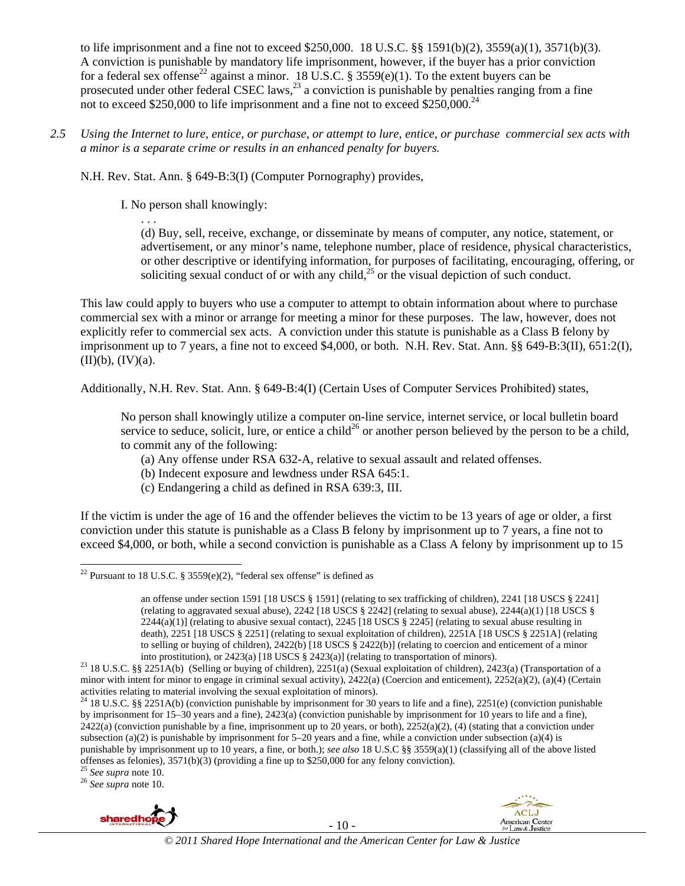to life imprisonment and a fine not to exceed $250,000. 18 U.S.C. §§ 1591(b)(2), 3559(a)(1), 3571(b)(3). A conviction is punishable by mandatory life imprisonment, however, if the buyer has a prior conviction for a federal sex offense[22] against a minor. 18 U.S.C. § 3559(e)(1). To the extent buyers can be prosecuted under other federal CSEC laws,[23] a conviction is punishable by penalties ranging from a fine not to exceed $250,000 to life imprisonment and a fine not to exceed $250,000.[24]

*2.5 Using the Internet to lure, entice, or purchase, or attempt to lure, entice, or purchase commercial sex acts with a minor is a separate crime or results in an enhanced penalty for buyers.*

N.H. Rev. Stat. Ann. § 649-B:3(I) (Computer Pornography) provides,

> I. No person shall knowingly:
>
> . . .
>
> (d) Buy, sell, receive, exchange, or disseminate by means of computer, any notice, statement, or advertisement, or any minor's name, telephone number, place of residence, physical characteristics, or other descriptive or identifying information, for purposes of facilitating, encouraging, offering, or soliciting sexual conduct of or with any child,[25] or the visual depiction of such conduct.

This law could apply to buyers who use a computer to attempt to obtain information about where to purchase commercial sex with a minor or arrange for meeting a minor for these purposes. The law, however, does not explicitly refer to commercial sex acts. A conviction under this statute is punishable as a Class B felony by imprisonment up to 7 years, a fine not to exceed $4,000, or both. N.H. Rev. Stat. Ann. §§ 649-B:3(II), 651:2(I), (II)(b), (IV)(a).

Additionally, N.H. Rev. Stat. Ann. § 649-B:4(I) (Certain Uses of Computer Services Prohibited) states,

> No person shall knowingly utilize a computer on-line service, internet service, or local bulletin board service to seduce, solicit, lure, or entice a child[26] or another person believed by the person to be a child, to commit any of the following:
>
> (a) Any offense under RSA 632-A, relative to sexual assault and related offenses.
> (b) Indecent exposure and lewdness under RSA 645:1.
> (c) Endangering a child as defined in RSA 639:3, III.

If the victim is under the age of 16 and the offender believes the victim to be 13 years of age or older, a first conviction under this statute is punishable as a Class B felony by imprisonment up to 7 years, a fine not to exceed $4,000, or both, while a second conviction is punishable as a Class A felony by imprisonment up to 15

---

[22] Pursuant to 18 U.S.C. § 3559(e)(2), "federal sex offense" is defined as

> an offense under section 1591 [18 USCS § 1591] (relating to sex trafficking of children), 2241 [18 USCS § 2241] (relating to aggravated sexual abuse), 2242 [18 USCS § 2242] (relating to sexual abuse), 2244(a)(1) [18 USCS § 2244(a)(1)] (relating to abusive sexual contact), 2245 [18 USCS § 2245] (relating to sexual abuse resulting in death), 2251 [18 USCS § 2251] (relating to sexual exploitation of children), 2251A [18 USCS § 2251A] (relating to selling or buying of children), 2422(b) [18 USCS § 2422(b)] (relating to coercion and enticement of a minor into prostitution), or 2423(a) [18 USCS § 2423(a)] (relating to transportation of minors).

[23] 18 U.S.C. §§ 2251A(b) (Selling or buying of children), 2251(a) (Sexual exploitation of children), 2423(a) (Transportation of a minor with intent for minor to engage in criminal sexual activity), 2422(a) (Coercion and enticement), 2252(a)(2), (a)(4) (Certain activities relating to material involving the sexual exploitation of minors).

[24] 18 U.S.C. §§ 2251A(b) (conviction punishable by imprisonment for 30 years to life and a fine), 2251(e) (conviction punishable by imprisonment for 15–30 years and a fine), 2423(a) (conviction punishable by imprisonment for 10 years to life and a fine), 2422(a) (conviction punishable by a fine, imprisonment up to 20 years, or both), 2252(a)(2), (4) (stating that a conviction under subsection (a)(2) is punishable by imprisonment for 5–20 years and a fine, while a conviction under subsection (a)(4) is punishable by imprisonment up to 10 years, a fine, or both.); *see also* 18 U.S.C §§ 3559(a)(1) (classifying all of the above listed offenses as felonies), 3571(b)(3) (providing a fine up to $250,000 for any felony conviction).

[25] *See supra* note 10.

[26] *See supra* note 10.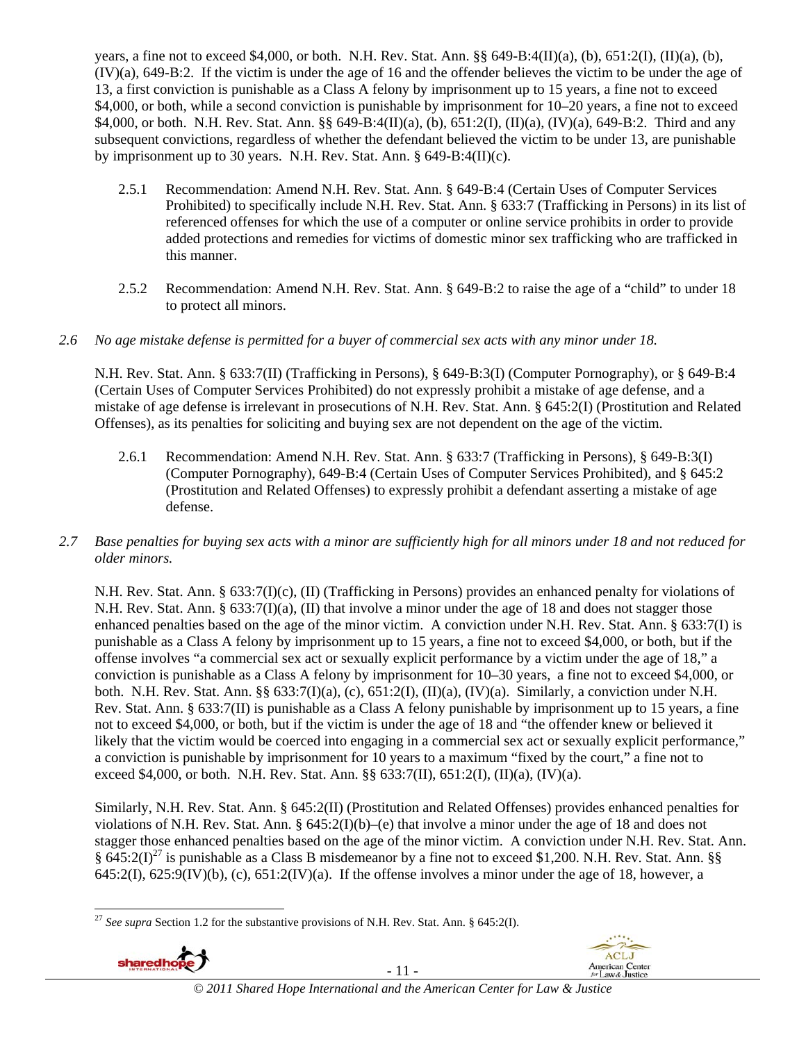years, a fine not to exceed $4,000, or both. N.H. Rev. Stat. Ann. §§ 649-B:4(II)(a), (b), 651:2(I), (II)(a), (b), (IV)(a), 649-B:2. If the victim is under the age of 16 and the offender believes the victim to be under the age of 13, a first conviction is punishable as a Class A felony by imprisonment up to 15 years, a fine not to exceed $4,000, or both, while a second conviction is punishable by imprisonment for 10–20 years, a fine not to exceed $4,000, or both. N.H. Rev. Stat. Ann. §§ 649-B:4(II)(a), (b), 651:2(I), (II)(a), (IV)(a), 649-B:2. Third and any subsequent convictions, regardless of whether the defendant believed the victim to be under 13, are punishable by imprisonment up to 30 years. N.H. Rev. Stat. Ann. § 649-B:4(II)(c).

2.5.1 Recommendation: Amend N.H. Rev. Stat. Ann. § 649-B:4 (Certain Uses of Computer Services Prohibited) to specifically include N.H. Rev. Stat. Ann. § 633:7 (Trafficking in Persons) in its list of referenced offenses for which the use of a computer or online service prohibits in order to provide added protections and remedies for victims of domestic minor sex trafficking who are trafficked in this manner.

2.5.2 Recommendation: Amend N.H. Rev. Stat. Ann. § 649-B:2 to raise the age of a "child" to under 18 to protect all minors.

*2.6 No age mistake defense is permitted for a buyer of commercial sex acts with any minor under 18.*

N.H. Rev. Stat. Ann. § 633:7(II) (Trafficking in Persons), § 649-B:3(I) (Computer Pornography), or § 649-B:4 (Certain Uses of Computer Services Prohibited) do not expressly prohibit a mistake of age defense, and a mistake of age defense is irrelevant in prosecutions of N.H. Rev. Stat. Ann. § 645:2(I) (Prostitution and Related Offenses), as its penalties for soliciting and buying sex are not dependent on the age of the victim.

2.6.1 Recommendation: Amend N.H. Rev. Stat. Ann. § 633:7 (Trafficking in Persons), § 649-B:3(I) (Computer Pornography), 649-B:4 (Certain Uses of Computer Services Prohibited), and § 645:2 (Prostitution and Related Offenses) to expressly prohibit a defendant asserting a mistake of age defense.

*2.7 Base penalties for buying sex acts with a minor are sufficiently high for all minors under 18 and not reduced for older minors.*

N.H. Rev. Stat. Ann. § 633:7(I)(c), (II) (Trafficking in Persons) provides an enhanced penalty for violations of N.H. Rev. Stat. Ann. § 633:7(I)(a), (II) that involve a minor under the age of 18 and does not stagger those enhanced penalties based on the age of the minor victim. A conviction under N.H. Rev. Stat. Ann. § 633:7(I) is punishable as a Class A felony by imprisonment up to 15 years, a fine not to exceed $4,000, or both, but if the offense involves "a commercial sex act or sexually explicit performance by a victim under the age of 18," a conviction is punishable as a Class A felony by imprisonment for 10–30 years, a fine not to exceed $4,000, or both. N.H. Rev. Stat. Ann. §§ 633:7(I)(a), (c), 651:2(I), (II)(a), (IV)(a). Similarly, a conviction under N.H. Rev. Stat. Ann. § 633:7(II) is punishable as a Class A felony punishable by imprisonment up to 15 years, a fine not to exceed $4,000, or both, but if the victim is under the age of 18 and "the offender knew or believed it likely that the victim would be coerced into engaging in a commercial sex act or sexually explicit performance," a conviction is punishable by imprisonment for 10 years to a maximum "fixed by the court," a fine not to exceed $4,000, or both. N.H. Rev. Stat. Ann. §§ 633:7(II), 651:2(I), (II)(a), (IV)(a).

Similarly, N.H. Rev. Stat. Ann. § 645:2(II) (Prostitution and Related Offenses) provides enhanced penalties for violations of N.H. Rev. Stat. Ann. § 645:2(I)(b)–(e) that involve a minor under the age of 18 and does not stagger those enhanced penalties based on the age of the minor victim. A conviction under N.H. Rev. Stat. Ann. § 645:2(I)[27] is punishable as a Class B misdemeanor by a fine not to exceed $1,200. N.H. Rev. Stat. Ann. §§ 645:2(I), 625:9(IV)(b), (c), 651:2(IV)(a). If the offense involves a minor under the age of 18, however, a

[27] *See supra* Section 1.2 for the substantive provisions of N.H. Rev. Stat. Ann. § 645:2(I).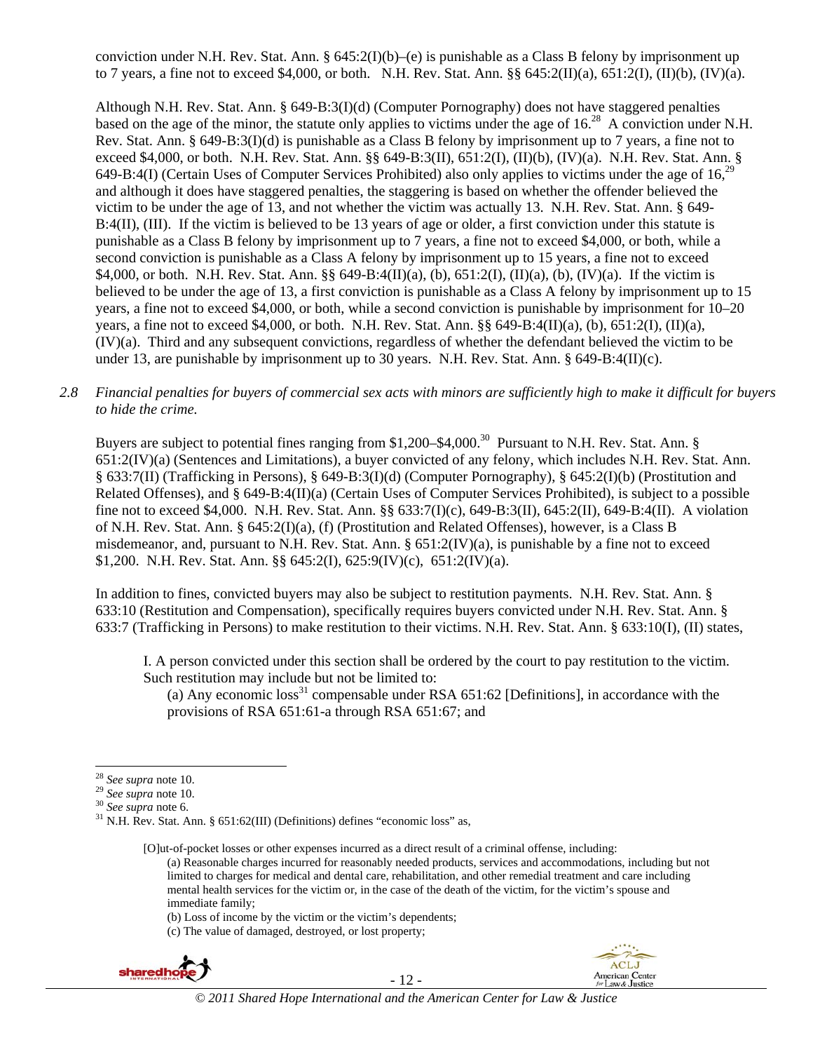conviction under N.H. Rev. Stat. Ann. § 645:2(I)(b)–(e) is punishable as a Class B felony by imprisonment up to 7 years, a fine not to exceed $4,000, or both. N.H. Rev. Stat. Ann. §§ 645:2(II)(a), 651:2(I), (II)(b), (IV)(a).

Although N.H. Rev. Stat. Ann. § 649-B:3(I)(d) (Computer Pornography) does not have staggered penalties based on the age of the minor, the statute only applies to victims under the age of 16.[28] A conviction under N.H. Rev. Stat. Ann. § 649-B:3(I)(d) is punishable as a Class B felony by imprisonment up to 7 years, a fine not to exceed $4,000, or both. N.H. Rev. Stat. Ann. §§ 649-B:3(II), 651:2(I), (II)(b), (IV)(a). N.H. Rev. Stat. Ann. § 649-B:4(I) (Certain Uses of Computer Services Prohibited) also only applies to victims under the age of 16,[29] and although it does have staggered penalties, the staggering is based on whether the offender believed the victim to be under the age of 13, and not whether the victim was actually 13. N.H. Rev. Stat. Ann. § 649-B:4(II), (III). If the victim is believed to be 13 years of age or older, a first conviction under this statute is punishable as a Class B felony by imprisonment up to 7 years, a fine not to exceed $4,000, or both, while a second conviction is punishable as a Class A felony by imprisonment up to 15 years, a fine not to exceed $4,000, or both. N.H. Rev. Stat. Ann. §§ 649-B:4(II)(a), (b), 651:2(I), (II)(a), (b), (IV)(a). If the victim is believed to be under the age of 13, a first conviction is punishable as a Class A felony by imprisonment up to 15 years, a fine not to exceed $4,000, or both, while a second conviction is punishable by imprisonment for 10–20 years, a fine not to exceed $4,000, or both. N.H. Rev. Stat. Ann. §§ 649-B:4(II)(a), (b), 651:2(I), (II)(a), (IV)(a). Third and any subsequent convictions, regardless of whether the defendant believed the victim to be under 13, are punishable by imprisonment up to 30 years. N.H. Rev. Stat. Ann. § 649-B:4(II)(c).

*2.8 Financial penalties for buyers of commercial sex acts with minors are sufficiently high to make it difficult for buyers to hide the crime.*

Buyers are subject to potential fines ranging from $1,200–$4,000.[30] Pursuant to N.H. Rev. Stat. Ann. § 651:2(IV)(a) (Sentences and Limitations), a buyer convicted of any felony, which includes N.H. Rev. Stat. Ann. § 633:7(II) (Trafficking in Persons), § 649-B:3(I)(d) (Computer Pornography), § 645:2(I)(b) (Prostitution and Related Offenses), and § 649-B:4(II)(a) (Certain Uses of Computer Services Prohibited), is subject to a possible fine not to exceed $4,000. N.H. Rev. Stat. Ann. §§ 633:7(I)(c), 649-B:3(II), 645:2(II), 649-B:4(II). A violation of N.H. Rev. Stat. Ann. § 645:2(I)(a), (f) (Prostitution and Related Offenses), however, is a Class B misdemeanor, and, pursuant to N.H. Rev. Stat. Ann. § 651:2(IV)(a), is punishable by a fine not to exceed $1,200. N.H. Rev. Stat. Ann. §§ 645:2(I), 625:9(IV)(c), 651:2(IV)(a).

In addition to fines, convicted buyers may also be subject to restitution payments. N.H. Rev. Stat. Ann. § 633:10 (Restitution and Compensation), specifically requires buyers convicted under N.H. Rev. Stat. Ann. § 633:7 (Trafficking in Persons) to make restitution to their victims. N.H. Rev. Stat. Ann. § 633:10(I), (II) states,

> I. A person convicted under this section shall be ordered by the court to pay restitution to the victim. Such restitution may include but not be limited to:
>
> (a) Any economic loss[31] compensable under RSA 651:62 [Definitions], in accordance with the provisions of RSA 651:61-a through RSA 651:67; and

---

[28] *See supra* note 10.

[29] *See supra* note 10.

[30] *See supra* note 6.

[31] N.H. Rev. Stat. Ann. § 651:62(III) (Definitions) defines "economic loss" as,

> [O]ut-of-pocket losses or other expenses incurred as a direct result of a criminal offense, including:
>
> (a) Reasonable charges incurred for reasonably needed products, services and accommodations, including but not limited to charges for medical and dental care, rehabilitation, and other remedial treatment and care including mental health services for the victim or, in the case of the death of the victim, for the victim's spouse and immediate family;
>
> (b) Loss of income by the victim or the victim's dependents;
>
> (c) The value of damaged, destroyed, or lost property;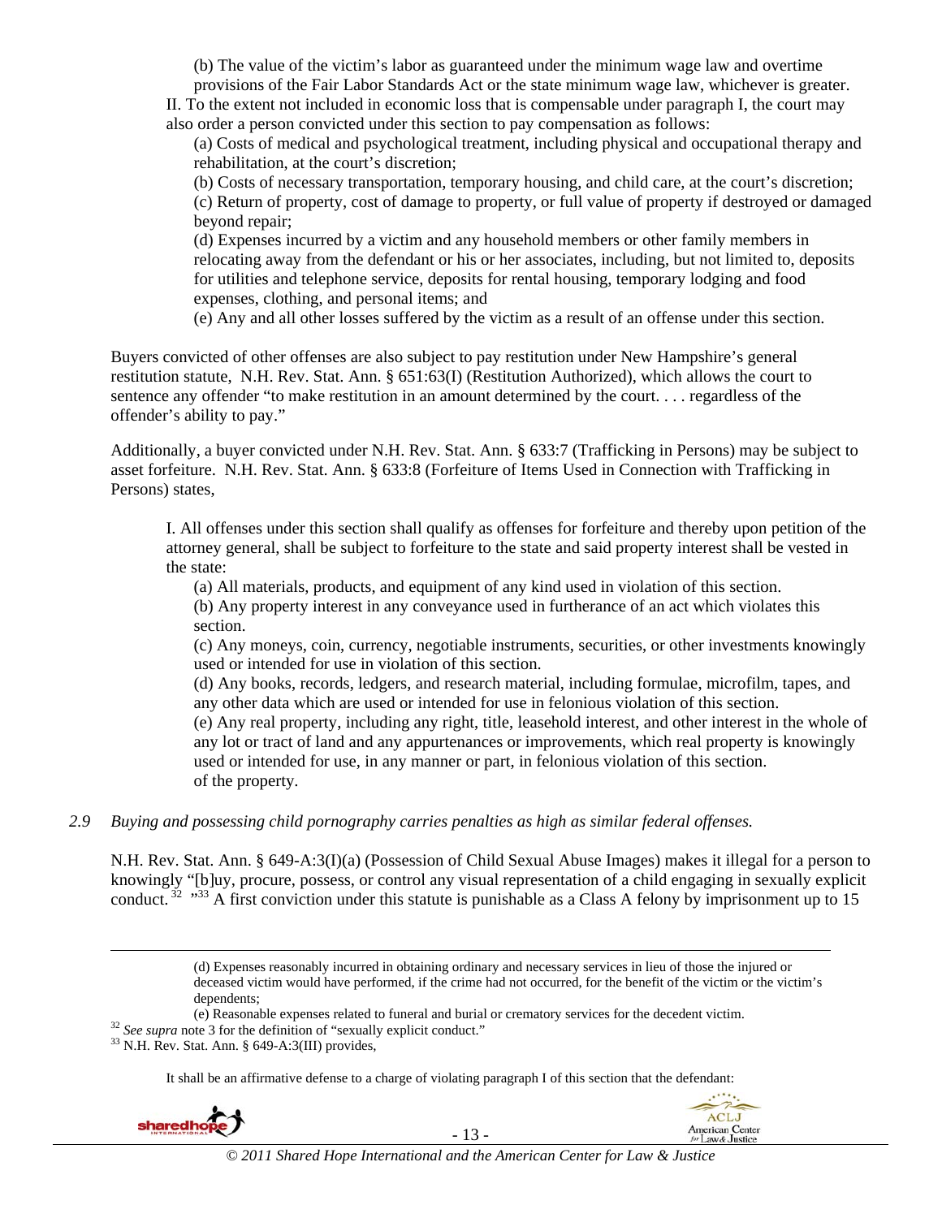(b) The value of the victim's labor as guaranteed under the minimum wage law and overtime provisions of the Fair Labor Standards Act or the state minimum wage law, whichever is greater.

II. To the extent not included in economic loss that is compensable under paragraph I, the court may also order a person convicted under this section to pay compensation as follows:

(a) Costs of medical and psychological treatment, including physical and occupational therapy and rehabilitation, at the court's discretion;

(b) Costs of necessary transportation, temporary housing, and child care, at the court's discretion;

(c) Return of property, cost of damage to property, or full value of property if destroyed or damaged beyond repair;

(d) Expenses incurred by a victim and any household members or other family members in relocating away from the defendant or his or her associates, including, but not limited to, deposits for utilities and telephone service, deposits for rental housing, temporary lodging and food expenses, clothing, and personal items; and

(e) Any and all other losses suffered by the victim as a result of an offense under this section.

Buyers convicted of other offenses are also subject to pay restitution under New Hampshire's general restitution statute, N.H. Rev. Stat. Ann. § 651:63(I) (Restitution Authorized), which allows the court to sentence any offender "to make restitution in an amount determined by the court. . . . regardless of the offender's ability to pay."

Additionally, a buyer convicted under N.H. Rev. Stat. Ann. § 633:7 (Trafficking in Persons) may be subject to asset forfeiture. N.H. Rev. Stat. Ann. § 633:8 (Forfeiture of Items Used in Connection with Trafficking in Persons) states,

I. All offenses under this section shall qualify as offenses for forfeiture and thereby upon petition of the attorney general, shall be subject to forfeiture to the state and said property interest shall be vested in the state:

(a) All materials, products, and equipment of any kind used in violation of this section.

(b) Any property interest in any conveyance used in furtherance of an act which violates this section.

(c) Any moneys, coin, currency, negotiable instruments, securities, or other investments knowingly used or intended for use in violation of this section.

(d) Any books, records, ledgers, and research material, including formulae, microfilm, tapes, and any other data which are used or intended for use in felonious violation of this section.

(e) Any real property, including any right, title, leasehold interest, and other interest in the whole of any lot or tract of land and any appurtenances or improvements, which real property is knowingly used or intended for use, in any manner or part, in felonious violation of this section.
of the property.

*2.9 Buying and possessing child pornography carries penalties as high as similar federal offenses.*

N.H. Rev. Stat. Ann. § 649-A:3(I)(a) (Possession of Child Sexual Abuse Images) makes it illegal for a person to knowingly "[b]uy, procure, possess, or control any visual representation of a child engaging in sexually explicit conduct.[32] "[33] A first conviction under this statute is punishable as a Class A felony by imprisonment up to 15

---

(d) Expenses reasonably incurred in obtaining ordinary and necessary services in lieu of those the injured or deceased victim would have performed, if the crime had not occurred, for the benefit of the victim or the victim's dependents;

(e) Reasonable expenses related to funeral and burial or crematory services for the decedent victim.

[32] *See supra* note 3 for the definition of "sexually explicit conduct."

[33] N.H. Rev. Stat. Ann. § 649-A:3(III) provides,

It shall be an affirmative defense to a charge of violating paragraph I of this section that the defendant: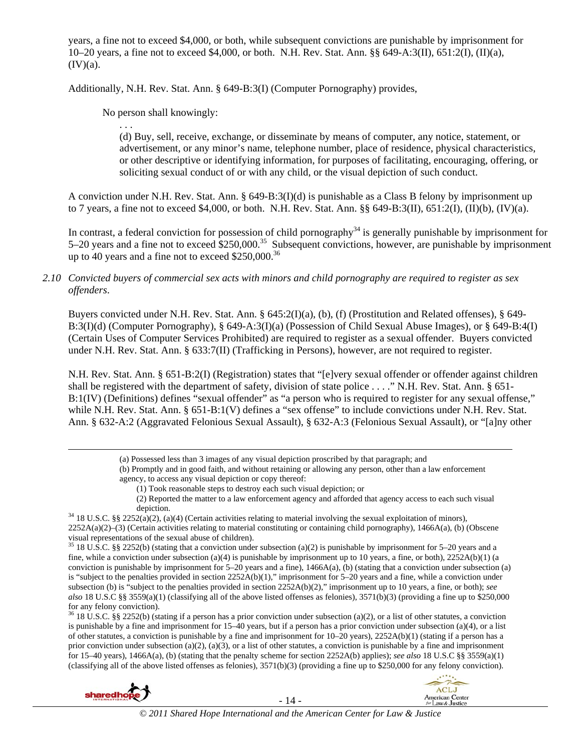years, a fine not to exceed $4,000, or both, while subsequent convictions are punishable by imprisonment for 10–20 years, a fine not to exceed $4,000, or both. N.H. Rev. Stat. Ann. §§ 649-A:3(II), 651:2(I), (II)(a), (IV)(a).

Additionally, N.H. Rev. Stat. Ann. § 649-B:3(I) (Computer Pornography) provides,

> No person shall knowingly:
>
> . . .
>
> (d) Buy, sell, receive, exchange, or disseminate by means of computer, any notice, statement, or advertisement, or any minor's name, telephone number, place of residence, physical characteristics, or other descriptive or identifying information, for purposes of facilitating, encouraging, offering, or soliciting sexual conduct of or with any child, or the visual depiction of such conduct.

A conviction under N.H. Rev. Stat. Ann. § 649-B:3(I)(d) is punishable as a Class B felony by imprisonment up to 7 years, a fine not to exceed $4,000, or both. N.H. Rev. Stat. Ann. §§ 649-B:3(II), 651:2(I), (II)(b), (IV)(a).

In contrast, a federal conviction for possession of child pornography[34] is generally punishable by imprisonment for 5–20 years and a fine not to exceed $250,000.[35] Subsequent convictions, however, are punishable by imprisonment up to 40 years and a fine not to exceed $250,000.[36]

*2.10 Convicted buyers of commercial sex acts with minors and child pornography are required to register as sex offenders.*

Buyers convicted under N.H. Rev. Stat. Ann. § 645:2(I)(a), (b), (f) (Prostitution and Related offenses), § 649-B:3(I)(d) (Computer Pornography), § 649-A:3(I)(a) (Possession of Child Sexual Abuse Images), or § 649-B:4(I) (Certain Uses of Computer Services Prohibited) are required to register as a sexual offender. Buyers convicted under N.H. Rev. Stat. Ann. § 633:7(II) (Trafficking in Persons), however, are not required to register.

N.H. Rev. Stat. Ann. § 651-B:2(I) (Registration) states that "[e]very sexual offender or offender against children shall be registered with the department of safety, division of state police . . . ." N.H. Rev. Stat. Ann. § 651-B:1(IV) (Definitions) defines "sexual offender" as "a person who is required to register for any sexual offense," while N.H. Rev. Stat. Ann. § 651-B:1(V) defines a "sex offense" to include convictions under N.H. Rev. Stat. Ann. § 632-A:2 (Aggravated Felonious Sexual Assault), § 632-A:3 (Felonious Sexual Assault), or "[a]ny other

---

> (a) Possessed less than 3 images of any visual depiction proscribed by that paragraph; and
> (b) Promptly and in good faith, and without retaining or allowing any person, other than a law enforcement agency, to access any visual depiction or copy thereof:
> (1) Took reasonable steps to destroy each such visual depiction; or
> (2) Reported the matter to a law enforcement agency and afforded that agency access to each such visual depiction.

[34] 18 U.S.C. §§ 2252(a)(2), (a)(4) (Certain activities relating to material involving the sexual exploitation of minors), 2252A(a)(2)–(3) (Certain activities relating to material constituting or containing child pornography), 1466A(a), (b) (Obscene visual representations of the sexual abuse of children).

[35] 18 U.S.C. §§ 2252(b) (stating that a conviction under subsection (a)(2) is punishable by imprisonment for 5–20 years and a fine, while a conviction under subsection (a)(4) is punishable by imprisonment up to 10 years, a fine, or both), 2252A(b)(1) (a conviction is punishable by imprisonment for 5–20 years and a fine), 1466A(a), (b) (stating that a conviction under subsection (a) is "subject to the penalties provided in section 2252A(b)(1)," imprisonment for 5–20 years and a fine, while a conviction under subsection (b) is "subject to the penalties provided in section 2252A(b)(2)," imprisonment up to 10 years, a fine, or both); *see also* 18 U.S.C §§ 3559(a)(1) (classifying all of the above listed offenses as felonies), 3571(b)(3) (providing a fine up to $250,000 for any felony conviction).

[36] 18 U.S.C. §§ 2252(b) (stating if a person has a prior conviction under subsection (a)(2), or a list of other statutes, a conviction is punishable by a fine and imprisonment for 15–40 years, but if a person has a prior conviction under subsection (a)(4), or a list of other statutes, a conviction is punishable by a fine and imprisonment for 10–20 years), 2252A(b)(1) (stating if a person has a prior conviction under subsection (a)(2), (a)(3), or a list of other statutes, a conviction is punishable by a fine and imprisonment for 15–40 years), 1466A(a), (b) (stating that the penalty scheme for section 2252A(b) applies); *see also* 18 U.S.C §§ 3559(a)(1) (classifying all of the above listed offenses as felonies), 3571(b)(3) (providing a fine up to $250,000 for any felony conviction).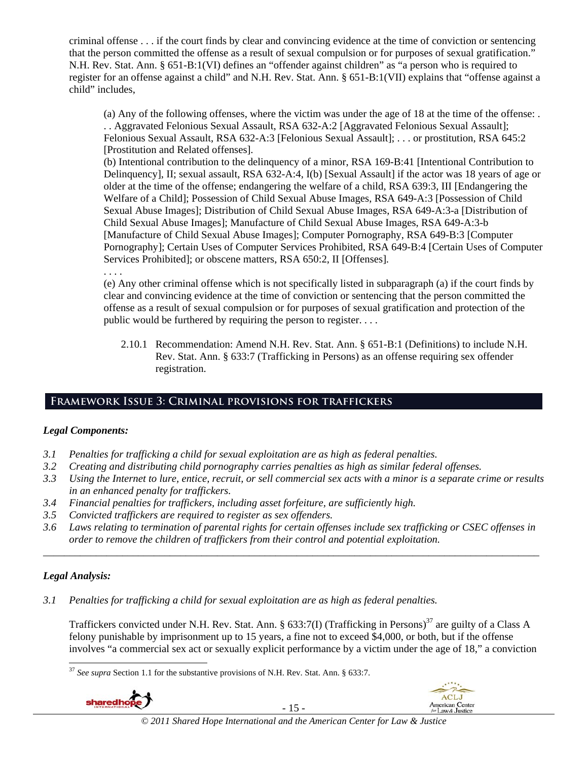criminal offense . . . if the court finds by clear and convincing evidence at the time of conviction or sentencing that the person committed the offense as a result of sexual compulsion or for purposes of sexual gratification." N.H. Rev. Stat. Ann. § 651-B:1(VI) defines an "offender against children" as "a person who is required to register for an offense against a child" and N.H. Rev. Stat. Ann. § 651-B:1(VII) explains that "offense against a child" includes,

> (a) Any of the following offenses, where the victim was under the age of 18 at the time of the offense: . . . Aggravated Felonious Sexual Assault, RSA 632-A:2 [Aggravated Felonious Sexual Assault]; Felonious Sexual Assault, RSA 632-A:3 [Felonious Sexual Assault]; . . . or prostitution, RSA 645:2 [Prostitution and Related offenses].
>
> (b) Intentional contribution to the delinquency of a minor, RSA 169-B:41 [Intentional Contribution to Delinquency], II; sexual assault, RSA 632-A:4, I(b) [Sexual Assault] if the actor was 18 years of age or older at the time of the offense; endangering the welfare of a child, RSA 639:3, III [Endangering the Welfare of a Child]; Possession of Child Sexual Abuse Images, RSA 649-A:3 [Possession of Child Sexual Abuse Images]; Distribution of Child Sexual Abuse Images, RSA 649-A:3-a [Distribution of Child Sexual Abuse Images]; Manufacture of Child Sexual Abuse Images, RSA 649-A:3-b [Manufacture of Child Sexual Abuse Images]; Computer Pornography, RSA 649-B:3 [Computer Pornography]; Certain Uses of Computer Services Prohibited, RSA 649-B:4 [Certain Uses of Computer Services Prohibited]; or obscene matters, RSA 650:2, II [Offenses].
>
> . . . .
>
> (e) Any other criminal offense which is not specifically listed in subparagraph (a) if the court finds by clear and convincing evidence at the time of conviction or sentencing that the person committed the offense as a result of sexual compulsion or for purposes of sexual gratification and protection of the public would be furthered by requiring the person to register. . . .

2.10.1 Recommendation: Amend N.H. Rev. Stat. Ann. § 651-B:1 (Definitions) to include N.H. Rev. Stat. Ann. § 633:7 (Trafficking in Persons) as an offense requiring sex offender registration.

## Framework Issue 3: Criminal provisions for traffickers

***Legal Components:***

*3.1 Penalties for trafficking a child for sexual exploitation are as high as federal penalties.*
*3.2 Creating and distributing child pornography carries penalties as high as similar federal offenses.*
*3.3 Using the Internet to lure, entice, recruit, or sell commercial sex acts with a minor is a separate crime or results in an enhanced penalty for traffickers.*
*3.4 Financial penalties for traffickers, including asset forfeiture, are sufficiently high.*
*3.5 Convicted traffickers are required to register as sex offenders.*
*3.6 Laws relating to termination of parental rights for certain offenses include sex trafficking or CSEC offenses in order to remove the children of traffickers from their control and potential exploitation.*

---

***Legal Analysis:***

*3.1 Penalties for trafficking a child for sexual exploitation are as high as federal penalties.*

Traffickers convicted under N.H. Rev. Stat. Ann. § 633:7(I) (Trafficking in Persons)[37] are guilty of a Class A felony punishable by imprisonment up to 15 years, a fine not to exceed $4,000, or both, but if the offense involves "a commercial sex act or sexually explicit performance by a victim under the age of 18," a conviction

[37] *See supra* Section 1.1 for the substantive provisions of N.H. Rev. Stat. Ann. § 633:7.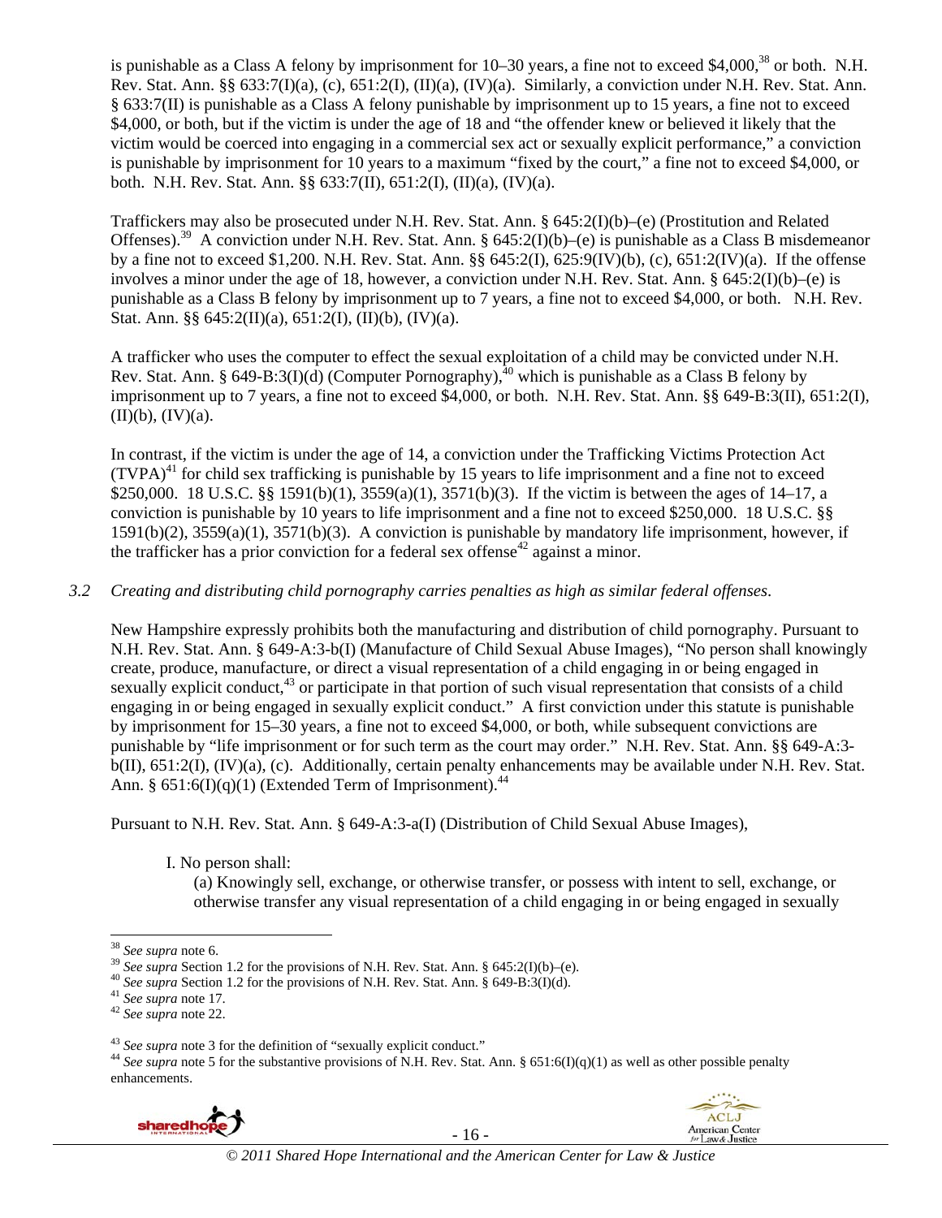is punishable as a Class A felony by imprisonment for 10–30 years, a fine not to exceed $4,000,[38] or both. N.H. Rev. Stat. Ann. §§ 633:7(I)(a), (c), 651:2(I), (II)(a), (IV)(a). Similarly, a conviction under N.H. Rev. Stat. Ann. § 633:7(II) is punishable as a Class A felony punishable by imprisonment up to 15 years, a fine not to exceed $4,000, or both, but if the victim is under the age of 18 and "the offender knew or believed it likely that the victim would be coerced into engaging in a commercial sex act or sexually explicit performance," a conviction is punishable by imprisonment for 10 years to a maximum "fixed by the court," a fine not to exceed $4,000, or both. N.H. Rev. Stat. Ann. §§ 633:7(II), 651:2(I), (II)(a), (IV)(a).

Traffickers may also be prosecuted under N.H. Rev. Stat. Ann. § 645:2(I)(b)–(e) (Prostitution and Related Offenses).[39] A conviction under N.H. Rev. Stat. Ann. § 645:2(I)(b)–(e) is punishable as a Class B misdemeanor by a fine not to exceed $1,200. N.H. Rev. Stat. Ann. §§ 645:2(I), 625:9(IV)(b), (c), 651:2(IV)(a). If the offense involves a minor under the age of 18, however, a conviction under N.H. Rev. Stat. Ann. § 645:2(I)(b)–(e) is punishable as a Class B felony by imprisonment up to 7 years, a fine not to exceed $4,000, or both. N.H. Rev. Stat. Ann. §§ 645:2(II)(a), 651:2(I), (II)(b), (IV)(a).

A trafficker who uses the computer to effect the sexual exploitation of a child may be convicted under N.H. Rev. Stat. Ann. § 649-B:3(I)(d) (Computer Pornography),[40] which is punishable as a Class B felony by imprisonment up to 7 years, a fine not to exceed $4,000, or both. N.H. Rev. Stat. Ann. §§ 649-B:3(II), 651:2(I), (II)(b), (IV)(a).

In contrast, if the victim is under the age of 14, a conviction under the Trafficking Victims Protection Act (TVPA)[41] for child sex trafficking is punishable by 15 years to life imprisonment and a fine not to exceed $250,000. 18 U.S.C. §§ 1591(b)(1), 3559(a)(1), 3571(b)(3). If the victim is between the ages of 14–17, a conviction is punishable by 10 years to life imprisonment and a fine not to exceed $250,000. 18 U.S.C. §§ 1591(b)(2), 3559(a)(1), 3571(b)(3). A conviction is punishable by mandatory life imprisonment, however, if the trafficker has a prior conviction for a federal sex offense[42] against a minor.

*3.2 Creating and distributing child pornography carries penalties as high as similar federal offenses.*

New Hampshire expressly prohibits both the manufacturing and distribution of child pornography. Pursuant to N.H. Rev. Stat. Ann. § 649-A:3-b(I) (Manufacture of Child Sexual Abuse Images), "No person shall knowingly create, produce, manufacture, or direct a visual representation of a child engaging in or being engaged in sexually explicit conduct,[43] or participate in that portion of such visual representation that consists of a child engaging in or being engaged in sexually explicit conduct." A first conviction under this statute is punishable by imprisonment for 15–30 years, a fine not to exceed $4,000, or both, while subsequent convictions are punishable by "life imprisonment or for such term as the court may order." N.H. Rev. Stat. Ann. §§ 649-A:3-b(II), 651:2(I), (IV)(a), (c). Additionally, certain penalty enhancements may be available under N.H. Rev. Stat. Ann. § 651:6(I)(q)(1) (Extended Term of Imprisonment).[44]

Pursuant to N.H. Rev. Stat. Ann. § 649-A:3-a(I) (Distribution of Child Sexual Abuse Images),

> I. No person shall:
>
> (a) Knowingly sell, exchange, or otherwise transfer, or possess with intent to sell, exchange, or otherwise transfer any visual representation of a child engaging in or being engaged in sexually

---

[38] *See supra* note 6.

[39] *See supra* Section 1.2 for the provisions of N.H. Rev. Stat. Ann. § 645:2(I)(b)–(e).

[40] *See supra* Section 1.2 for the provisions of N.H. Rev. Stat. Ann. § 649-B:3(I)(d).

[41] *See supra* note 17.

[42] *See supra* note 22.

[43] *See supra* note 3 for the definition of "sexually explicit conduct."

[44] *See supra* note 5 for the substantive provisions of N.H. Rev. Stat. Ann. § 651:6(I)(q)(1) as well as other possible penalty enhancements.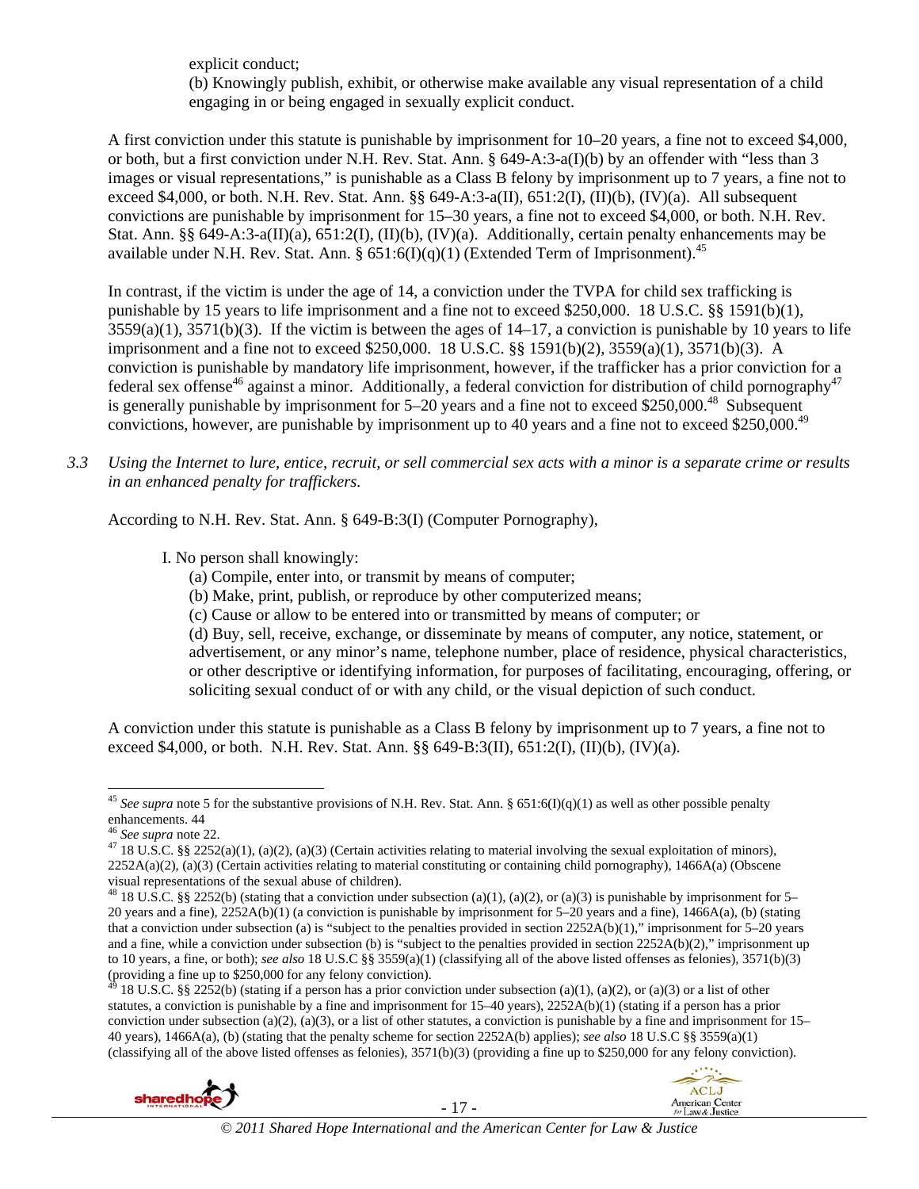explicit conduct;

(b) Knowingly publish, exhibit, or otherwise make available any visual representation of a child engaging in or being engaged in sexually explicit conduct.

A first conviction under this statute is punishable by imprisonment for 10–20 years, a fine not to exceed $4,000, or both, but a first conviction under N.H. Rev. Stat. Ann. § 649-A:3-a(I)(b) by an offender with "less than 3 images or visual representations," is punishable as a Class B felony by imprisonment up to 7 years, a fine not to exceed $4,000, or both. N.H. Rev. Stat. Ann. §§ 649-A:3-a(II), 651:2(I), (II)(b), (IV)(a). All subsequent convictions are punishable by imprisonment for 15–30 years, a fine not to exceed $4,000, or both. N.H. Rev. Stat. Ann. §§ 649-A:3-a(II)(a), 651:2(I), (II)(b), (IV)(a). Additionally, certain penalty enhancements may be available under N.H. Rev. Stat. Ann. § 651:6(I)(q)(1) (Extended Term of Imprisonment).[45]

In contrast, if the victim is under the age of 14, a conviction under the TVPA for child sex trafficking is punishable by 15 years to life imprisonment and a fine not to exceed $250,000. 18 U.S.C. §§ 1591(b)(1), 3559(a)(1), 3571(b)(3). If the victim is between the ages of 14–17, a conviction is punishable by 10 years to life imprisonment and a fine not to exceed $250,000. 18 U.S.C. §§ 1591(b)(2), 3559(a)(1), 3571(b)(3). A conviction is punishable by mandatory life imprisonment, however, if the trafficker has a prior conviction for a federal sex offense[46] against a minor. Additionally, a federal conviction for distribution of child pornography[47] is generally punishable by imprisonment for 5–20 years and a fine not to exceed $250,000.[48] Subsequent convictions, however, are punishable by imprisonment up to 40 years and a fine not to exceed $250,000.[49]

*3.3 Using the Internet to lure, entice, recruit, or sell commercial sex acts with a minor is a separate crime or results in an enhanced penalty for traffickers.*

According to N.H. Rev. Stat. Ann. § 649-B:3(I) (Computer Pornography),

I. No person shall knowingly:

(a) Compile, enter into, or transmit by means of computer;

(b) Make, print, publish, or reproduce by other computerized means;

(c) Cause or allow to be entered into or transmitted by means of computer; or

(d) Buy, sell, receive, exchange, or disseminate by means of computer, any notice, statement, or advertisement, or any minor's name, telephone number, place of residence, physical characteristics, or other descriptive or identifying information, for purposes of facilitating, encouraging, offering, or soliciting sexual conduct of or with any child, or the visual depiction of such conduct.

A conviction under this statute is punishable as a Class B felony by imprisonment up to 7 years, a fine not to exceed $4,000, or both. N.H. Rev. Stat. Ann. §§ 649-B:3(II), 651:2(I), (II)(b), (IV)(a).

---

[45] *See supra* note 5 for the substantive provisions of N.H. Rev. Stat. Ann. § 651:6(I)(q)(1) as well as other possible penalty enhancements. 44

[46] *See supra* note 22.

[47] 18 U.S.C. §§ 2252(a)(1), (a)(2), (a)(3) (Certain activities relating to material involving the sexual exploitation of minors), 2252A(a)(2), (a)(3) (Certain activities relating to material constituting or containing child pornography), 1466A(a) (Obscene visual representations of the sexual abuse of children).

[48] 18 U.S.C. §§ 2252(b) (stating that a conviction under subsection (a)(1), (a)(2), or (a)(3) is punishable by imprisonment for 5–20 years and a fine), 2252A(b)(1) (a conviction is punishable by imprisonment for 5–20 years and a fine), 1466A(a), (b) (stating that a conviction under subsection (a) is "subject to the penalties provided in section 2252A(b)(1)," imprisonment for 5–20 years and a fine, while a conviction under subsection (b) is "subject to the penalties provided in section 2252A(b)(2)," imprisonment up to 10 years, a fine, or both); *see also* 18 U.S.C §§ 3559(a)(1) (classifying all of the above listed offenses as felonies), 3571(b)(3) (providing a fine up to $250,000 for any felony conviction).

[49] 18 U.S.C. §§ 2252(b) (stating if a person has a prior conviction under subsection (a)(1), (a)(2), or (a)(3) or a list of other statutes, a conviction is punishable by a fine and imprisonment for 15–40 years), 2252A(b)(1) (stating if a person has a prior conviction under subsection (a)(2), (a)(3), or a list of other statutes, a conviction is punishable by a fine and imprisonment for 15–40 years), 1466A(a), (b) (stating that the penalty scheme for section 2252A(b) applies); *see also* 18 U.S.C §§ 3559(a)(1) (classifying all of the above listed offenses as felonies), 3571(b)(3) (providing a fine up to $250,000 for any felony conviction).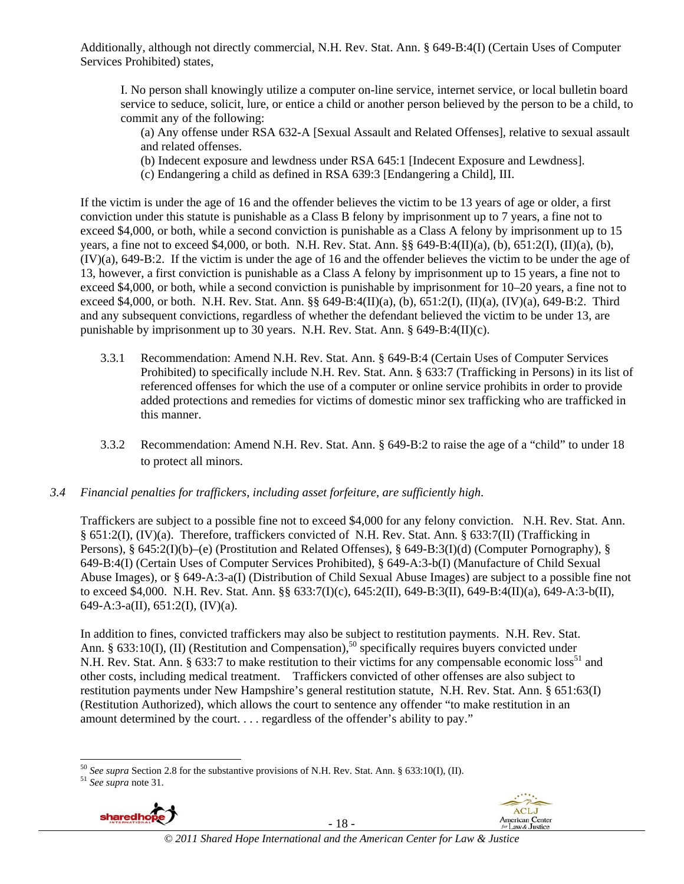Additionally, although not directly commercial, N.H. Rev. Stat. Ann. § 649-B:4(I) (Certain Uses of Computer Services Prohibited) states,

> I. No person shall knowingly utilize a computer on-line service, internet service, or local bulletin board service to seduce, solicit, lure, or entice a child or another person believed by the person to be a child, to commit any of the following:
>
> (a) Any offense under RSA 632-A [Sexual Assault and Related Offenses], relative to sexual assault and related offenses.
>
> (b) Indecent exposure and lewdness under RSA 645:1 [Indecent Exposure and Lewdness].
>
> (c) Endangering a child as defined in RSA 639:3 [Endangering a Child], III.

If the victim is under the age of 16 and the offender believes the victim to be 13 years of age or older, a first conviction under this statute is punishable as a Class B felony by imprisonment up to 7 years, a fine not to exceed $4,000, or both, while a second conviction is punishable as a Class A felony by imprisonment up to 15 years, a fine not to exceed $4,000, or both. N.H. Rev. Stat. Ann. §§ 649-B:4(II)(a), (b), 651:2(I), (II)(a), (b), (IV)(a), 649-B:2. If the victim is under the age of 16 and the offender believes the victim to be under the age of 13, however, a first conviction is punishable as a Class A felony by imprisonment up to 15 years, a fine not to exceed $4,000, or both, while a second conviction is punishable by imprisonment for 10–20 years, a fine not to exceed $4,000, or both. N.H. Rev. Stat. Ann. §§ 649-B:4(II)(a), (b), 651:2(I), (II)(a), (IV)(a), 649-B:2. Third and any subsequent convictions, regardless of whether the defendant believed the victim to be under 13, are punishable by imprisonment up to 30 years. N.H. Rev. Stat. Ann. § 649-B:4(II)(c).

3.3.1 Recommendation: Amend N.H. Rev. Stat. Ann. § 649-B:4 (Certain Uses of Computer Services Prohibited) to specifically include N.H. Rev. Stat. Ann. § 633:7 (Trafficking in Persons) in its list of referenced offenses for which the use of a computer or online service prohibits in order to provide added protections and remedies for victims of domestic minor sex trafficking who are trafficked in this manner.

3.3.2 Recommendation: Amend N.H. Rev. Stat. Ann. § 649-B:2 to raise the age of a "child" to under 18 to protect all minors.

*3.4 Financial penalties for traffickers, including asset forfeiture, are sufficiently high.*

Traffickers are subject to a possible fine not to exceed $4,000 for any felony conviction. N.H. Rev. Stat. Ann. § 651:2(I), (IV)(a). Therefore, traffickers convicted of N.H. Rev. Stat. Ann. § 633:7(II) (Trafficking in Persons), § 645:2(I)(b)–(e) (Prostitution and Related Offenses), § 649-B:3(I)(d) (Computer Pornography), § 649-B:4(I) (Certain Uses of Computer Services Prohibited), § 649-A:3-b(I) (Manufacture of Child Sexual Abuse Images), or § 649-A:3-a(I) (Distribution of Child Sexual Abuse Images) are subject to a possible fine not to exceed $4,000. N.H. Rev. Stat. Ann. §§ 633:7(I)(c), 645:2(II), 649-B:3(II), 649-B:4(II)(a), 649-A:3-b(II), 649-A:3-a(II), 651:2(I), (IV)(a).

In addition to fines, convicted traffickers may also be subject to restitution payments. N.H. Rev. Stat. Ann. § 633:10(I), (II) (Restitution and Compensation),[50] specifically requires buyers convicted under N.H. Rev. Stat. Ann. § 633:7 to make restitution to their victims for any compensable economic loss[51] and other costs, including medical treatment. Traffickers convicted of other offenses are also subject to restitution payments under New Hampshire's general restitution statute, N.H. Rev. Stat. Ann. § 651:63(I) (Restitution Authorized), which allows the court to sentence any offender "to make restitution in an amount determined by the court. . . . regardless of the offender's ability to pay."

---

[50] *See supra* Section 2.8 for the substantive provisions of N.H. Rev. Stat. Ann. § 633:10(I), (II).

[51] *See supra* note 31.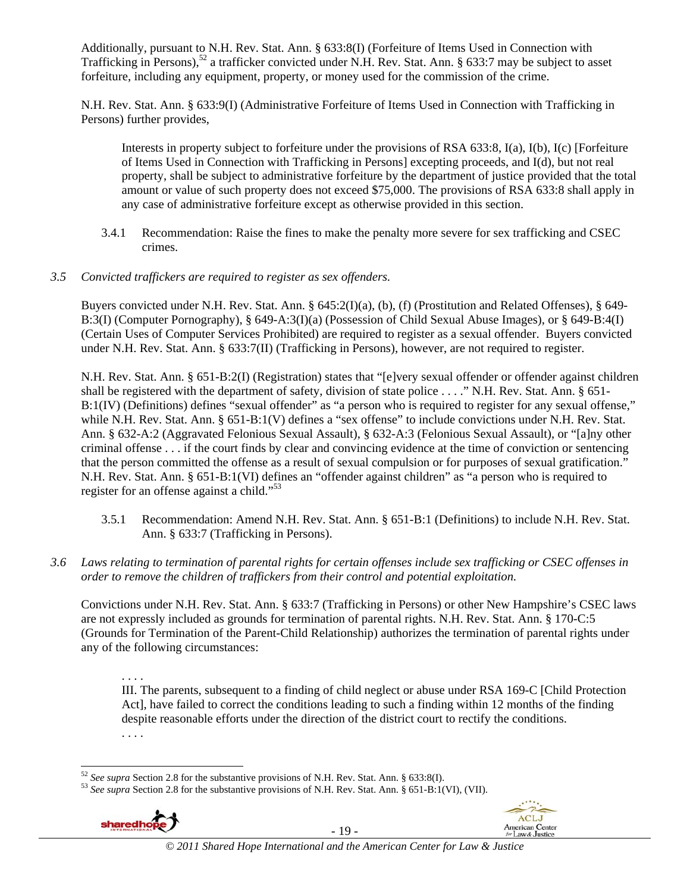Additionally, pursuant to N.H. Rev. Stat. Ann. § 633:8(I) (Forfeiture of Items Used in Connection with Trafficking in Persons),[52] a trafficker convicted under N.H. Rev. Stat. Ann. § 633:7 may be subject to asset forfeiture, including any equipment, property, or money used for the commission of the crime.

N.H. Rev. Stat. Ann. § 633:9(I) (Administrative Forfeiture of Items Used in Connection with Trafficking in Persons) further provides,

> Interests in property subject to forfeiture under the provisions of RSA 633:8, I(a), I(b), I(c) [Forfeiture of Items Used in Connection with Trafficking in Persons] excepting proceeds, and I(d), but not real property, shall be subject to administrative forfeiture by the department of justice provided that the total amount or value of such property does not exceed $75,000. The provisions of RSA 633:8 shall apply in any case of administrative forfeiture except as otherwise provided in this section.

3.4.1 Recommendation: Raise the fines to make the penalty more severe for sex trafficking and CSEC crimes.

*3.5 Convicted traffickers are required to register as sex offenders.*

Buyers convicted under N.H. Rev. Stat. Ann. § 645:2(I)(a), (b), (f) (Prostitution and Related Offenses), § 649-B:3(I) (Computer Pornography), § 649-A:3(I)(a) (Possession of Child Sexual Abuse Images), or § 649-B:4(I) (Certain Uses of Computer Services Prohibited) are required to register as a sexual offender. Buyers convicted under N.H. Rev. Stat. Ann. § 633:7(II) (Trafficking in Persons), however, are not required to register.

N.H. Rev. Stat. Ann. § 651-B:2(I) (Registration) states that "[e]very sexual offender or offender against children shall be registered with the department of safety, division of state police . . . ." N.H. Rev. Stat. Ann. § 651-B:1(IV) (Definitions) defines "sexual offender" as "a person who is required to register for any sexual offense," while N.H. Rev. Stat. Ann. § 651-B:1(V) defines a "sex offense" to include convictions under N.H. Rev. Stat. Ann. § 632-A:2 (Aggravated Felonious Sexual Assault), § 632-A:3 (Felonious Sexual Assault), or "[a]ny other criminal offense . . . if the court finds by clear and convincing evidence at the time of conviction or sentencing that the person committed the offense as a result of sexual compulsion or for purposes of sexual gratification." N.H. Rev. Stat. Ann. § 651-B:1(VI) defines an "offender against children" as "a person who is required to register for an offense against a child."[53]

3.5.1 Recommendation: Amend N.H. Rev. Stat. Ann. § 651-B:1 (Definitions) to include N.H. Rev. Stat. Ann. § 633:7 (Trafficking in Persons).

*3.6 Laws relating to termination of parental rights for certain offenses include sex trafficking or CSEC offenses in order to remove the children of traffickers from their control and potential exploitation.*

Convictions under N.H. Rev. Stat. Ann. § 633:7 (Trafficking in Persons) or other New Hampshire's CSEC laws are not expressly included as grounds for termination of parental rights. N.H. Rev. Stat. Ann. § 170-C:5 (Grounds for Termination of the Parent-Child Relationship) authorizes the termination of parental rights under any of the following circumstances:

> . . . .
> III. The parents, subsequent to a finding of child neglect or abuse under RSA 169-C [Child Protection Act], have failed to correct the conditions leading to such a finding within 12 months of the finding despite reasonable efforts under the direction of the district court to rectify the conditions.
> . . . .

[52] *See supra* Section 2.8 for the substantive provisions of N.H. Rev. Stat. Ann. § 633:8(I).
[53] *See supra* Section 2.8 for the substantive provisions of N.H. Rev. Stat. Ann. § 651-B:1(VI), (VII).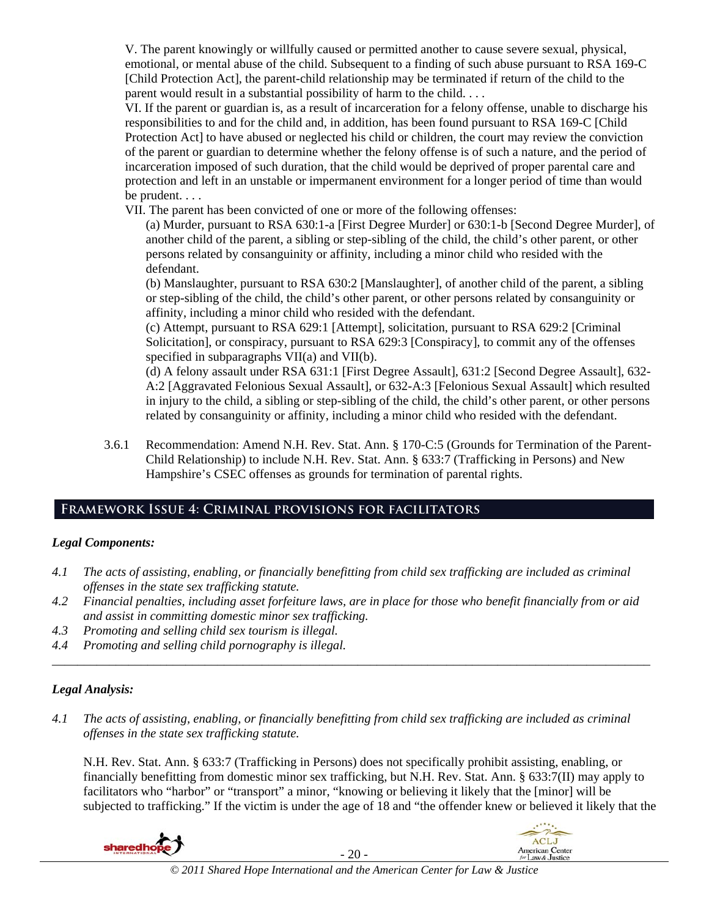V. The parent knowingly or willfully caused or permitted another to cause severe sexual, physical, emotional, or mental abuse of the child. Subsequent to a finding of such abuse pursuant to RSA 169-C [Child Protection Act], the parent-child relationship may be terminated if return of the child to the parent would result in a substantial possibility of harm to the child. . . .

VI. If the parent or guardian is, as a result of incarceration for a felony offense, unable to discharge his responsibilities to and for the child and, in addition, has been found pursuant to RSA 169-C [Child Protection Act] to have abused or neglected his child or children, the court may review the conviction of the parent or guardian to determine whether the felony offense is of such a nature, and the period of incarceration imposed of such duration, that the child would be deprived of proper parental care and protection and left in an unstable or impermanent environment for a longer period of time than would be prudent. . . .

VII. The parent has been convicted of one or more of the following offenses:

(a) Murder, pursuant to RSA 630:1-a [First Degree Murder] or 630:1-b [Second Degree Murder], of another child of the parent, a sibling or step-sibling of the child, the child's other parent, or other persons related by consanguinity or affinity, including a minor child who resided with the defendant.

(b) Manslaughter, pursuant to RSA 630:2 [Manslaughter], of another child of the parent, a sibling or step-sibling of the child, the child's other parent, or other persons related by consanguinity or affinity, including a minor child who resided with the defendant.

(c) Attempt, pursuant to RSA 629:1 [Attempt], solicitation, pursuant to RSA 629:2 [Criminal Solicitation], or conspiracy, pursuant to RSA 629:3 [Conspiracy], to commit any of the offenses specified in subparagraphs VII(a) and VII(b).

(d) A felony assault under RSA 631:1 [First Degree Assault], 631:2 [Second Degree Assault], 632-A:2 [Aggravated Felonious Sexual Assault], or 632-A:3 [Felonious Sexual Assault] which resulted in injury to the child, a sibling or step-sibling of the child, the child's other parent, or other persons related by consanguinity or affinity, including a minor child who resided with the defendant.

3.6.1 Recommendation: Amend N.H. Rev. Stat. Ann. § 170-C:5 (Grounds for Termination of the Parent-Child Relationship) to include N.H. Rev. Stat. Ann. § 633:7 (Trafficking in Persons) and New Hampshire's CSEC offenses as grounds for termination of parental rights.

## Framework Issue 4: Criminal provisions for facilitators

### *Legal Components:*

*4.1 The acts of assisting, enabling, or financially benefitting from child sex trafficking are included as criminal offenses in the state sex trafficking statute.*

*4.2 Financial penalties, including asset forfeiture laws, are in place for those who benefit financially from or aid and assist in committing domestic minor sex trafficking.*

*4.3 Promoting and selling child sex tourism is illegal.*

*4.4 Promoting and selling child pornography is illegal.*

---

### *Legal Analysis:*

*4.1 The acts of assisting, enabling, or financially benefitting from child sex trafficking are included as criminal offenses in the state sex trafficking statute.*

N.H. Rev. Stat. Ann. § 633:7 (Trafficking in Persons) does not specifically prohibit assisting, enabling, or financially benefitting from domestic minor sex trafficking, but N.H. Rev. Stat. Ann. § 633:7(II) may apply to facilitators who "harbor" or "transport" a minor, "knowing or believing it likely that the [minor] will be subjected to trafficking." If the victim is under the age of 18 and "the offender knew or believed it likely that the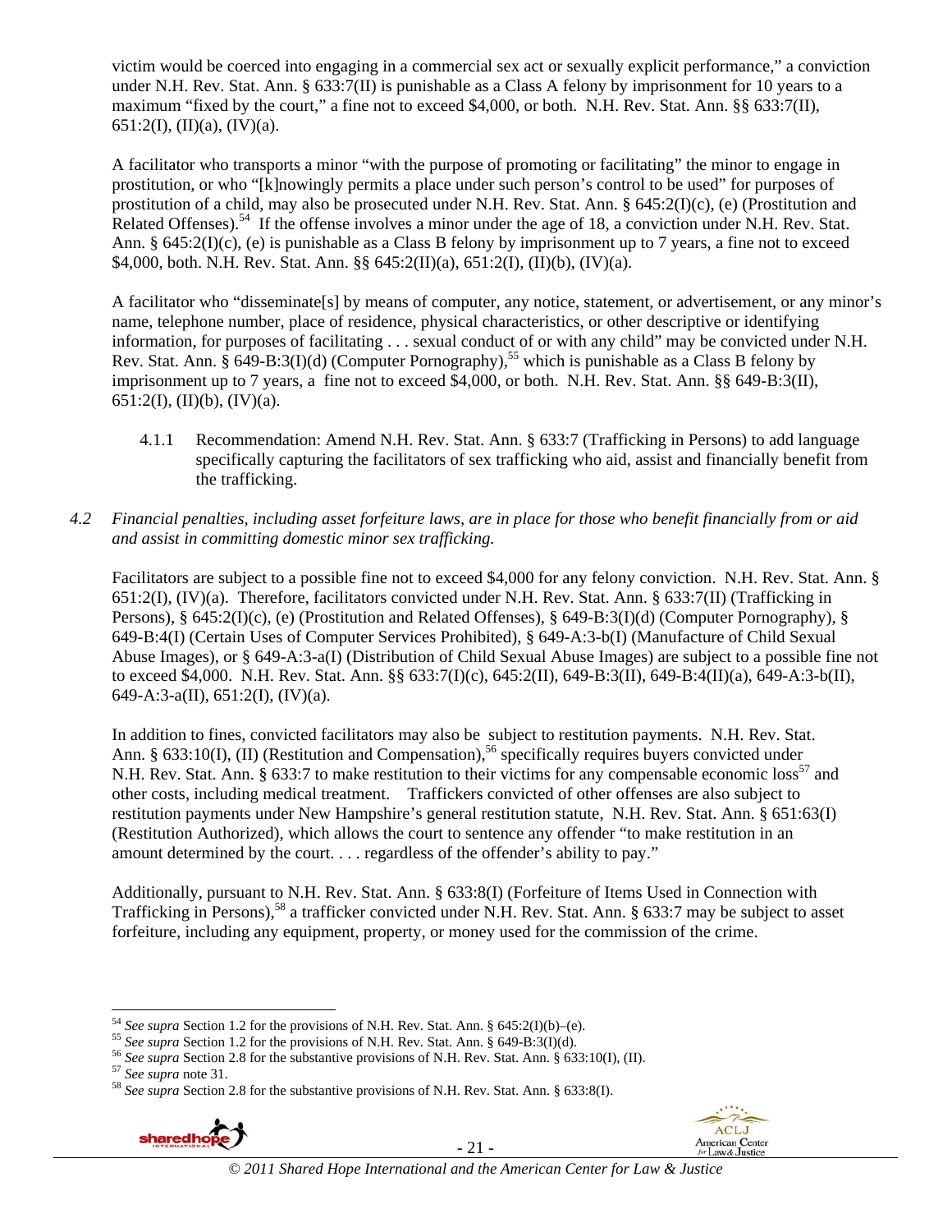victim would be coerced into engaging in a commercial sex act or sexually explicit performance," a conviction under N.H. Rev. Stat. Ann. § 633:7(II) is punishable as a Class A felony by imprisonment for 10 years to a maximum "fixed by the court," a fine not to exceed $4,000, or both. N.H. Rev. Stat. Ann. §§ 633:7(II), 651:2(I), (II)(a), (IV)(a).

A facilitator who transports a minor "with the purpose of promoting or facilitating" the minor to engage in prostitution, or who "[k]nowingly permits a place under such person's control to be used" for purposes of prostitution of a child, may also be prosecuted under N.H. Rev. Stat. Ann. § 645:2(I)(c), (e) (Prostitution and Related Offenses).[54] If the offense involves a minor under the age of 18, a conviction under N.H. Rev. Stat. Ann. § 645:2(I)(c), (e) is punishable as a Class B felony by imprisonment up to 7 years, a fine not to exceed $4,000, both. N.H. Rev. Stat. Ann. §§ 645:2(II)(a), 651:2(I), (II)(b), (IV)(a).

A facilitator who "disseminate[s] by means of computer, any notice, statement, or advertisement, or any minor's name, telephone number, place of residence, physical characteristics, or other descriptive or identifying information, for purposes of facilitating . . . sexual conduct of or with any child" may be convicted under N.H. Rev. Stat. Ann. § 649-B:3(I)(d) (Computer Pornography),[55] which is punishable as a Class B felony by imprisonment up to 7 years, a fine not to exceed $4,000, or both. N.H. Rev. Stat. Ann. §§ 649-B:3(II), 651:2(I), (II)(b), (IV)(a).

4.1.1 Recommendation: Amend N.H. Rev. Stat. Ann. § 633:7 (Trafficking in Persons) to add language specifically capturing the facilitators of sex trafficking who aid, assist and financially benefit from the trafficking.

*4.2 Financial penalties, including asset forfeiture laws, are in place for those who benefit financially from or aid and assist in committing domestic minor sex trafficking.*

Facilitators are subject to a possible fine not to exceed $4,000 for any felony conviction. N.H. Rev. Stat. Ann. § 651:2(I), (IV)(a). Therefore, facilitators convicted under N.H. Rev. Stat. Ann. § 633:7(II) (Trafficking in Persons), § 645:2(I)(c), (e) (Prostitution and Related Offenses), § 649-B:3(I)(d) (Computer Pornography), § 649-B:4(I) (Certain Uses of Computer Services Prohibited), § 649-A:3-b(I) (Manufacture of Child Sexual Abuse Images), or § 649-A:3-a(I) (Distribution of Child Sexual Abuse Images) are subject to a possible fine not to exceed $4,000. N.H. Rev. Stat. Ann. §§ 633:7(I)(c), 645:2(II), 649-B:3(II), 649-B:4(II)(a), 649-A:3-b(II), 649-A:3-a(II), 651:2(I), (IV)(a).

In addition to fines, convicted facilitators may also be subject to restitution payments. N.H. Rev. Stat. Ann. § 633:10(I), (II) (Restitution and Compensation),[56] specifically requires buyers convicted under N.H. Rev. Stat. Ann. § 633:7 to make restitution to their victims for any compensable economic loss[57] and other costs, including medical treatment. Traffickers convicted of other offenses are also subject to restitution payments under New Hampshire's general restitution statute, N.H. Rev. Stat. Ann. § 651:63(I) (Restitution Authorized), which allows the court to sentence any offender "to make restitution in an amount determined by the court. . . . regardless of the offender's ability to pay."

Additionally, pursuant to N.H. Rev. Stat. Ann. § 633:8(I) (Forfeiture of Items Used in Connection with Trafficking in Persons),[58] a trafficker convicted under N.H. Rev. Stat. Ann. § 633:7 may be subject to asset forfeiture, including any equipment, property, or money used for the commission of the crime.

[54] *See supra* Section 1.2 for the provisions of N.H. Rev. Stat. Ann. § 645:2(I)(b)–(e).
[55] *See supra* Section 1.2 for the provisions of N.H. Rev. Stat. Ann. § 649-B:3(I)(d).
[56] *See supra* Section 2.8 for the substantive provisions of N.H. Rev. Stat. Ann. § 633:10(I), (II).
[57] *See supra* note 31.
[58] *See supra* Section 2.8 for the substantive provisions of N.H. Rev. Stat. Ann. § 633:8(I).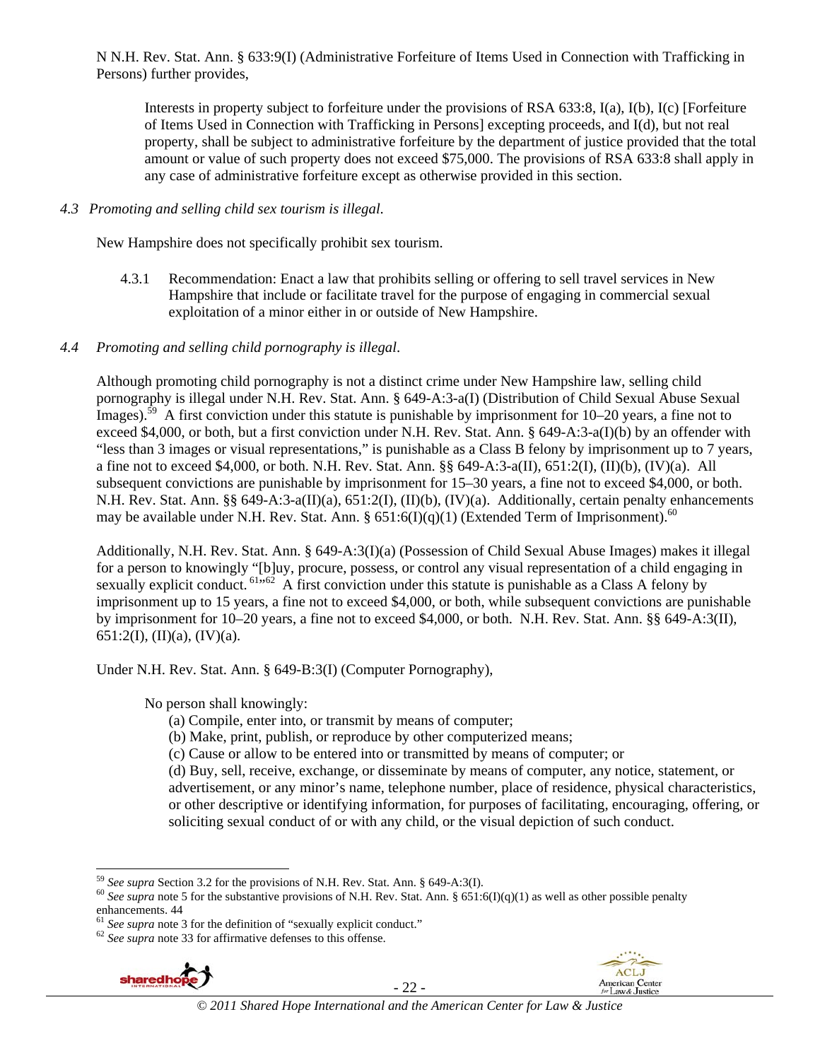N N.H. Rev. Stat. Ann. § 633:9(I) (Administrative Forfeiture of Items Used in Connection with Trafficking in Persons) further provides,

> Interests in property subject to forfeiture under the provisions of RSA 633:8, I(a), I(b), I(c) [Forfeiture of Items Used in Connection with Trafficking in Persons] excepting proceeds, and I(d), but not real property, shall be subject to administrative forfeiture by the department of justice provided that the total amount or value of such property does not exceed $75,000. The provisions of RSA 633:8 shall apply in any case of administrative forfeiture except as otherwise provided in this section.

*4.3 Promoting and selling child sex tourism is illegal.*

New Hampshire does not specifically prohibit sex tourism.

> 4.3.1 Recommendation: Enact a law that prohibits selling or offering to sell travel services in New Hampshire that include or facilitate travel for the purpose of engaging in commercial sexual exploitation of a minor either in or outside of New Hampshire.

*4.4 Promoting and selling child pornography is illegal.*

Although promoting child pornography is not a distinct crime under New Hampshire law, selling child pornography is illegal under N.H. Rev. Stat. Ann. § 649-A:3-a(I) (Distribution of Child Sexual Abuse Sexual Images).[59] A first conviction under this statute is punishable by imprisonment for 10–20 years, a fine not to exceed $4,000, or both, but a first conviction under N.H. Rev. Stat. Ann. § 649-A:3-a(I)(b) by an offender with "less than 3 images or visual representations," is punishable as a Class B felony by imprisonment up to 7 years, a fine not to exceed $4,000, or both. N.H. Rev. Stat. Ann. §§ 649-A:3-a(II), 651:2(I), (II)(b), (IV)(a). All subsequent convictions are punishable by imprisonment for 15–30 years, a fine not to exceed $4,000, or both. N.H. Rev. Stat. Ann. §§ 649-A:3-a(II)(a), 651:2(I), (II)(b), (IV)(a). Additionally, certain penalty enhancements may be available under N.H. Rev. Stat. Ann. § 651:6(I)(q)(1) (Extended Term of Imprisonment).[60]

Additionally, N.H. Rev. Stat. Ann. § 649-A:3(I)(a) (Possession of Child Sexual Abuse Images) makes it illegal for a person to knowingly "[b]uy, procure, possess, or control any visual representation of a child engaging in sexually explicit conduct.[61],[62] A first conviction under this statute is punishable as a Class A felony by imprisonment up to 15 years, a fine not to exceed $4,000, or both, while subsequent convictions are punishable by imprisonment for 10–20 years, a fine not to exceed $4,000, or both. N.H. Rev. Stat. Ann. §§ 649-A:3(II), 651:2(I), (II)(a), (IV)(a).

Under N.H. Rev. Stat. Ann. § 649-B:3(I) (Computer Pornography),

> No person shall knowingly:
>
> (a) Compile, enter into, or transmit by means of computer;
>
> (b) Make, print, publish, or reproduce by other computerized means;
>
> (c) Cause or allow to be entered into or transmitted by means of computer; or
>
> (d) Buy, sell, receive, exchange, or disseminate by means of computer, any notice, statement, or advertisement, or any minor's name, telephone number, place of residence, physical characteristics, or other descriptive or identifying information, for purposes of facilitating, encouraging, offering, or soliciting sexual conduct of or with any child, or the visual depiction of such conduct.

---

[59] *See supra* Section 3.2 for the provisions of N.H. Rev. Stat. Ann. § 649-A:3(I).

[60] *See supra* note 5 for the substantive provisions of N.H. Rev. Stat. Ann. § 651:6(I)(q)(1) as well as other possible penalty enhancements. 44

[61] *See supra* note 3 for the definition of "sexually explicit conduct."

[62] *See supra* note 33 for affirmative defenses to this offense.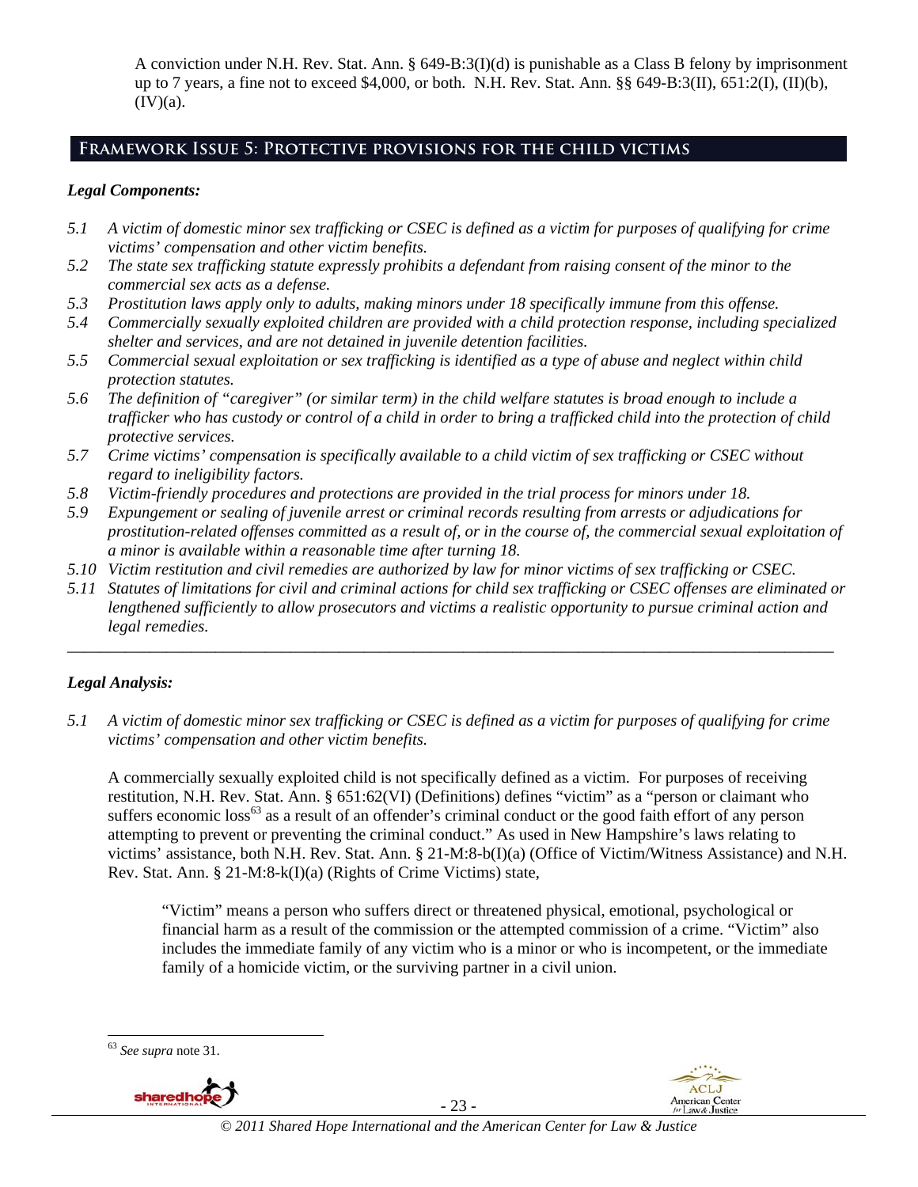A conviction under N.H. Rev. Stat. Ann. § 649-B:3(I)(d) is punishable as a Class B felony by imprisonment up to 7 years, a fine not to exceed $4,000, or both. N.H. Rev. Stat. Ann. §§ 649-B:3(II), 651:2(I), (II)(b), (IV)(a).

## Framework Issue 5: Protective provisions for the child victims

### *Legal Components:*

*5.1 A victim of domestic minor sex trafficking or CSEC is defined as a victim for purposes of qualifying for crime victims' compensation and other victim benefits.*
*5.2 The state sex trafficking statute expressly prohibits a defendant from raising consent of the minor to the commercial sex acts as a defense.*
*5.3 Prostitution laws apply only to adults, making minors under 18 specifically immune from this offense.*
*5.4 Commercially sexually exploited children are provided with a child protection response, including specialized shelter and services, and are not detained in juvenile detention facilities.*
*5.5 Commercial sexual exploitation or sex trafficking is identified as a type of abuse and neglect within child protection statutes.*
*5.6 The definition of "caregiver" (or similar term) in the child welfare statutes is broad enough to include a trafficker who has custody or control of a child in order to bring a trafficked child into the protection of child protective services.*
*5.7 Crime victims' compensation is specifically available to a child victim of sex trafficking or CSEC without regard to ineligibility factors.*
*5.8 Victim-friendly procedures and protections are provided in the trial process for minors under 18.*
*5.9 Expungement or sealing of juvenile arrest or criminal records resulting from arrests or adjudications for prostitution-related offenses committed as a result of, or in the course of, the commercial sexual exploitation of a minor is available within a reasonable time after turning 18.*
*5.10 Victim restitution and civil remedies are authorized by law for minor victims of sex trafficking or CSEC.*
*5.11 Statutes of limitations for civil and criminal actions for child sex trafficking or CSEC offenses are eliminated or lengthened sufficiently to allow prosecutors and victims a realistic opportunity to pursue criminal action and legal remedies.*

---

### *Legal Analysis:*

*5.1 A victim of domestic minor sex trafficking or CSEC is defined as a victim for purposes of qualifying for crime victims' compensation and other victim benefits.*

A commercially sexually exploited child is not specifically defined as a victim. For purposes of receiving restitution, N.H. Rev. Stat. Ann. § 651:62(VI) (Definitions) defines "victim" as a "person or claimant who suffers economic loss[63] as a result of an offender's criminal conduct or the good faith effort of any person attempting to prevent or preventing the criminal conduct." As used in New Hampshire's laws relating to victims' assistance, both N.H. Rev. Stat. Ann. § 21-M:8-b(I)(a) (Office of Victim/Witness Assistance) and N.H. Rev. Stat. Ann. § 21-M:8-k(I)(a) (Rights of Crime Victims) state,

> "Victim" means a person who suffers direct or threatened physical, emotional, psychological or financial harm as a result of the commission or the attempted commission of a crime. "Victim" also includes the immediate family of any victim who is a minor or who is incompetent, or the immediate family of a homicide victim, or the surviving partner in a civil union.

[63] *See supra* note 31.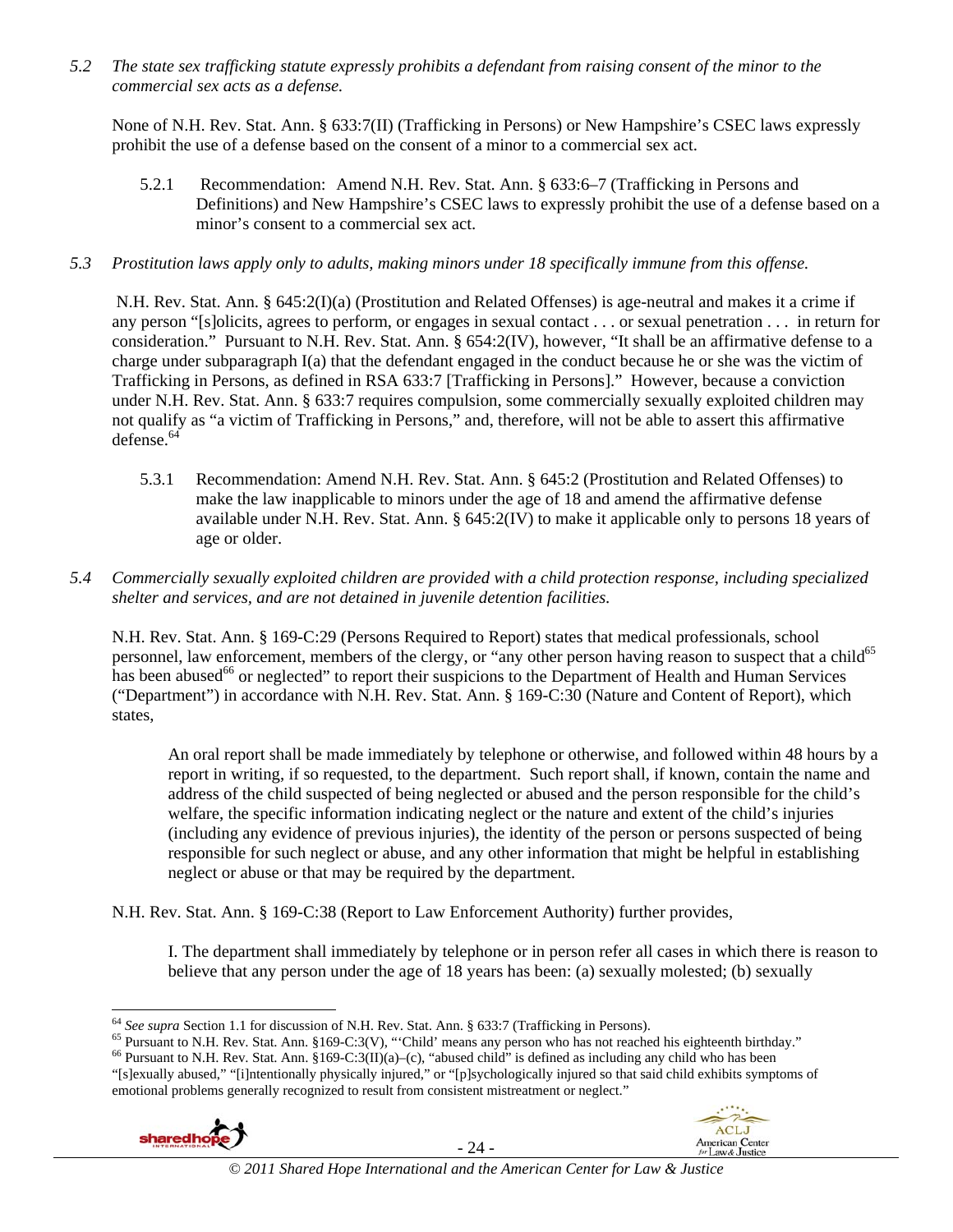*5.2 The state sex trafficking statute expressly prohibits a defendant from raising consent of the minor to the commercial sex acts as a defense.*

None of N.H. Rev. Stat. Ann. § 633:7(II) (Trafficking in Persons) or New Hampshire's CSEC laws expressly prohibit the use of a defense based on the consent of a minor to a commercial sex act.

5.2.1 Recommendation: Amend N.H. Rev. Stat. Ann. § 633:6–7 (Trafficking in Persons and Definitions) and New Hampshire's CSEC laws to expressly prohibit the use of a defense based on a minor's consent to a commercial sex act.

*5.3 Prostitution laws apply only to adults, making minors under 18 specifically immune from this offense.*

N.H. Rev. Stat. Ann. § 645:2(I)(a) (Prostitution and Related Offenses) is age-neutral and makes it a crime if any person "[s]olicits, agrees to perform, or engages in sexual contact . . . or sexual penetration . . . in return for consideration." Pursuant to N.H. Rev. Stat. Ann. § 654:2(IV), however, "It shall be an affirmative defense to a charge under subparagraph I(a) that the defendant engaged in the conduct because he or she was the victim of Trafficking in Persons, as defined in RSA 633:7 [Trafficking in Persons]." However, because a conviction under N.H. Rev. Stat. Ann. § 633:7 requires compulsion, some commercially sexually exploited children may not qualify as "a victim of Trafficking in Persons," and, therefore, will not be able to assert this affirmative defense.[64]

5.3.1 Recommendation: Amend N.H. Rev. Stat. Ann. § 645:2 (Prostitution and Related Offenses) to make the law inapplicable to minors under the age of 18 and amend the affirmative defense available under N.H. Rev. Stat. Ann. § 645:2(IV) to make it applicable only to persons 18 years of age or older.

*5.4 Commercially sexually exploited children are provided with a child protection response, including specialized shelter and services, and are not detained in juvenile detention facilities.*

N.H. Rev. Stat. Ann. § 169-C:29 (Persons Required to Report) states that medical professionals, school personnel, law enforcement, members of the clergy, or "any other person having reason to suspect that a child[65] has been abused[66] or neglected" to report their suspicions to the Department of Health and Human Services ("Department") in accordance with N.H. Rev. Stat. Ann. § 169-C:30 (Nature and Content of Report), which states,

> An oral report shall be made immediately by telephone or otherwise, and followed within 48 hours by a report in writing, if so requested, to the department. Such report shall, if known, contain the name and address of the child suspected of being neglected or abused and the person responsible for the child's welfare, the specific information indicating neglect or the nature and extent of the child's injuries (including any evidence of previous injuries), the identity of the person or persons suspected of being responsible for such neglect or abuse, and any other information that might be helpful in establishing neglect or abuse or that may be required by the department.

N.H. Rev. Stat. Ann. § 169-C:38 (Report to Law Enforcement Authority) further provides,

> I. The department shall immediately by telephone or in person refer all cases in which there is reason to believe that any person under the age of 18 years has been: (a) sexually molested; (b) sexually

---

[64] *See supra* Section 1.1 for discussion of N.H. Rev. Stat. Ann. § 633:7 (Trafficking in Persons).

[65] Pursuant to N.H. Rev. Stat. Ann. §169-C:3(V), "'Child' means any person who has not reached his eighteenth birthday."

[66] Pursuant to N.H. Rev. Stat. Ann. §169-C:3(II)(a)–(c), "abused child" is defined as including any child who has been "[s]exually abused," "[i]ntentionally physically injured," or "[p]sychologically injured so that said child exhibits symptoms of emotional problems generally recognized to result from consistent mistreatment or neglect."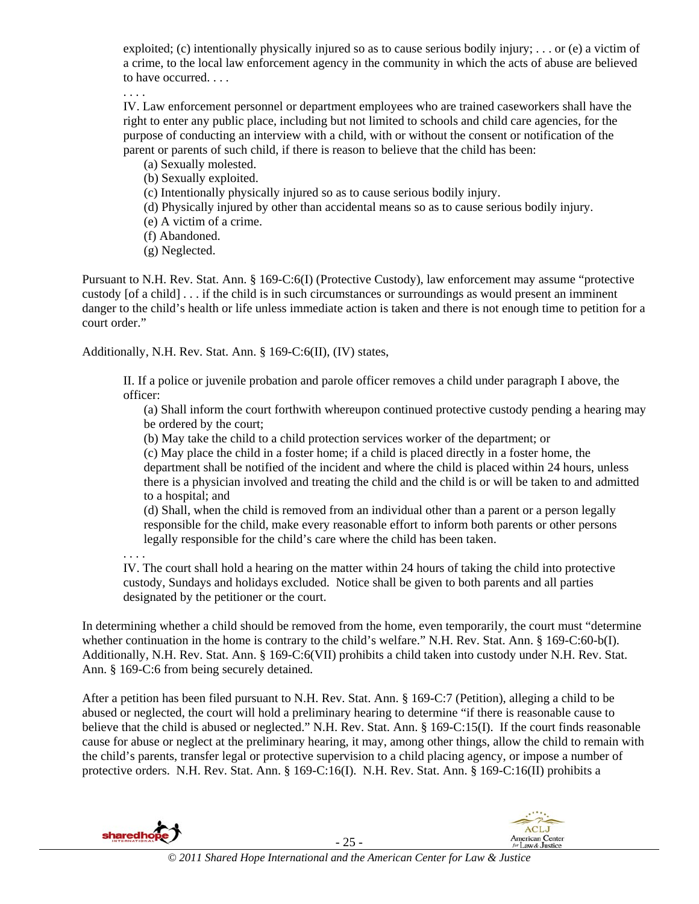> exploited; (c) intentionally physically injured so as to cause serious bodily injury; . . . or (e) a victim of a crime, to the local law enforcement agency in the community in which the acts of abuse are believed to have occurred. . . .
>
> . . . .
>
> IV. Law enforcement personnel or department employees who are trained caseworkers shall have the right to enter any public place, including but not limited to schools and child care agencies, for the purpose of conducting an interview with a child, with or without the consent or notification of the parent or parents of such child, if there is reason to believe that the child has been:
>
> (a) Sexually molested.
> (b) Sexually exploited.
> (c) Intentionally physically injured so as to cause serious bodily injury.
> (d) Physically injured by other than accidental means so as to cause serious bodily injury.
> (e) A victim of a crime.
> (f) Abandoned.
> (g) Neglected.

Pursuant to N.H. Rev. Stat. Ann. § 169-C:6(I) (Protective Custody), law enforcement may assume "protective custody [of a child] . . . if the child is in such circumstances or surroundings as would present an imminent danger to the child's health or life unless immediate action is taken and there is not enough time to petition for a court order."

Additionally, N.H. Rev. Stat. Ann. § 169-C:6(II), (IV) states,

> II. If a police or juvenile probation and parole officer removes a child under paragraph I above, the officer:
>
> (a) Shall inform the court forthwith whereupon continued protective custody pending a hearing may be ordered by the court;
> (b) May take the child to a child protection services worker of the department; or
> (c) May place the child in a foster home; if a child is placed directly in a foster home, the department shall be notified of the incident and where the child is placed within 24 hours, unless there is a physician involved and treating the child and the child is or will be taken to and admitted to a hospital; and
> (d) Shall, when the child is removed from an individual other than a parent or a person legally responsible for the child, make every reasonable effort to inform both parents or other persons legally responsible for the child's care where the child has been taken.
>
> . . . .
>
> IV. The court shall hold a hearing on the matter within 24 hours of taking the child into protective custody, Sundays and holidays excluded. Notice shall be given to both parents and all parties designated by the petitioner or the court.

In determining whether a child should be removed from the home, even temporarily, the court must "determine whether continuation in the home is contrary to the child's welfare." N.H. Rev. Stat. Ann. § 169-C:60-b(I). Additionally, N.H. Rev. Stat. Ann. § 169-C:6(VII) prohibits a child taken into custody under N.H. Rev. Stat. Ann. § 169-C:6 from being securely detained.

After a petition has been filed pursuant to N.H. Rev. Stat. Ann. § 169-C:7 (Petition), alleging a child to be abused or neglected, the court will hold a preliminary hearing to determine "if there is reasonable cause to believe that the child is abused or neglected." N.H. Rev. Stat. Ann. § 169-C:15(I). If the court finds reasonable cause for abuse or neglect at the preliminary hearing, it may, among other things, allow the child to remain with the child's parents, transfer legal or protective supervision to a child placing agency, or impose a number of protective orders. N.H. Rev. Stat. Ann. § 169-C:16(I). N.H. Rev. Stat. Ann. § 169-C:16(II) prohibits a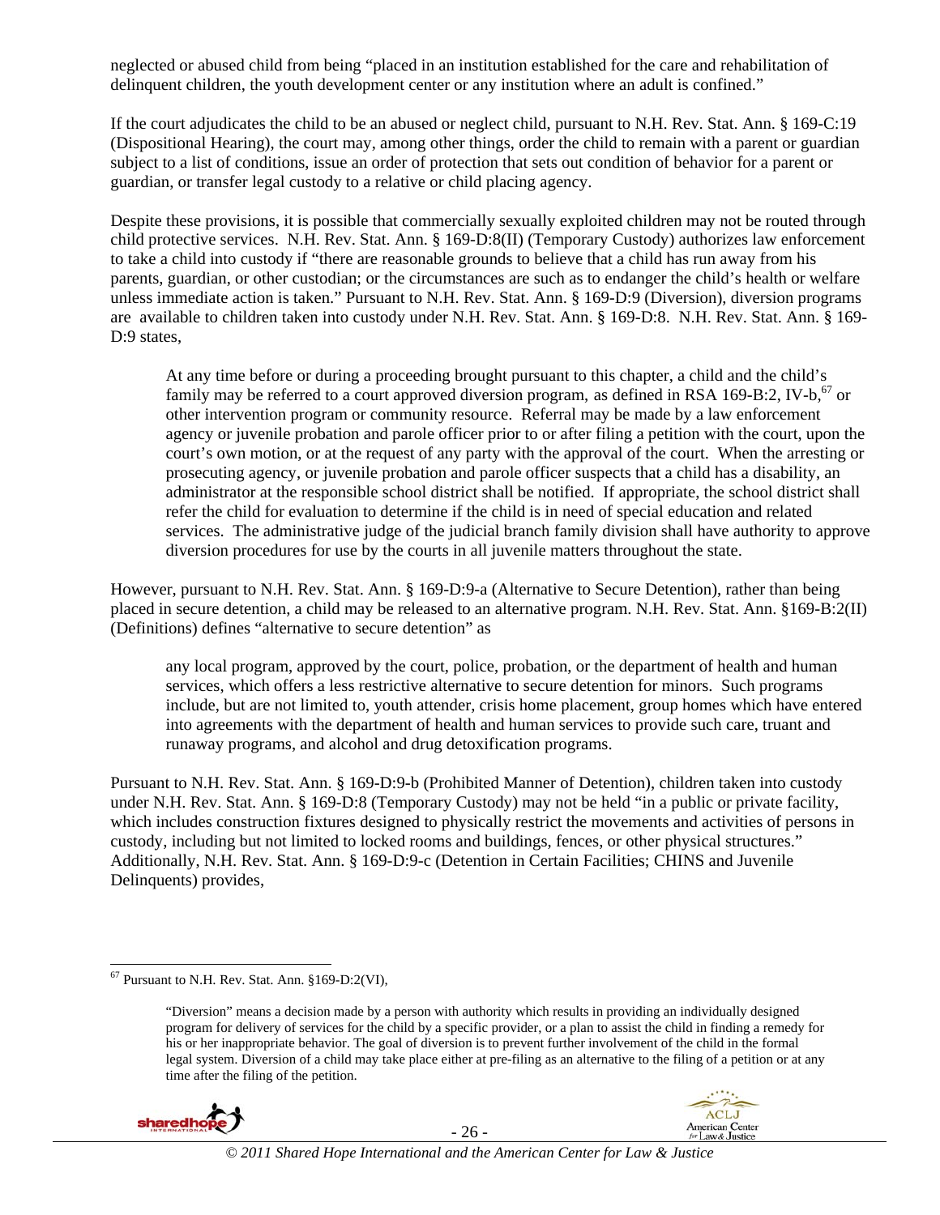neglected or abused child from being "placed in an institution established for the care and rehabilitation of delinquent children, the youth development center or any institution where an adult is confined."

If the court adjudicates the child to be an abused or neglect child, pursuant to N.H. Rev. Stat. Ann. § 169-C:19 (Dispositional Hearing), the court may, among other things, order the child to remain with a parent or guardian subject to a list of conditions, issue an order of protection that sets out condition of behavior for a parent or guardian, or transfer legal custody to a relative or child placing agency.

Despite these provisions, it is possible that commercially sexually exploited children may not be routed through child protective services. N.H. Rev. Stat. Ann. § 169-D:8(II) (Temporary Custody) authorizes law enforcement to take a child into custody if "there are reasonable grounds to believe that a child has run away from his parents, guardian, or other custodian; or the circumstances are such as to endanger the child's health or welfare unless immediate action is taken." Pursuant to N.H. Rev. Stat. Ann. § 169-D:9 (Diversion), diversion programs are available to children taken into custody under N.H. Rev. Stat. Ann. § 169-D:8. N.H. Rev. Stat. Ann. § 169-D:9 states,

> At any time before or during a proceeding brought pursuant to this chapter, a child and the child's family may be referred to a court approved diversion program, as defined in RSA 169-B:2, IV-b,[67] or other intervention program or community resource. Referral may be made by a law enforcement agency or juvenile probation and parole officer prior to or after filing a petition with the court, upon the court's own motion, or at the request of any party with the approval of the court. When the arresting or prosecuting agency, or juvenile probation and parole officer suspects that a child has a disability, an administrator at the responsible school district shall be notified. If appropriate, the school district shall refer the child for evaluation to determine if the child is in need of special education and related services. The administrative judge of the judicial branch family division shall have authority to approve diversion procedures for use by the courts in all juvenile matters throughout the state.

However, pursuant to N.H. Rev. Stat. Ann. § 169-D:9-a (Alternative to Secure Detention), rather than being placed in secure detention, a child may be released to an alternative program. N.H. Rev. Stat. Ann. §169-B:2(II) (Definitions) defines "alternative to secure detention" as

> any local program, approved by the court, police, probation, or the department of health and human services, which offers a less restrictive alternative to secure detention for minors. Such programs include, but are not limited to, youth attender, crisis home placement, group homes which have entered into agreements with the department of health and human services to provide such care, truant and runaway programs, and alcohol and drug detoxification programs.

Pursuant to N.H. Rev. Stat. Ann. § 169-D:9-b (Prohibited Manner of Detention), children taken into custody under N.H. Rev. Stat. Ann. § 169-D:8 (Temporary Custody) may not be held "in a public or private facility, which includes construction fixtures designed to physically restrict the movements and activities of persons in custody, including but not limited to locked rooms and buildings, fences, or other physical structures." Additionally, N.H. Rev. Stat. Ann. § 169-D:9-c (Detention in Certain Facilities; CHINS and Juvenile Delinquents) provides,

---

[67] Pursuant to N.H. Rev. Stat. Ann. §169-D:2(VI),

> "Diversion" means a decision made by a person with authority which results in providing an individually designed program for delivery of services for the child by a specific provider, or a plan to assist the child in finding a remedy for his or her inappropriate behavior. The goal of diversion is to prevent further involvement of the child in the formal legal system. Diversion of a child may take place either at pre-filing as an alternative to the filing of a petition or at any time after the filing of the petition.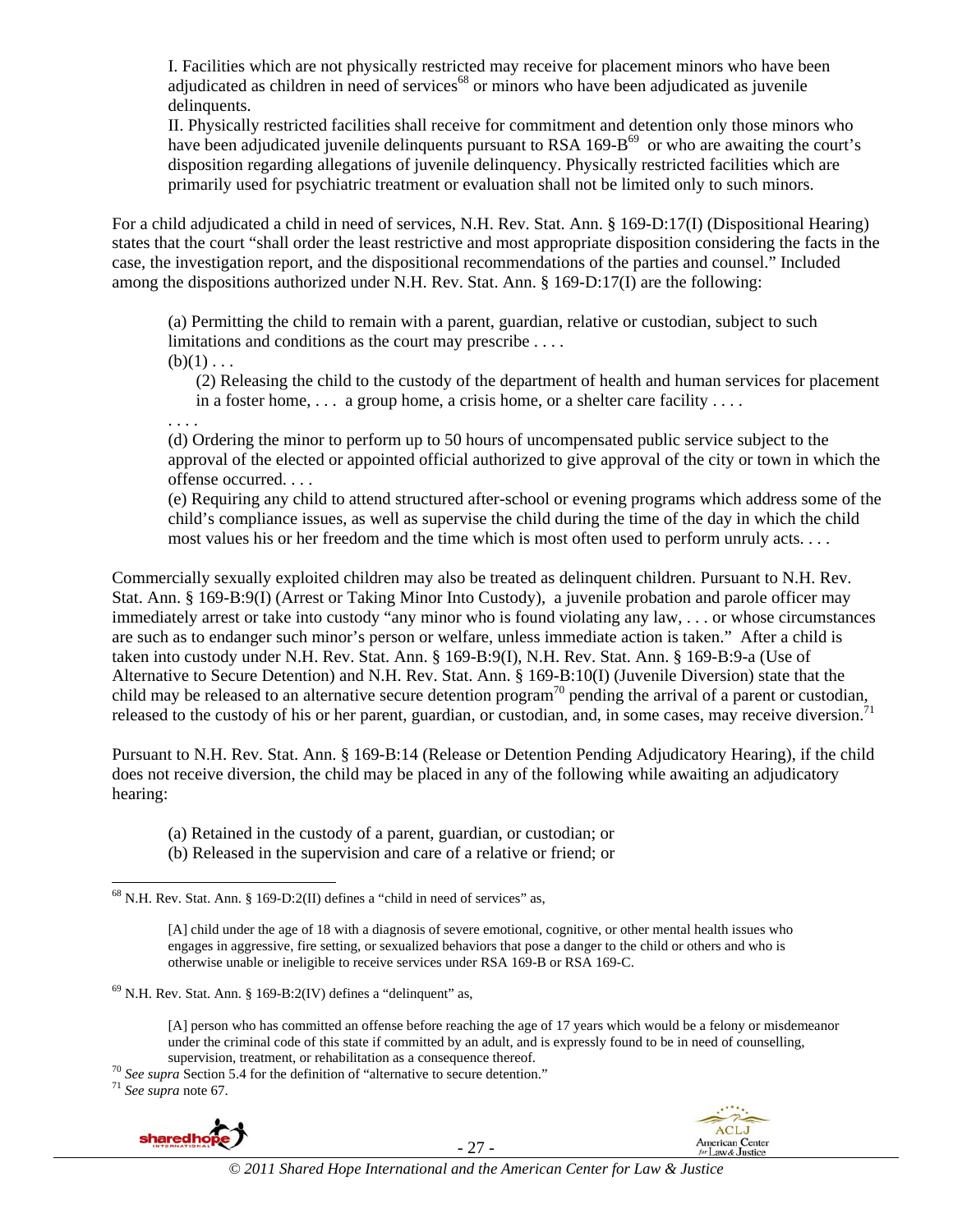I. Facilities which are not physically restricted may receive for placement minors who have been adjudicated as children in need of services[68] or minors who have been adjudicated as juvenile delinquents.

II. Physically restricted facilities shall receive for commitment and detention only those minors who have been adjudicated juvenile delinquents pursuant to RSA 169-B[69] or who are awaiting the court's disposition regarding allegations of juvenile delinquency. Physically restricted facilities which are primarily used for psychiatric treatment or evaluation shall not be limited only to such minors.

For a child adjudicated a child in need of services, N.H. Rev. Stat. Ann. § 169-D:17(I) (Dispositional Hearing) states that the court "shall order the least restrictive and most appropriate disposition considering the facts in the case, the investigation report, and the dispositional recommendations of the parties and counsel." Included among the dispositions authorized under N.H. Rev. Stat. Ann. § 169-D:17(I) are the following:

> (a) Permitting the child to remain with a parent, guardian, relative or custodian, subject to such limitations and conditions as the court may prescribe . . . .
>
> (b)(1) . . .
>
> (2) Releasing the child to the custody of the department of health and human services for placement in a foster home, . . . a group home, a crisis home, or a shelter care facility . . . .
>
> . . . .
>
> (d) Ordering the minor to perform up to 50 hours of uncompensated public service subject to the approval of the elected or appointed official authorized to give approval of the city or town in which the offense occurred. . . .
>
> (e) Requiring any child to attend structured after-school or evening programs which address some of the child's compliance issues, as well as supervise the child during the time of the day in which the child most values his or her freedom and the time which is most often used to perform unruly acts. . . .

Commercially sexually exploited children may also be treated as delinquent children. Pursuant to N.H. Rev. Stat. Ann. § 169-B:9(I) (Arrest or Taking Minor Into Custody), a juvenile probation and parole officer may immediately arrest or take into custody "any minor who is found violating any law, . . . or whose circumstances are such as to endanger such minor's person or welfare, unless immediate action is taken." After a child is taken into custody under N.H. Rev. Stat. Ann. § 169-B:9(I), N.H. Rev. Stat. Ann. § 169-B:9-a (Use of Alternative to Secure Detention) and N.H. Rev. Stat. Ann. § 169-B:10(I) (Juvenile Diversion) state that the child may be released to an alternative secure detention program[70] pending the arrival of a parent or custodian, released to the custody of his or her parent, guardian, or custodian, and, in some cases, may receive diversion.[71]

Pursuant to N.H. Rev. Stat. Ann. § 169-B:14 (Release or Detention Pending Adjudicatory Hearing), if the child does not receive diversion, the child may be placed in any of the following while awaiting an adjudicatory hearing:

> (a) Retained in the custody of a parent, guardian, or custodian; or
>
> (b) Released in the supervision and care of a relative or friend; or

---

[68] N.H. Rev. Stat. Ann. § 169-D:2(II) defines a "child in need of services" as,

> [A] child under the age of 18 with a diagnosis of severe emotional, cognitive, or other mental health issues who engages in aggressive, fire setting, or sexualized behaviors that pose a danger to the child or others and who is otherwise unable or ineligible to receive services under RSA 169-B or RSA 169-C.

[69] N.H. Rev. Stat. Ann. § 169-B:2(IV) defines a "delinquent" as,

> [A] person who has committed an offense before reaching the age of 17 years which would be a felony or misdemeanor under the criminal code of this state if committed by an adult, and is expressly found to be in need of counselling, supervision, treatment, or rehabilitation as a consequence thereof.

[70] *See supra* Section 5.4 for the definition of "alternative to secure detention."

[71] *See supra* note 67.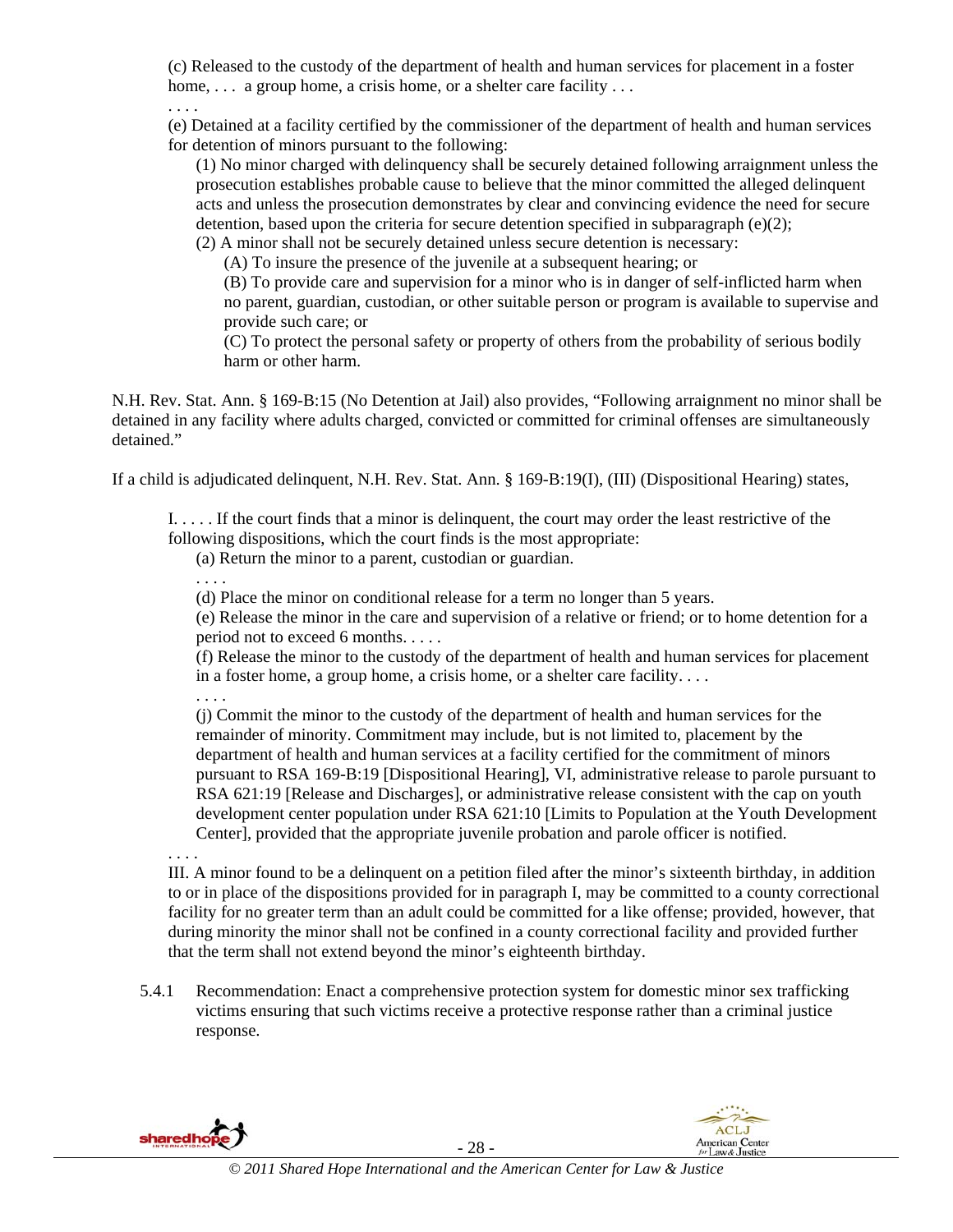(c) Released to the custody of the department of health and human services for placement in a foster home, . . . a group home, a crisis home, or a shelter care facility . . .

. . . .

(e) Detained at a facility certified by the commissioner of the department of health and human services for detention of minors pursuant to the following:

> (1) No minor charged with delinquency shall be securely detained following arraignment unless the prosecution establishes probable cause to believe that the minor committed the alleged delinquent acts and unless the prosecution demonstrates by clear and convincing evidence the need for secure detention, based upon the criteria for secure detention specified in subparagraph (e)(2);
>
> (2) A minor shall not be securely detained unless secure detention is necessary:
>
> > (A) To insure the presence of the juvenile at a subsequent hearing; or
> >
> > (B) To provide care and supervision for a minor who is in danger of self-inflicted harm when no parent, guardian, custodian, or other suitable person or program is available to supervise and provide such care; or
> >
> > (C) To protect the personal safety or property of others from the probability of serious bodily harm or other harm.

N.H. Rev. Stat. Ann. § 169-B:15 (No Detention at Jail) also provides, "Following arraignment no minor shall be detained in any facility where adults charged, convicted or committed for criminal offenses are simultaneously detained."

If a child is adjudicated delinquent, N.H. Rev. Stat. Ann. § 169-B:19(I), (III) (Dispositional Hearing) states,

> I. . . . . If the court finds that a minor is delinquent, the court may order the least restrictive of the following dispositions, which the court finds is the most appropriate:
>
> > (a) Return the minor to a parent, custodian or guardian.
> >
> > . . . .
> >
> > (d) Place the minor on conditional release for a term no longer than 5 years.
> >
> > (e) Release the minor in the care and supervision of a relative or friend; or to home detention for a period not to exceed 6 months. . . . .
> >
> > (f) Release the minor to the custody of the department of health and human services for placement in a foster home, a group home, a crisis home, or a shelter care facility. . . .
> >
> > . . . .
> >
> > (j) Commit the minor to the custody of the department of health and human services for the remainder of minority. Commitment may include, but is not limited to, placement by the department of health and human services at a facility certified for the commitment of minors pursuant to RSA 169-B:19 [Dispositional Hearing], VI, administrative release to parole pursuant to RSA 621:19 [Release and Discharges], or administrative release consistent with the cap on youth development center population under RSA 621:10 [Limits to Population at the Youth Development Center], provided that the appropriate juvenile probation and parole officer is notified.
>
> . . . .
>
> III. A minor found to be a delinquent on a petition filed after the minor's sixteenth birthday, in addition to or in place of the dispositions provided for in paragraph I, may be committed to a county correctional facility for no greater term than an adult could be committed for a like offense; provided, however, that during minority the minor shall not be confined in a county correctional facility and provided further that the term shall not extend beyond the minor's eighteenth birthday.

5.4.1 Recommendation: Enact a comprehensive protection system for domestic minor sex trafficking victims ensuring that such victims receive a protective response rather than a criminal justice response.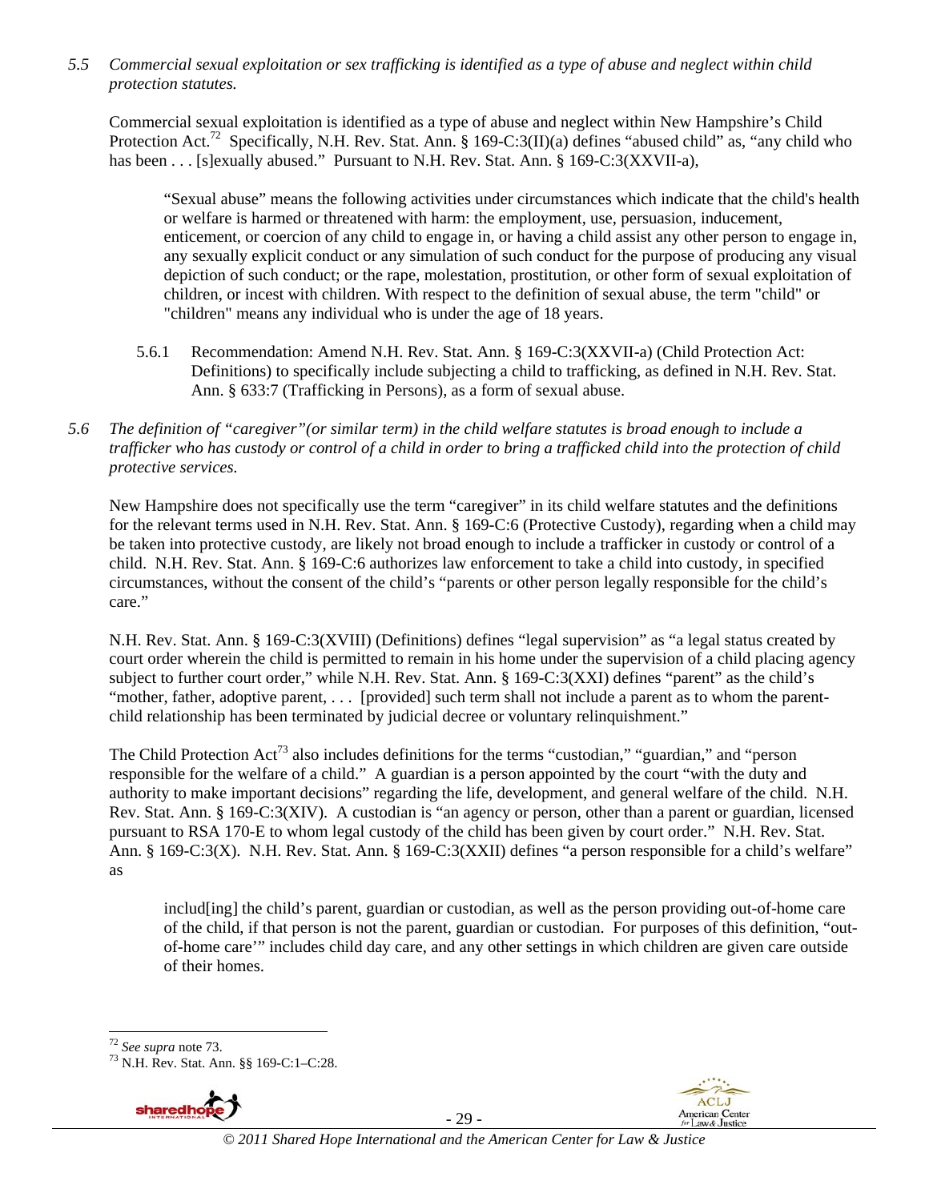*5.5 Commercial sexual exploitation or sex trafficking is identified as a type of abuse and neglect within child protection statutes.*

Commercial sexual exploitation is identified as a type of abuse and neglect within New Hampshire's Child Protection Act.[72] Specifically, N.H. Rev. Stat. Ann. § 169-C:3(II)(a) defines "abused child" as, "any child who has been . . . [s]exually abused." Pursuant to N.H. Rev. Stat. Ann. § 169-C:3(XXVII-a),

> "Sexual abuse" means the following activities under circumstances which indicate that the child's health or welfare is harmed or threatened with harm: the employment, use, persuasion, inducement, enticement, or coercion of any child to engage in, or having a child assist any other person to engage in, any sexually explicit conduct or any simulation of such conduct for the purpose of producing any visual depiction of such conduct; or the rape, molestation, prostitution, or other form of sexual exploitation of children, or incest with children. With respect to the definition of sexual abuse, the term "child" or "children" means any individual who is under the age of 18 years.

5.6.1 Recommendation: Amend N.H. Rev. Stat. Ann. § 169-C:3(XXVII-a) (Child Protection Act: Definitions) to specifically include subjecting a child to trafficking, as defined in N.H. Rev. Stat. Ann. § 633:7 (Trafficking in Persons), as a form of sexual abuse.

*5.6 The definition of "caregiver"(or similar term) in the child welfare statutes is broad enough to include a trafficker who has custody or control of a child in order to bring a trafficked child into the protection of child protective services.*

New Hampshire does not specifically use the term "caregiver" in its child welfare statutes and the definitions for the relevant terms used in N.H. Rev. Stat. Ann. § 169-C:6 (Protective Custody), regarding when a child may be taken into protective custody, are likely not broad enough to include a trafficker in custody or control of a child. N.H. Rev. Stat. Ann. § 169-C:6 authorizes law enforcement to take a child into custody, in specified circumstances, without the consent of the child's "parents or other person legally responsible for the child's care."

N.H. Rev. Stat. Ann. § 169-C:3(XVIII) (Definitions) defines "legal supervision" as "a legal status created by court order wherein the child is permitted to remain in his home under the supervision of a child placing agency subject to further court order," while N.H. Rev. Stat. Ann. § 169-C:3(XXI) defines "parent" as the child's "mother, father, adoptive parent, . . . [provided] such term shall not include a parent as to whom the parent-child relationship has been terminated by judicial decree or voluntary relinquishment."

The Child Protection Act[73] also includes definitions for the terms "custodian," "guardian," and "person responsible for the welfare of a child." A guardian is a person appointed by the court "with the duty and authority to make important decisions" regarding the life, development, and general welfare of the child. N.H. Rev. Stat. Ann. § 169-C:3(XIV). A custodian is "an agency or person, other than a parent or guardian, licensed pursuant to RSA 170-E to whom legal custody of the child has been given by court order." N.H. Rev. Stat. Ann. § 169-C:3(X). N.H. Rev. Stat. Ann. § 169-C:3(XXII) defines "a person responsible for a child's welfare" as

> includ[ing] the child's parent, guardian or custodian, as well as the person providing out-of-home care of the child, if that person is not the parent, guardian or custodian. For purposes of this definition, "out-of-home care'" includes child day care, and any other settings in which children are given care outside of their homes.

---

[72] *See supra* note 73.

[73] N.H. Rev. Stat. Ann. §§ 169-C:1–C:28.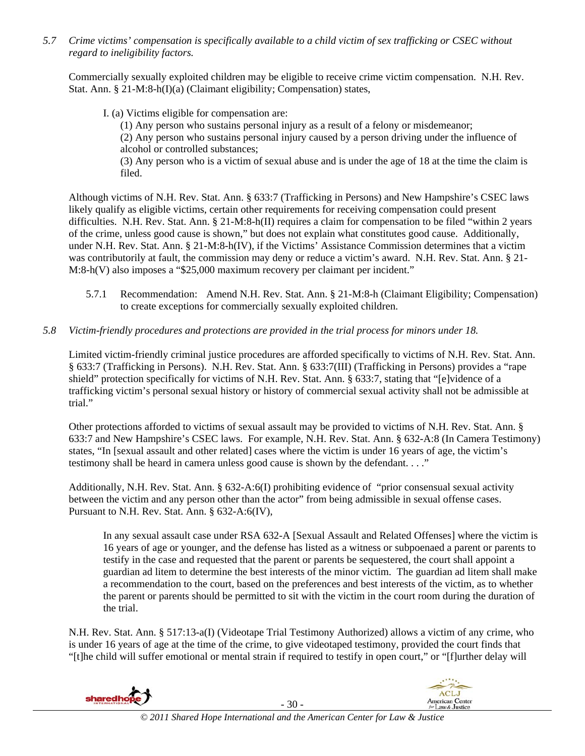*5.7 Crime victims' compensation is specifically available to a child victim of sex trafficking or CSEC without regard to ineligibility factors.*

Commercially sexually exploited children may be eligible to receive crime victim compensation. N.H. Rev. Stat. Ann. § 21-M:8-h(I)(a) (Claimant eligibility; Compensation) states,

> I. (a) Victims eligible for compensation are:
>
> (1) Any person who sustains personal injury as a result of a felony or misdemeanor;
>
> (2) Any person who sustains personal injury caused by a person driving under the influence of alcohol or controlled substances;
>
> (3) Any person who is a victim of sexual abuse and is under the age of 18 at the time the claim is filed.

Although victims of N.H. Rev. Stat. Ann. § 633:7 (Trafficking in Persons) and New Hampshire's CSEC laws likely qualify as eligible victims, certain other requirements for receiving compensation could present difficulties. N.H. Rev. Stat. Ann. § 21-M:8-h(II) requires a claim for compensation to be filed "within 2 years of the crime, unless good cause is shown," but does not explain what constitutes good cause. Additionally, under N.H. Rev. Stat. Ann. § 21-M:8-h(IV), if the Victims' Assistance Commission determines that a victim was contributorily at fault, the commission may deny or reduce a victim's award. N.H. Rev. Stat. Ann. § 21-M:8-h(V) also imposes a "$25,000 maximum recovery per claimant per incident."

5.7.1 Recommendation: Amend N.H. Rev. Stat. Ann. § 21-M:8-h (Claimant Eligibility; Compensation) to create exceptions for commercially sexually exploited children.

*5.8 Victim-friendly procedures and protections are provided in the trial process for minors under 18.*

Limited victim-friendly criminal justice procedures are afforded specifically to victims of N.H. Rev. Stat. Ann. § 633:7 (Trafficking in Persons). N.H. Rev. Stat. Ann. § 633:7(III) (Trafficking in Persons) provides a "rape shield" protection specifically for victims of N.H. Rev. Stat. Ann. § 633:7, stating that "[e]vidence of a trafficking victim's personal sexual history or history of commercial sexual activity shall not be admissible at trial."

Other protections afforded to victims of sexual assault may be provided to victims of N.H. Rev. Stat. Ann. § 633:7 and New Hampshire's CSEC laws. For example, N.H. Rev. Stat. Ann. § 632-A:8 (In Camera Testimony) states, "In [sexual assault and other related] cases where the victim is under 16 years of age, the victim's testimony shall be heard in camera unless good cause is shown by the defendant. . . ."

Additionally, N.H. Rev. Stat. Ann. § 632-A:6(I) prohibiting evidence of "prior consensual sexual activity between the victim and any person other than the actor" from being admissible in sexual offense cases. Pursuant to N.H. Rev. Stat. Ann. § 632-A:6(IV),

> In any sexual assault case under RSA 632-A [Sexual Assault and Related Offenses] where the victim is 16 years of age or younger, and the defense has listed as a witness or subpoenaed a parent or parents to testify in the case and requested that the parent or parents be sequestered, the court shall appoint a guardian ad litem to determine the best interests of the minor victim. The guardian ad litem shall make a recommendation to the court, based on the preferences and best interests of the victim, as to whether the parent or parents should be permitted to sit with the victim in the court room during the duration of the trial.

N.H. Rev. Stat. Ann. § 517:13-a(I) (Videotape Trial Testimony Authorized) allows a victim of any crime, who is under 16 years of age at the time of the crime, to give videotaped testimony, provided the court finds that "[t]he child will suffer emotional or mental strain if required to testify in open court," or "[f]urther delay will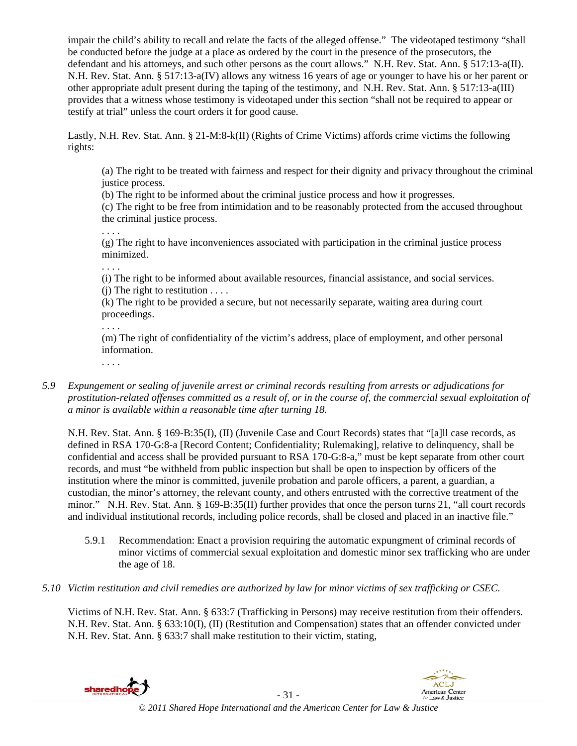impair the child's ability to recall and relate the facts of the alleged offense." The videotaped testimony "shall be conducted before the judge at a place as ordered by the court in the presence of the prosecutors, the defendant and his attorneys, and such other persons as the court allows." N.H. Rev. Stat. Ann. § 517:13-a(II). N.H. Rev. Stat. Ann. § 517:13-a(IV) allows any witness 16 years of age or younger to have his or her parent or other appropriate adult present during the taping of the testimony, and N.H. Rev. Stat. Ann. § 517:13-a(III) provides that a witness whose testimony is videotaped under this section "shall not be required to appear or testify at trial" unless the court orders it for good cause.

Lastly, N.H. Rev. Stat. Ann. § 21-M:8-k(II) (Rights of Crime Victims) affords crime victims the following rights:

> (a) The right to be treated with fairness and respect for their dignity and privacy throughout the criminal justice process.
> (b) The right to be informed about the criminal justice process and how it progresses.
> (c) The right to be free from intimidation and to be reasonably protected from the accused throughout the criminal justice process.
> . . . .
> (g) The right to have inconveniences associated with participation in the criminal justice process minimized.
> . . . .
> (i) The right to be informed about available resources, financial assistance, and social services.
> (j) The right to restitution . . . .
> (k) The right to be provided a secure, but not necessarily separate, waiting area during court proceedings.
> . . . .
> (m) The right of confidentiality of the victim's address, place of employment, and other personal information.
> . . . .

*5.9 Expungement or sealing of juvenile arrest or criminal records resulting from arrests or adjudications for prostitution-related offenses committed as a result of, or in the course of, the commercial sexual exploitation of a minor is available within a reasonable time after turning 18.*

N.H. Rev. Stat. Ann. § 169-B:35(I), (II) (Juvenile Case and Court Records) states that "[a]ll case records, as defined in RSA 170-G:8-a [Record Content; Confidentiality; Rulemaking], relative to delinquency, shall be confidential and access shall be provided pursuant to RSA 170-G:8-a," must be kept separate from other court records, and must "be withheld from public inspection but shall be open to inspection by officers of the institution where the minor is committed, juvenile probation and parole officers, a parent, a guardian, a custodian, the minor's attorney, the relevant county, and others entrusted with the corrective treatment of the minor." N.H. Rev. Stat. Ann. § 169-B:35(II) further provides that once the person turns 21, "all court records and individual institutional records, including police records, shall be closed and placed in an inactive file."

5.9.1 Recommendation: Enact a provision requiring the automatic expungment of criminal records of minor victims of commercial sexual exploitation and domestic minor sex trafficking who are under the age of 18.

*5.10 Victim restitution and civil remedies are authorized by law for minor victims of sex trafficking or CSEC.*

Victims of N.H. Rev. Stat. Ann. § 633:7 (Trafficking in Persons) may receive restitution from their offenders. N.H. Rev. Stat. Ann. § 633:10(I), (II) (Restitution and Compensation) states that an offender convicted under N.H. Rev. Stat. Ann. § 633:7 shall make restitution to their victim, stating,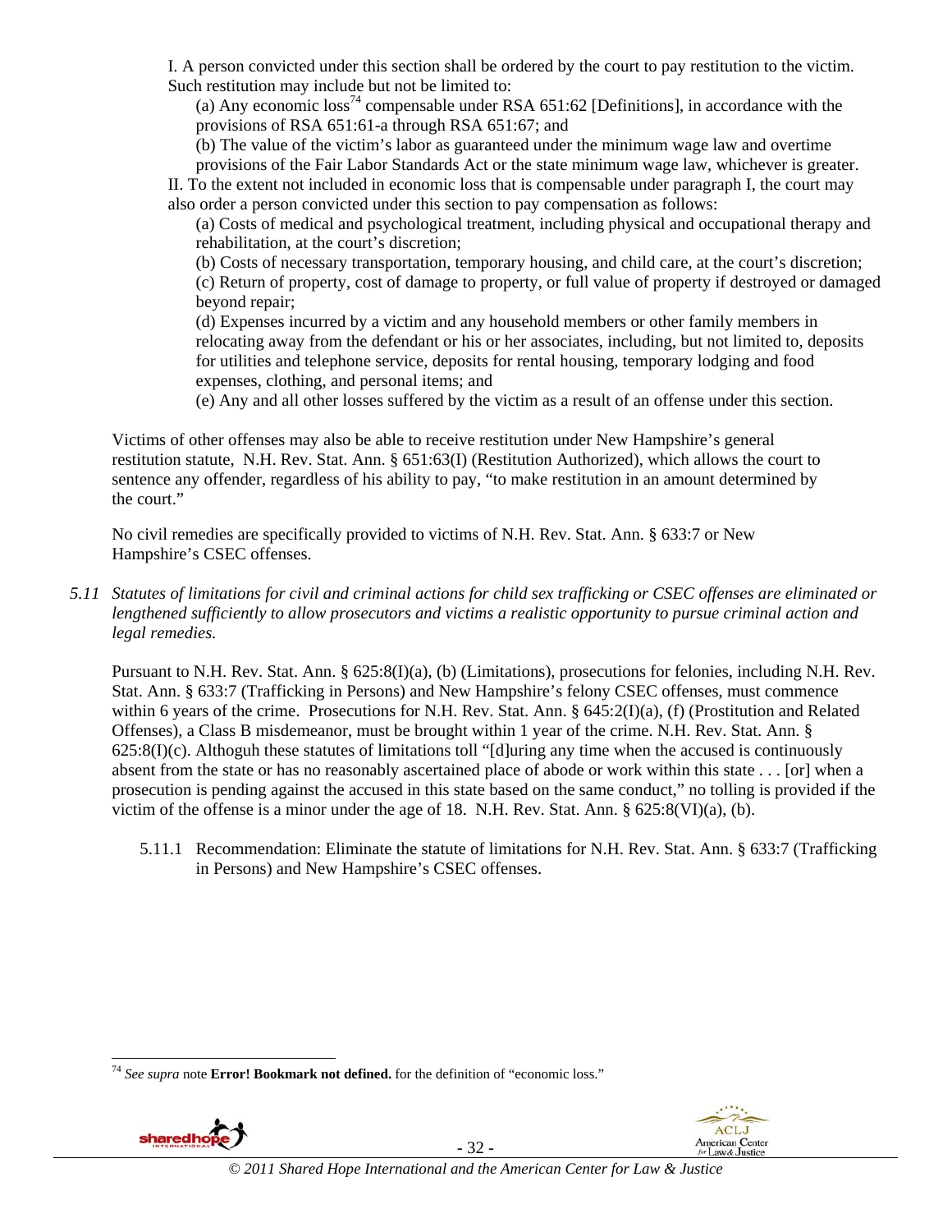I. A person convicted under this section shall be ordered by the court to pay restitution to the victim. Such restitution may include but not be limited to:

(a) Any economic loss[74] compensable under RSA 651:62 [Definitions], in accordance with the provisions of RSA 651:61-a through RSA 651:67; and

(b) The value of the victim's labor as guaranteed under the minimum wage law and overtime provisions of the Fair Labor Standards Act or the state minimum wage law, whichever is greater.

II. To the extent not included in economic loss that is compensable under paragraph I, the court may also order a person convicted under this section to pay compensation as follows:

(a) Costs of medical and psychological treatment, including physical and occupational therapy and rehabilitation, at the court's discretion;

(b) Costs of necessary transportation, temporary housing, and child care, at the court's discretion;

(c) Return of property, cost of damage to property, or full value of property if destroyed or damaged beyond repair;

(d) Expenses incurred by a victim and any household members or other family members in relocating away from the defendant or his or her associates, including, but not limited to, deposits for utilities and telephone service, deposits for rental housing, temporary lodging and food expenses, clothing, and personal items; and

(e) Any and all other losses suffered by the victim as a result of an offense under this section.

Victims of other offenses may also be able to receive restitution under New Hampshire's general restitution statute, N.H. Rev. Stat. Ann. § 651:63(I) (Restitution Authorized), which allows the court to sentence any offender, regardless of his ability to pay, "to make restitution in an amount determined by the court."

No civil remedies are specifically provided to victims of N.H. Rev. Stat. Ann. § 633:7 or New Hampshire's CSEC offenses.

*5.11 Statutes of limitations for civil and criminal actions for child sex trafficking or CSEC offenses are eliminated or lengthened sufficiently to allow prosecutors and victims a realistic opportunity to pursue criminal action and legal remedies.*

Pursuant to N.H. Rev. Stat. Ann. § 625:8(I)(a), (b) (Limitations), prosecutions for felonies, including N.H. Rev. Stat. Ann. § 633:7 (Trafficking in Persons) and New Hampshire's felony CSEC offenses, must commence within 6 years of the crime. Prosecutions for N.H. Rev. Stat. Ann. § 645:2(I)(a), (f) (Prostitution and Related Offenses), a Class B misdemeanor, must be brought within 1 year of the crime. N.H. Rev. Stat. Ann. § 625:8(I)(c). Althoguh these statutes of limitations toll "[d]uring any time when the accused is continuously absent from the state or has no reasonably ascertained place of abode or work within this state . . . [or] when a prosecution is pending against the accused in this state based on the same conduct," no tolling is provided if the victim of the offense is a minor under the age of 18. N.H. Rev. Stat. Ann. § 625:8(VI)(a), (b).

5.11.1 Recommendation: Eliminate the statute of limitations for N.H. Rev. Stat. Ann. § 633:7 (Trafficking in Persons) and New Hampshire's CSEC offenses.

---

[74] *See supra* note **Error! Bookmark not defined.** for the definition of "economic loss."

*© 2011 Shared Hope International and the American Center for Law & Justice*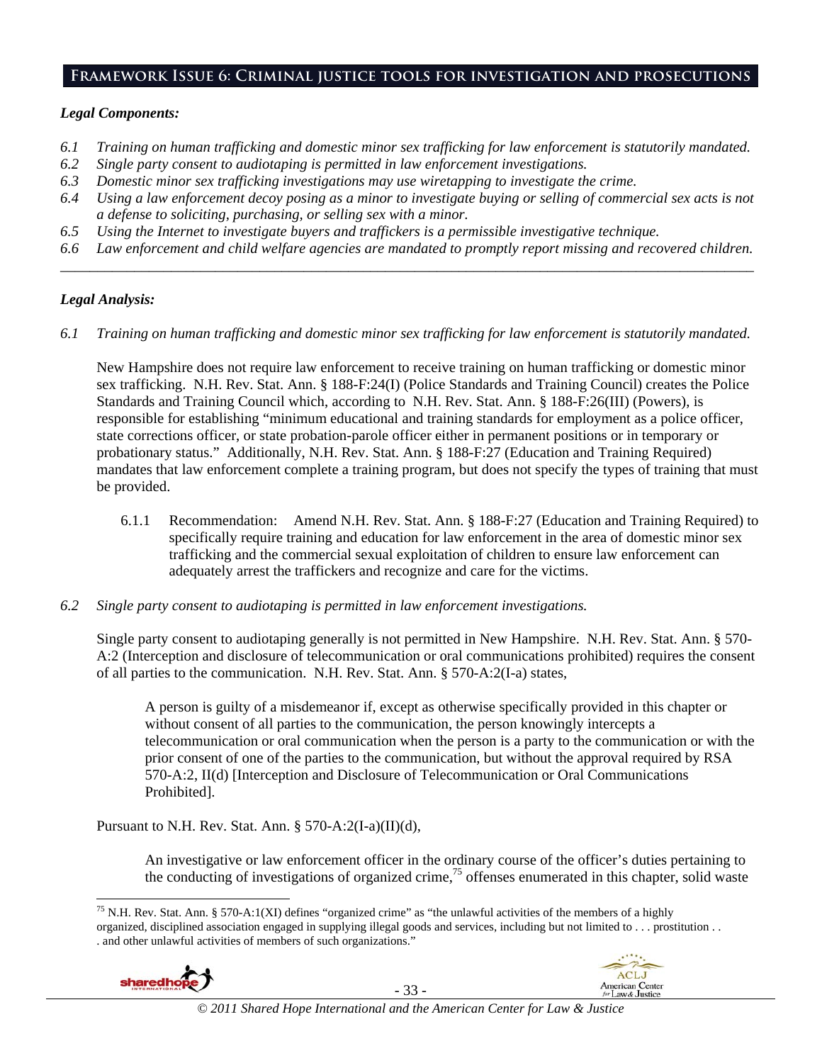## Framework Issue 6: Criminal justice tools for investigation and prosecutions

### *Legal Components:*

*6.1 Training on human trafficking and domestic minor sex trafficking for law enforcement is statutorily mandated.*

*6.2 Single party consent to audiotaping is permitted in law enforcement investigations.*

*6.3 Domestic minor sex trafficking investigations may use wiretapping to investigate the crime.*

*6.4 Using a law enforcement decoy posing as a minor to investigate buying or selling of commercial sex acts is not a defense to soliciting, purchasing, or selling sex with a minor.*

*6.5 Using the Internet to investigate buyers and traffickers is a permissible investigative technique.*

*6.6 Law enforcement and child welfare agencies are mandated to promptly report missing and recovered children.*

---

### *Legal Analysis:*

*6.1 Training on human trafficking and domestic minor sex trafficking for law enforcement is statutorily mandated.*

New Hampshire does not require law enforcement to receive training on human trafficking or domestic minor sex trafficking. N.H. Rev. Stat. Ann. § 188-F:24(I) (Police Standards and Training Council) creates the Police Standards and Training Council which, according to N.H. Rev. Stat. Ann. § 188-F:26(III) (Powers), is responsible for establishing "minimum educational and training standards for employment as a police officer, state corrections officer, or state probation-parole officer either in permanent positions or in temporary or probationary status." Additionally, N.H. Rev. Stat. Ann. § 188-F:27 (Education and Training Required) mandates that law enforcement complete a training program, but does not specify the types of training that must be provided.

6.1.1 Recommendation: Amend N.H. Rev. Stat. Ann. § 188-F:27 (Education and Training Required) to specifically require training and education for law enforcement in the area of domestic minor sex trafficking and the commercial sexual exploitation of children to ensure law enforcement can adequately arrest the traffickers and recognize and care for the victims.

*6.2 Single party consent to audiotaping is permitted in law enforcement investigations.*

Single party consent to audiotaping generally is not permitted in New Hampshire. N.H. Rev. Stat. Ann. § 570-A:2 (Interception and disclosure of telecommunication or oral communications prohibited) requires the consent of all parties to the communication. N.H. Rev. Stat. Ann. § 570-A:2(I-a) states,

> A person is guilty of a misdemeanor if, except as otherwise specifically provided in this chapter or without consent of all parties to the communication, the person knowingly intercepts a telecommunication or oral communication when the person is a party to the communication or with the prior consent of one of the parties to the communication, but without the approval required by RSA 570-A:2, II(d) [Interception and Disclosure of Telecommunication or Oral Communications Prohibited].

Pursuant to N.H. Rev. Stat. Ann. § 570-A:2(I-a)(II)(d),

> An investigative or law enforcement officer in the ordinary course of the officer's duties pertaining to the conducting of investigations of organized crime,[75] offenses enumerated in this chapter, solid waste

---

[75] N.H. Rev. Stat. Ann. § 570-A:1(XI) defines "organized crime" as "the unlawful activities of the members of a highly organized, disciplined association engaged in supplying illegal goods and services, including but not limited to . . . prostitution . . . and other unlawful activities of members of such organizations."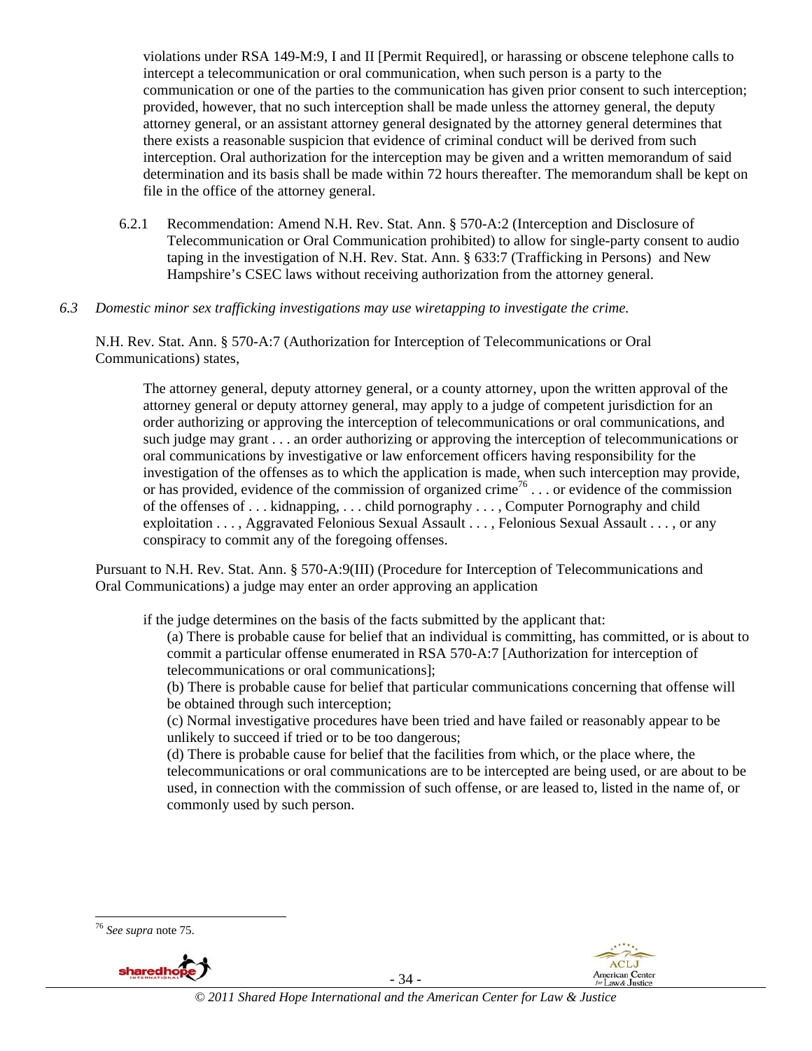violations under RSA 149-M:9, I and II [Permit Required], or harassing or obscene telephone calls to intercept a telecommunication or oral communication, when such person is a party to the communication or one of the parties to the communication has given prior consent to such interception; provided, however, that no such interception shall be made unless the attorney general, the deputy attorney general, or an assistant attorney general designated by the attorney general determines that there exists a reasonable suspicion that evidence of criminal conduct will be derived from such interception. Oral authorization for the interception may be given and a written memorandum of said determination and its basis shall be made within 72 hours thereafter. The memorandum shall be kept on file in the office of the attorney general.

6.2.1 Recommendation: Amend N.H. Rev. Stat. Ann. § 570-A:2 (Interception and Disclosure of Telecommunication or Oral Communication prohibited) to allow for single-party consent to audio taping in the investigation of N.H. Rev. Stat. Ann. § 633:7 (Trafficking in Persons) and New Hampshire's CSEC laws without receiving authorization from the attorney general.

*6.3 Domestic minor sex trafficking investigations may use wiretapping to investigate the crime.*

N.H. Rev. Stat. Ann. § 570-A:7 (Authorization for Interception of Telecommunications or Oral Communications) states,

> The attorney general, deputy attorney general, or a county attorney, upon the written approval of the attorney general or deputy attorney general, may apply to a judge of competent jurisdiction for an order authorizing or approving the interception of telecommunications or oral communications, and such judge may grant . . . an order authorizing or approving the interception of telecommunications or oral communications by investigative or law enforcement officers having responsibility for the investigation of the offenses as to which the application is made, when such interception may provide, or has provided, evidence of the commission of organized crime[76] . . . or evidence of the commission of the offenses of . . . kidnapping, . . . child pornography . . . , Computer Pornography and child exploitation . . . , Aggravated Felonious Sexual Assault . . . , Felonious Sexual Assault . . . , or any conspiracy to commit any of the foregoing offenses.

Pursuant to N.H. Rev. Stat. Ann. § 570-A:9(III) (Procedure for Interception of Telecommunications and Oral Communications) a judge may enter an order approving an application

> if the judge determines on the basis of the facts submitted by the applicant that:
>
> (a) There is probable cause for belief that an individual is committing, has committed, or is about to commit a particular offense enumerated in RSA 570-A:7 [Authorization for interception of telecommunications or oral communications];
>
> (b) There is probable cause for belief that particular communications concerning that offense will be obtained through such interception;
>
> (c) Normal investigative procedures have been tried and have failed or reasonably appear to be unlikely to succeed if tried or to be too dangerous;
>
> (d) There is probable cause for belief that the facilities from which, or the place where, the telecommunications or oral communications are to be intercepted are being used, or are about to be used, in connection with the commission of such offense, or are leased to, listed in the name of, or commonly used by such person.

---

[76] *See supra* note 75.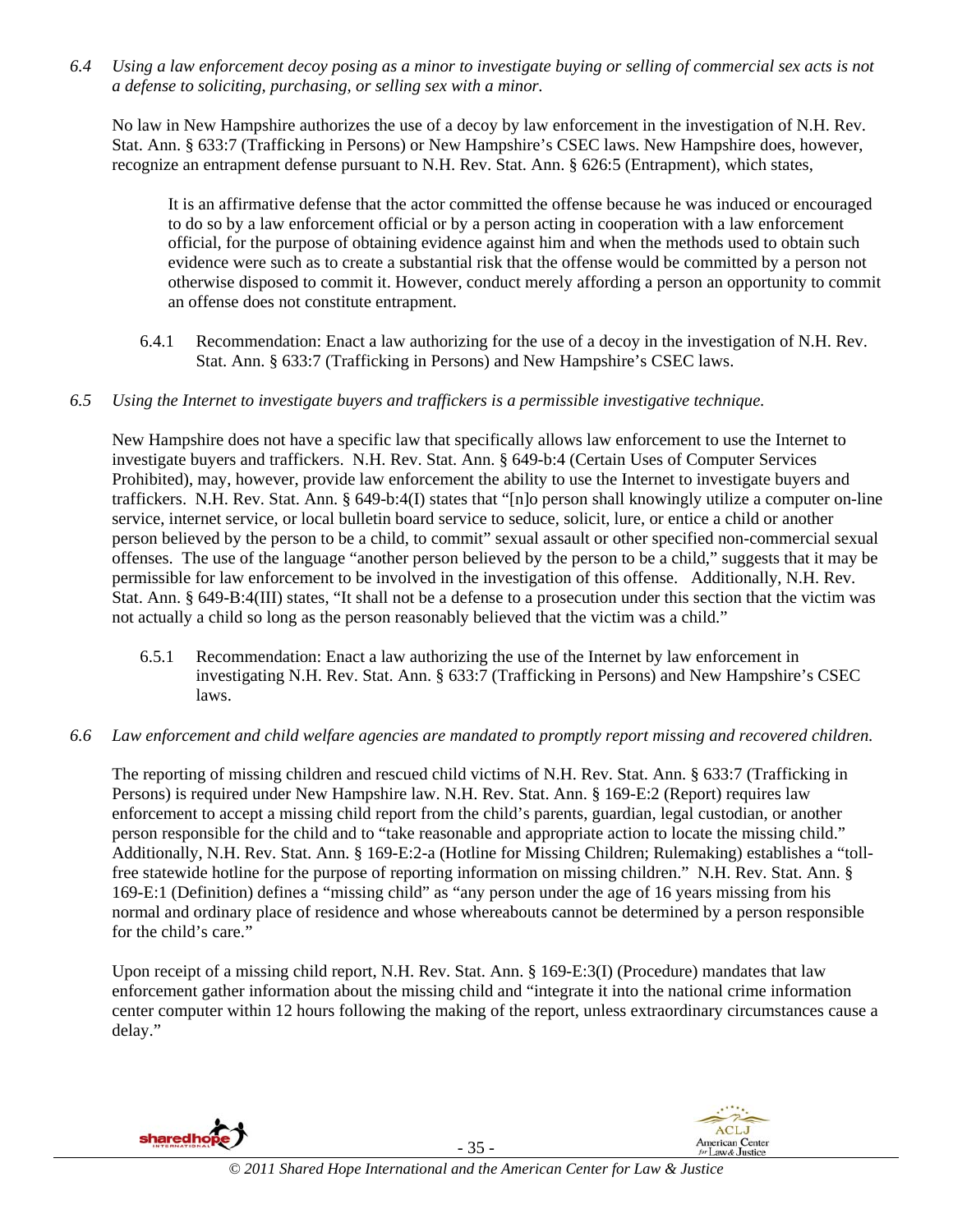*6.4 Using a law enforcement decoy posing as a minor to investigate buying or selling of commercial sex acts is not a defense to soliciting, purchasing, or selling sex with a minor.*

No law in New Hampshire authorizes the use of a decoy by law enforcement in the investigation of N.H. Rev. Stat. Ann. § 633:7 (Trafficking in Persons) or New Hampshire's CSEC laws. New Hampshire does, however, recognize an entrapment defense pursuant to N.H. Rev. Stat. Ann. § 626:5 (Entrapment), which states,

> It is an affirmative defense that the actor committed the offense because he was induced or encouraged to do so by a law enforcement official or by a person acting in cooperation with a law enforcement official, for the purpose of obtaining evidence against him and when the methods used to obtain such evidence were such as to create a substantial risk that the offense would be committed by a person not otherwise disposed to commit it. However, conduct merely affording a person an opportunity to commit an offense does not constitute entrapment.

6.4.1 Recommendation: Enact a law authorizing for the use of a decoy in the investigation of N.H. Rev. Stat. Ann. § 633:7 (Trafficking in Persons) and New Hampshire's CSEC laws.

*6.5 Using the Internet to investigate buyers and traffickers is a permissible investigative technique.*

New Hampshire does not have a specific law that specifically allows law enforcement to use the Internet to investigate buyers and traffickers. N.H. Rev. Stat. Ann. § 649-b:4 (Certain Uses of Computer Services Prohibited), may, however, provide law enforcement the ability to use the Internet to investigate buyers and traffickers. N.H. Rev. Stat. Ann. § 649-b:4(I) states that "[n]o person shall knowingly utilize a computer on-line service, internet service, or local bulletin board service to seduce, solicit, lure, or entice a child or another person believed by the person to be a child, to commit" sexual assault or other specified non-commercial sexual offenses. The use of the language "another person believed by the person to be a child," suggests that it may be permissible for law enforcement to be involved in the investigation of this offense. Additionally, N.H. Rev. Stat. Ann. § 649-B:4(III) states, "It shall not be a defense to a prosecution under this section that the victim was not actually a child so long as the person reasonably believed that the victim was a child."

6.5.1 Recommendation: Enact a law authorizing the use of the Internet by law enforcement in investigating N.H. Rev. Stat. Ann. § 633:7 (Trafficking in Persons) and New Hampshire's CSEC laws.

*6.6 Law enforcement and child welfare agencies are mandated to promptly report missing and recovered children.*

The reporting of missing children and rescued child victims of N.H. Rev. Stat. Ann. § 633:7 (Trafficking in Persons) is required under New Hampshire law. N.H. Rev. Stat. Ann. § 169-E:2 (Report) requires law enforcement to accept a missing child report from the child's parents, guardian, legal custodian, or another person responsible for the child and to "take reasonable and appropriate action to locate the missing child." Additionally, N.H. Rev. Stat. Ann. § 169-E:2-a (Hotline for Missing Children; Rulemaking) establishes a "toll-free statewide hotline for the purpose of reporting information on missing children." N.H. Rev. Stat. Ann. § 169-E:1 (Definition) defines a "missing child" as "any person under the age of 16 years missing from his normal and ordinary place of residence and whose whereabouts cannot be determined by a person responsible for the child's care."

Upon receipt of a missing child report, N.H. Rev. Stat. Ann. § 169-E:3(I) (Procedure) mandates that law enforcement gather information about the missing child and "integrate it into the national crime information center computer within 12 hours following the making of the report, unless extraordinary circumstances cause a delay."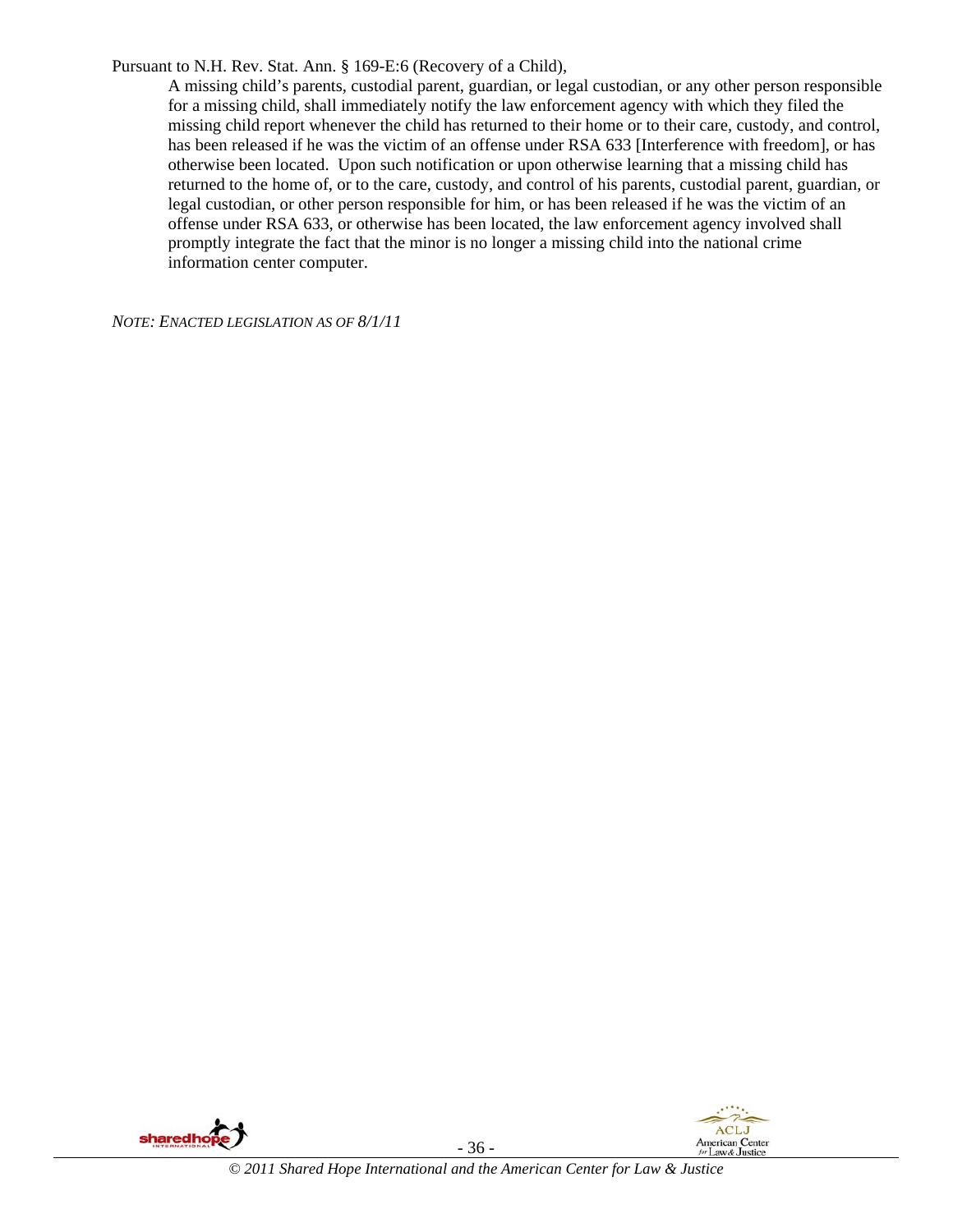Pursuant to N.H. Rev. Stat. Ann. § 169-E:6 (Recovery of a Child),

> A missing child's parents, custodial parent, guardian, or legal custodian, or any other person responsible for a missing child, shall immediately notify the law enforcement agency with which they filed the missing child report whenever the child has returned to their home or to their care, custody, and control, has been released if he was the victim of an offense under RSA 633 [Interference with freedom], or has otherwise been located. Upon such notification or upon otherwise learning that a missing child has returned to the home of, or to the care, custody, and control of his parents, custodial parent, guardian, or legal custodian, or other person responsible for him, or has been released if he was the victim of an offense under RSA 633, or otherwise has been located, the law enforcement agency involved shall promptly integrate the fact that the minor is no longer a missing child into the national crime information center computer.

*NOTE: ENACTED LEGISLATION AS OF 8/1/11*

*© 2011 Shared Hope International and the American Center for Law & Justice*